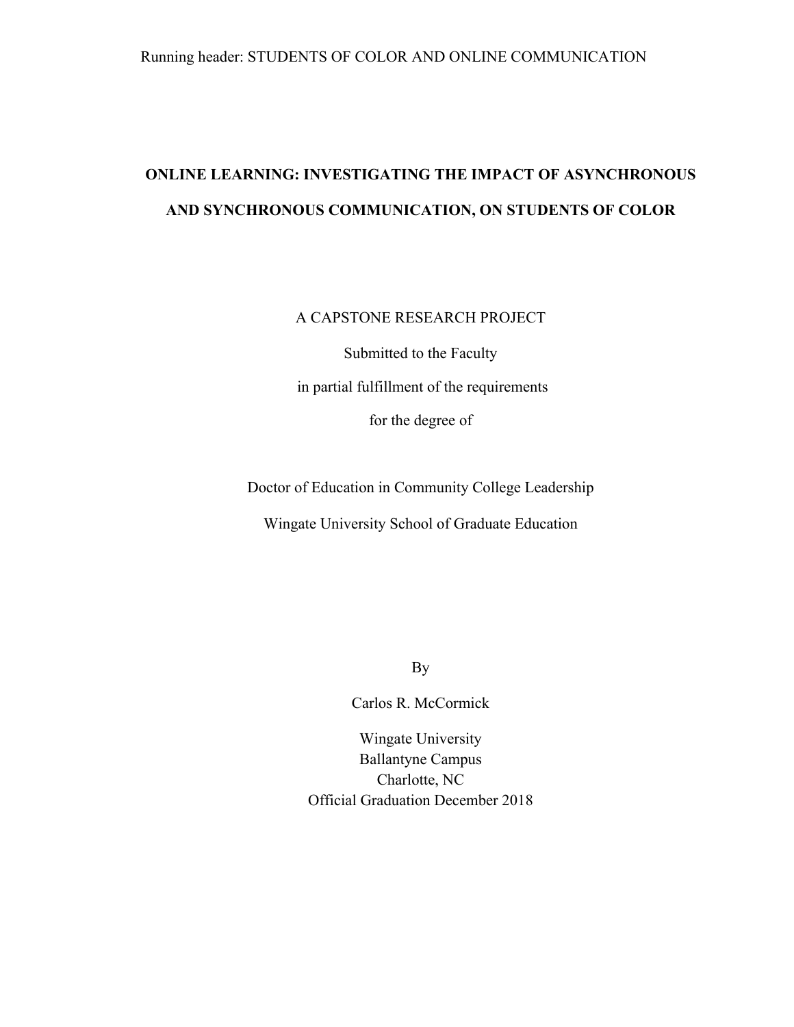# ONLINE LEARNING: INVESTIGATING THE IMPACT OF ASYNCHRONOUS AND SYNCHRONOUS COMMUNICATION, ON STUDENTS OF COLOR

A CAPSTONE RESEARCH PROJECT

Submitted to the Faculty

in partial fulfillment of the requirements

for the degree of

Doctor of Education in Community College Leadership

Wingate University School of Graduate Education

By

Carlos R. McCormick

Wingate University
Ballantyne Campus
Charlotte, NC
Official Graduation December 2018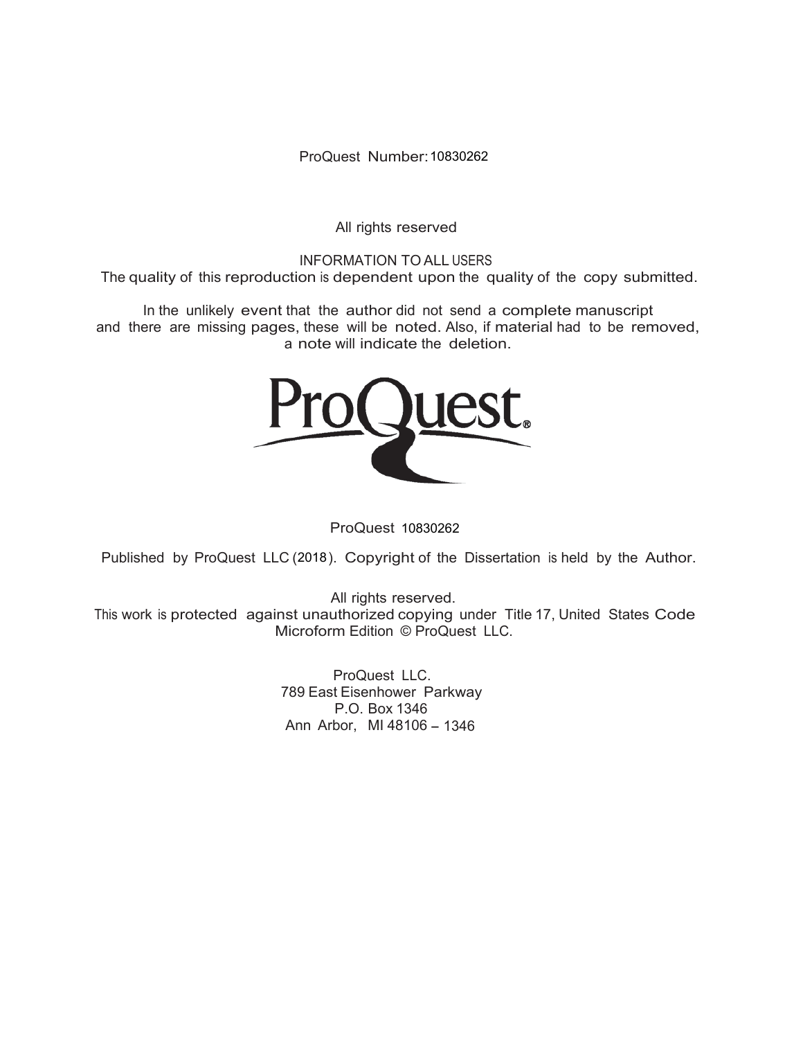ProQuest Number: 10830262

All rights reserved

INFORMATION TO ALL USERS
The quality of this reproduction is dependent upon the quality of the copy submitted.

In the unlikely event that the author did not send a complete manuscript
and there are missing pages, these will be noted. Also, if material had to be removed,
a note will indicate the deletion.

ProQuest 10830262

Published by ProQuest LLC (2018). Copyright of the Dissertation is held by the Author.

All rights reserved.
This work is protected against unauthorized copying under Title 17, United States Code
Microform Edition © ProQuest LLC.

ProQuest LLC.
789 East Eisenhower Parkway
P.O. Box 1346
Ann Arbor, MI 48106 – 1346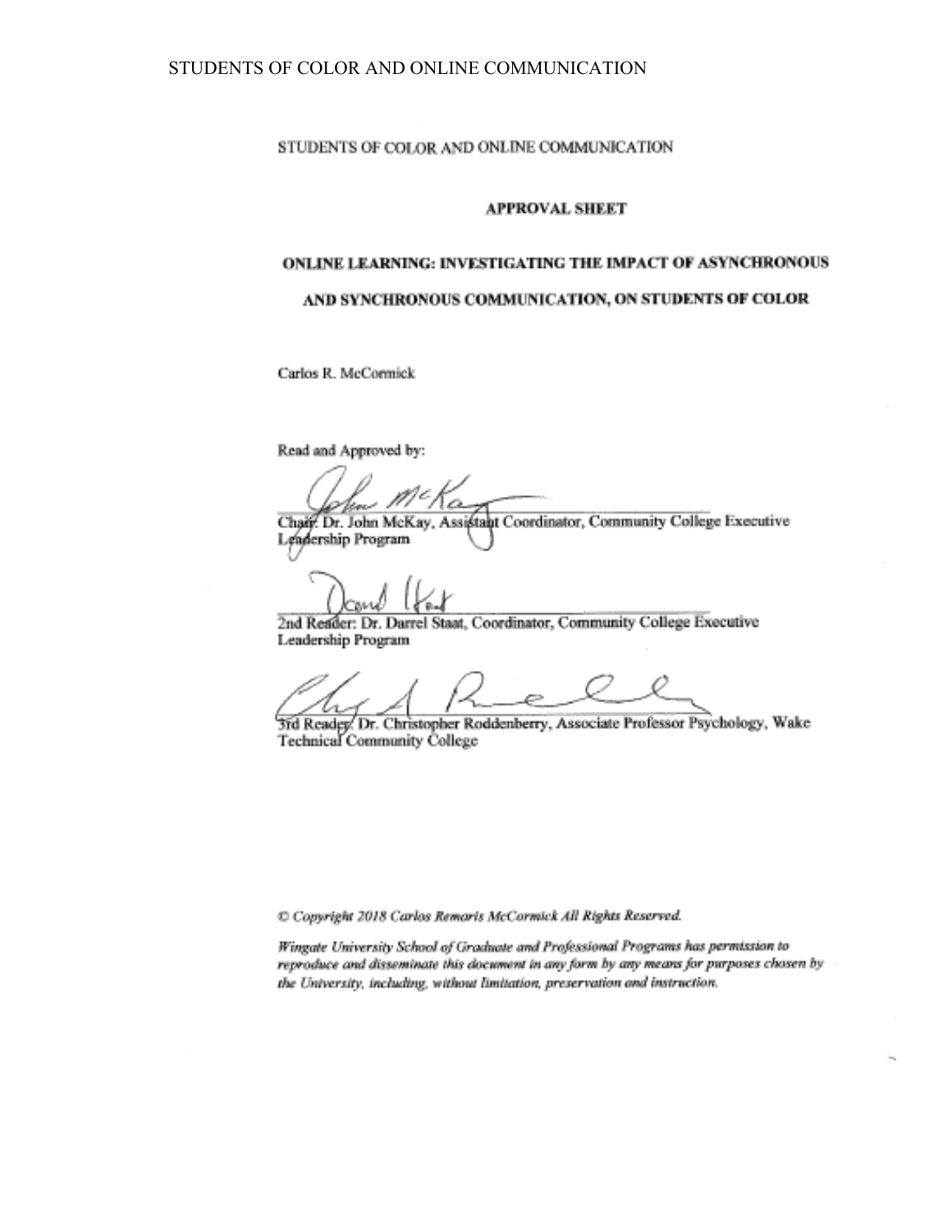STUDENTS OF COLOR AND ONLINE COMMUNICATION

**APPROVAL SHEET**

**ONLINE LEARNING: INVESTIGATING THE IMPACT OF ASYNCHRONOUS AND SYNCHRONOUS COMMUNICATION, ON STUDENTS OF COLOR**

Carlos R. McCormick

Read and Approved by:

Chair: Dr. John McKay, Assistant Coordinator, Community College Executive Leadership Program

2nd Reader: Dr. Darrel Staat, Coordinator, Community College Executive Leadership Program

3rd Reader: Dr. Christopher Roddenberry, Associate Professor Psychology, Wake Technical Community College

*© Copyright 2018 Carlos Remaris McCormick All Rights Reserved.*

*Wingate University School of Graduate and Professional Programs has permission to reproduce and disseminate this document in any form by any means for purposes chosen by the University, including, without limitation, preservation and instruction.*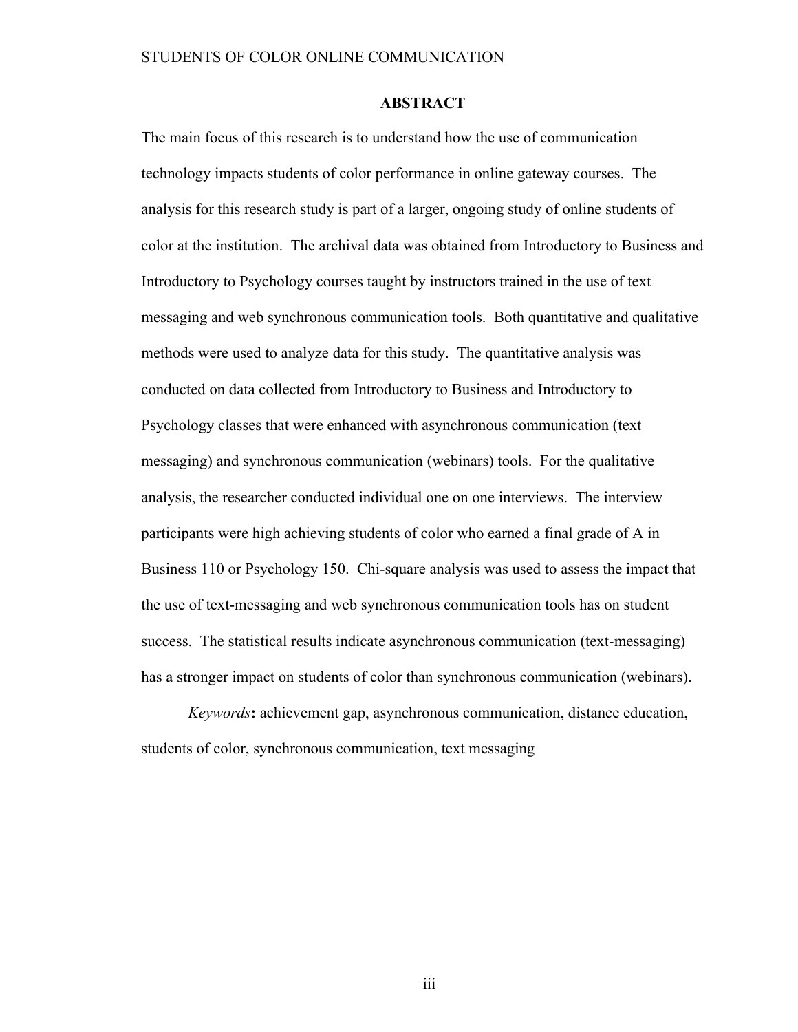## ABSTRACT

The main focus of this research is to understand how the use of communication technology impacts students of color performance in online gateway courses. The analysis for this research study is part of a larger, ongoing study of online students of color at the institution. The archival data was obtained from Introductory to Business and Introductory to Psychology courses taught by instructors trained in the use of text messaging and web synchronous communication tools. Both quantitative and qualitative methods were used to analyze data for this study. The quantitative analysis was conducted on data collected from Introductory to Business and Introductory to Psychology classes that were enhanced with asynchronous communication (text messaging) and synchronous communication (webinars) tools. For the qualitative analysis, the researcher conducted individual one on one interviews. The interview participants were high achieving students of color who earned a final grade of A in Business 110 or Psychology 150. Chi-square analysis was used to assess the impact that the use of text-messaging and web synchronous communication tools has on student success. The statistical results indicate asynchronous communication (text-messaging) has a stronger impact on students of color than synchronous communication (webinars).

*Keywords***:** achievement gap, asynchronous communication, distance education, students of color, synchronous communication, text messaging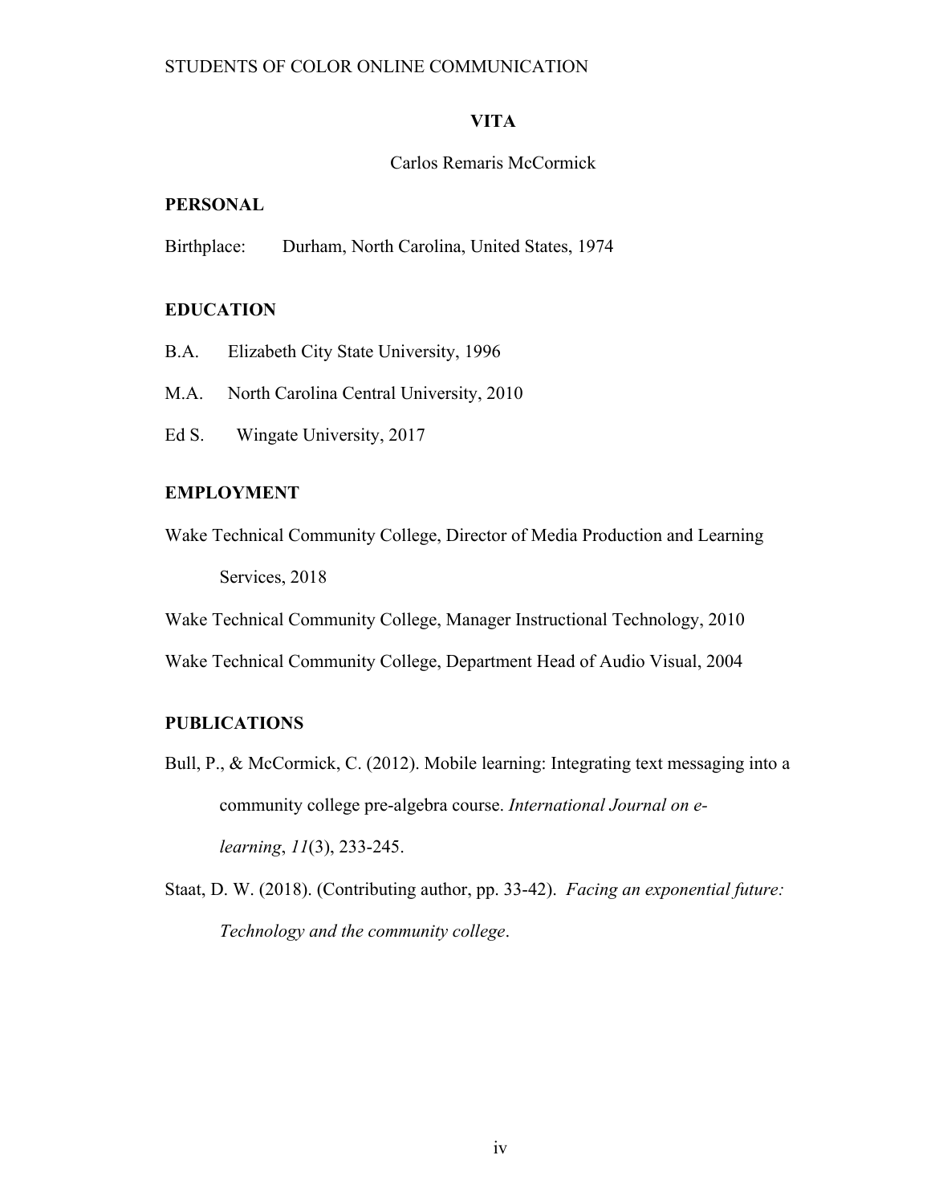# VITA

Carlos Remaris McCormick

## PERSONAL

Birthplace: Durham, North Carolina, United States, 1974

## EDUCATION

B.A. Elizabeth City State University, 1996

M.A. North Carolina Central University, 2010

Ed S. Wingate University, 2017

## EMPLOYMENT

Wake Technical Community College, Director of Media Production and Learning Services, 2018

Wake Technical Community College, Manager Instructional Technology, 2010

Wake Technical Community College, Department Head of Audio Visual, 2004

## PUBLICATIONS

Bull, P., & McCormick, C. (2012). Mobile learning: Integrating text messaging into a community college pre-algebra course. *International Journal on e-learning*, *11*(3), 233-245.

Staat, D. W. (2018). (Contributing author, pp. 33-42). *Facing an exponential future: Technology and the community college*.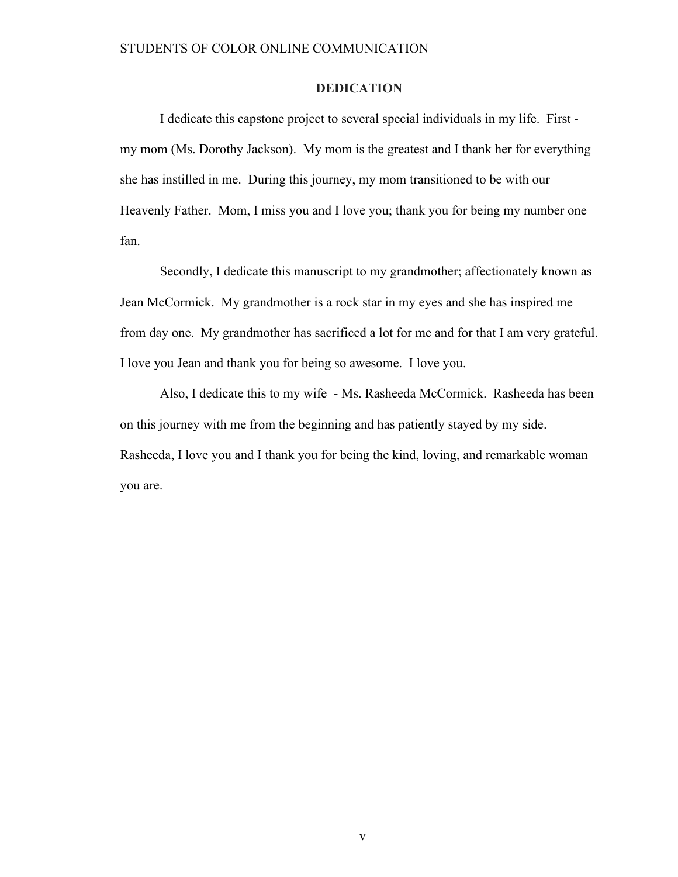## DEDICATION

I dedicate this capstone project to several special individuals in my life. First - my mom (Ms. Dorothy Jackson). My mom is the greatest and I thank her for everything she has instilled in me. During this journey, my mom transitioned to be with our Heavenly Father. Mom, I miss you and I love you; thank you for being my number one fan.

Secondly, I dedicate this manuscript to my grandmother; affectionately known as Jean McCormick. My grandmother is a rock star in my eyes and she has inspired me from day one. My grandmother has sacrificed a lot for me and for that I am very grateful. I love you Jean and thank you for being so awesome. I love you.

Also, I dedicate this to my wife - Ms. Rasheeda McCormick. Rasheeda has been on this journey with me from the beginning and has patiently stayed by my side. Rasheeda, I love you and I thank you for being the kind, loving, and remarkable woman you are.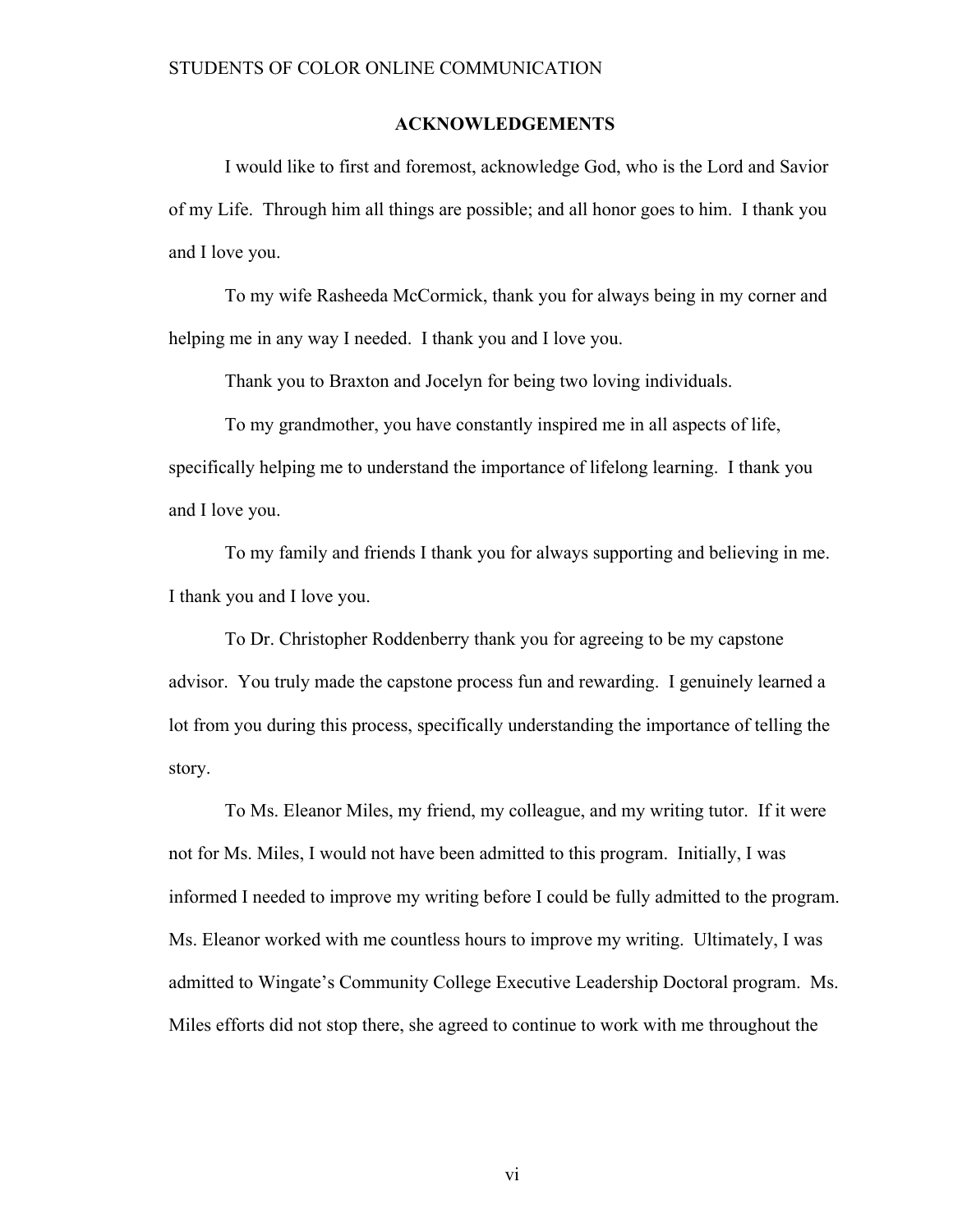## ACKNOWLEDGEMENTS

I would like to first and foremost, acknowledge God, who is the Lord and Savior of my Life. Through him all things are possible; and all honor goes to him. I thank you and I love you.

To my wife Rasheeda McCormick, thank you for always being in my corner and helping me in any way I needed. I thank you and I love you.

Thank you to Braxton and Jocelyn for being two loving individuals.

To my grandmother, you have constantly inspired me in all aspects of life, specifically helping me to understand the importance of lifelong learning. I thank you and I love you.

To my family and friends I thank you for always supporting and believing in me. I thank you and I love you.

To Dr. Christopher Roddenberry thank you for agreeing to be my capstone advisor. You truly made the capstone process fun and rewarding. I genuinely learned a lot from you during this process, specifically understanding the importance of telling the story.

To Ms. Eleanor Miles, my friend, my colleague, and my writing tutor. If it were not for Ms. Miles, I would not have been admitted to this program. Initially, I was informed I needed to improve my writing before I could be fully admitted to the program. Ms. Eleanor worked with me countless hours to improve my writing. Ultimately, I was admitted to Wingate's Community College Executive Leadership Doctoral program. Ms. Miles efforts did not stop there, she agreed to continue to work with me throughout the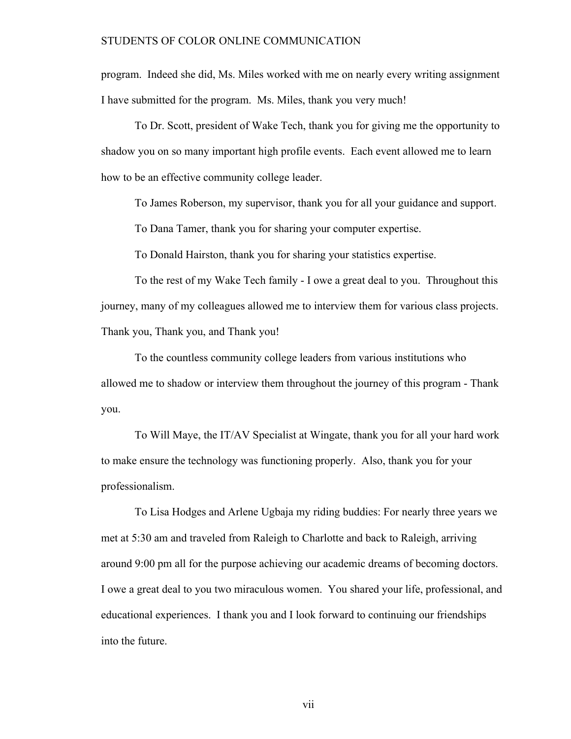program. Indeed she did, Ms. Miles worked with me on nearly every writing assignment I have submitted for the program. Ms. Miles, thank you very much!

To Dr. Scott, president of Wake Tech, thank you for giving me the opportunity to shadow you on so many important high profile events. Each event allowed me to learn how to be an effective community college leader.

To James Roberson, my supervisor, thank you for all your guidance and support.

To Dana Tamer, thank you for sharing your computer expertise.

To Donald Hairston, thank you for sharing your statistics expertise.

To the rest of my Wake Tech family - I owe a great deal to you. Throughout this journey, many of my colleagues allowed me to interview them for various class projects. Thank you, Thank you, and Thank you!

To the countless community college leaders from various institutions who allowed me to shadow or interview them throughout the journey of this program - Thank you.

To Will Maye, the IT/AV Specialist at Wingate, thank you for all your hard work to make ensure the technology was functioning properly. Also, thank you for your professionalism.

To Lisa Hodges and Arlene Ugbaja my riding buddies: For nearly three years we met at 5:30 am and traveled from Raleigh to Charlotte and back to Raleigh, arriving around 9:00 pm all for the purpose achieving our academic dreams of becoming doctors. I owe a great deal to you two miraculous women. You shared your life, professional, and educational experiences. I thank you and I look forward to continuing our friendships into the future.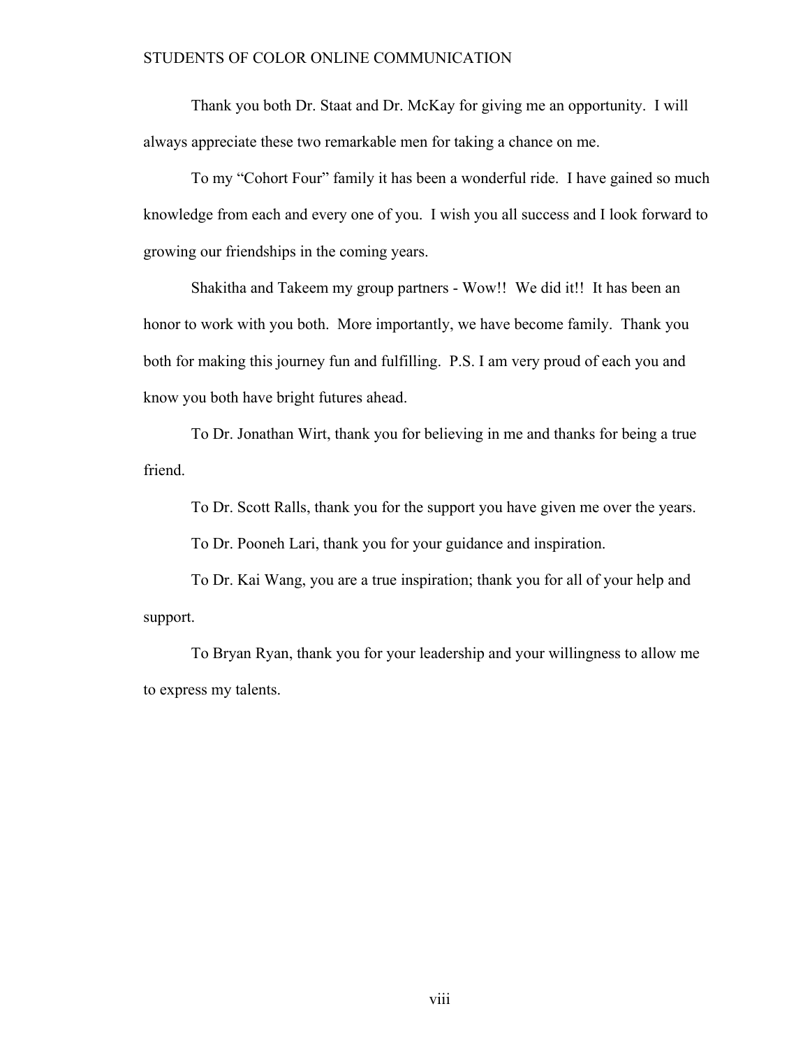Thank you both Dr. Staat and Dr. McKay for giving me an opportunity. I will always appreciate these two remarkable men for taking a chance on me.

To my "Cohort Four" family it has been a wonderful ride. I have gained so much knowledge from each and every one of you. I wish you all success and I look forward to growing our friendships in the coming years.

Shakitha and Takeem my group partners - Wow!! We did it!! It has been an honor to work with you both. More importantly, we have become family. Thank you both for making this journey fun and fulfilling. P.S. I am very proud of each you and know you both have bright futures ahead.

To Dr. Jonathan Wirt, thank you for believing in me and thanks for being a true friend.

To Dr. Scott Ralls, thank you for the support you have given me over the years.

To Dr. Pooneh Lari, thank you for your guidance and inspiration.

To Dr. Kai Wang, you are a true inspiration; thank you for all of your help and support.

To Bryan Ryan, thank you for your leadership and your willingness to allow me to express my talents.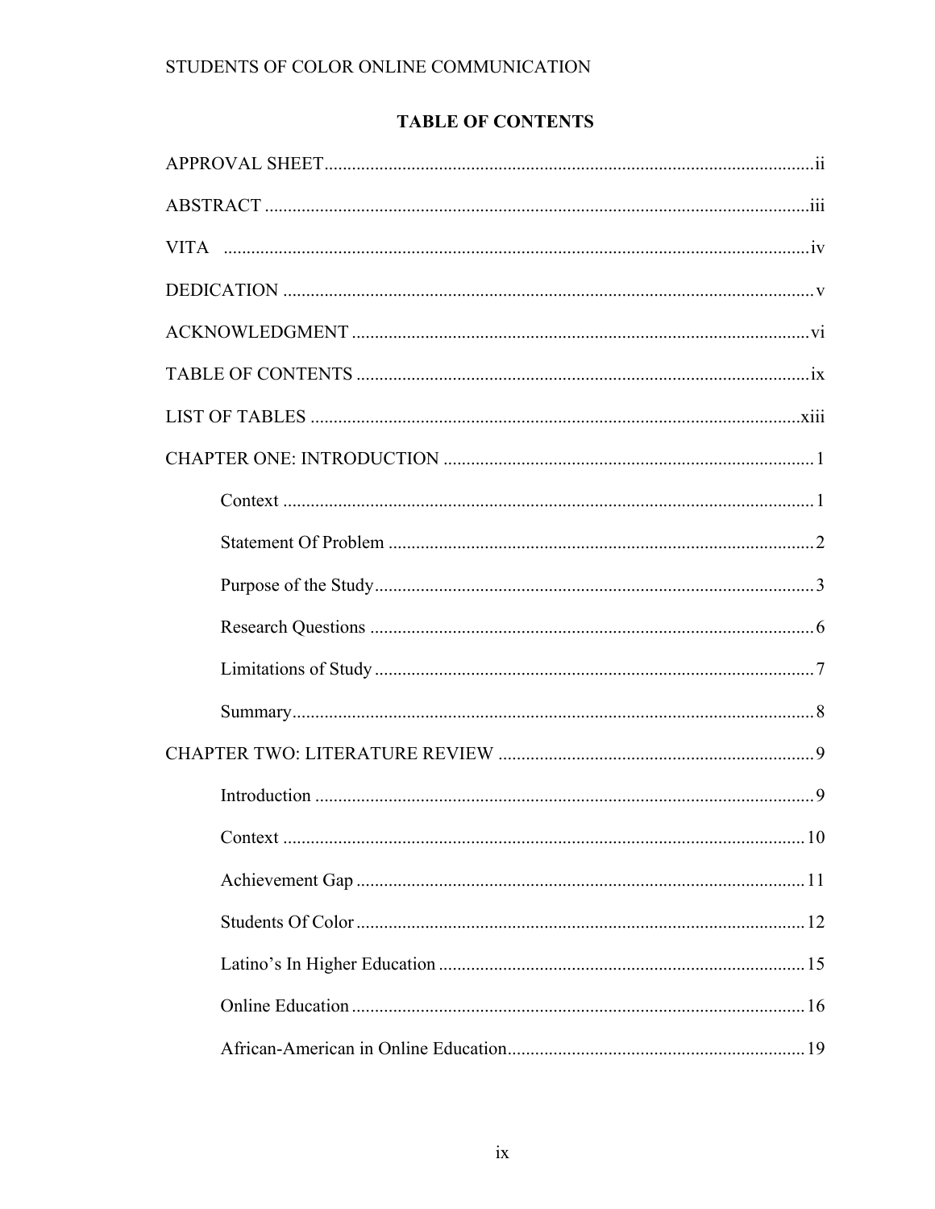## TABLE OF CONTENTS

APPROVAL SHEET .......... ii

ABSTRACT .......... iii

VITA .......... iv

DEDICATION .......... v

ACKNOWLEDGMENT .......... vi

TABLE OF CONTENTS .......... ix

LIST OF TABLES .......... xiii

CHAPTER ONE: INTRODUCTION .......... 1

- Context .......... 1
- Statement Of Problem .......... 2
- Purpose of the Study .......... 3
- Research Questions .......... 6
- Limitations of Study .......... 7
- Summary .......... 8

CHAPTER TWO: LITERATURE REVIEW .......... 9

- Introduction .......... 9
- Context .......... 10
- Achievement Gap .......... 11
- Students Of Color .......... 12
- Latino's In Higher Education .......... 15
- Online Education .......... 16
- African-American in Online Education .......... 19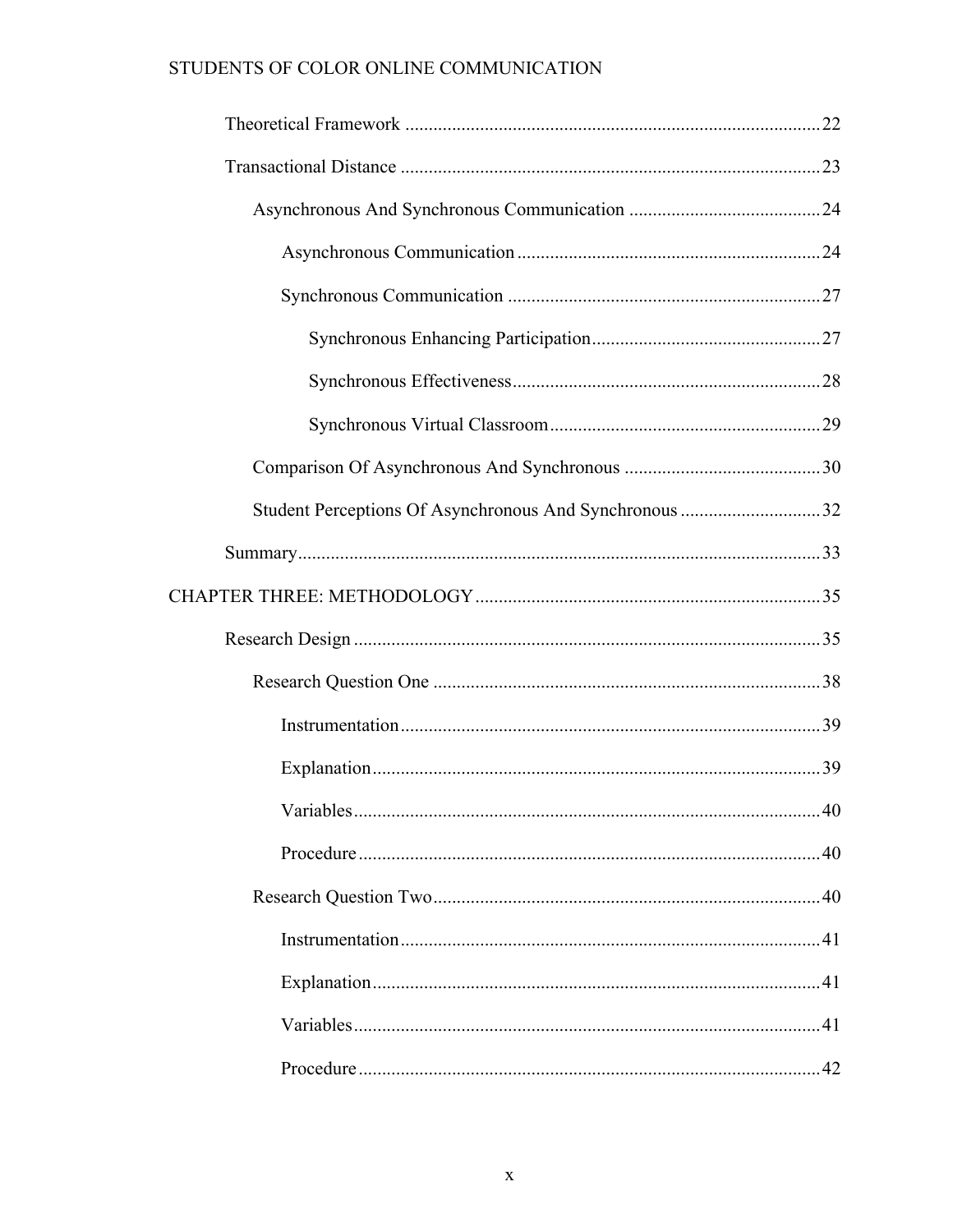Theoretical Framework ........................................................................................ 22

Transactional Distance ......................................................................................... 23

Asynchronous And Synchronous Communication ......................................... 24

Asynchronous Communication ................................................................. 24

Synchronous Communication .................................................................. 27

Synchronous Enhancing Participation ................................................ 27

Synchronous Effectiveness ................................................................. 28

Synchronous Virtual Classroom .......................................................... 29

Comparison Of Asynchronous And Synchronous .......................................... 30

Student Perceptions Of Asynchronous And Synchronous .............................. 32

Summary .............................................................................................................. 33

CHAPTER THREE: METHODOLOGY .......................................................................... 35

Research Design .................................................................................................... 35

Research Question One .................................................................................. 38

Instrumentation ......................................................................................... 39

Explanation ............................................................................................... 39

Variables ................................................................................................... 40

Procedure .................................................................................................. 40

Research Question Two .................................................................................. 40

Instrumentation ......................................................................................... 41

Explanation ............................................................................................... 41

Variables ................................................................................................... 41

Procedure .................................................................................................. 42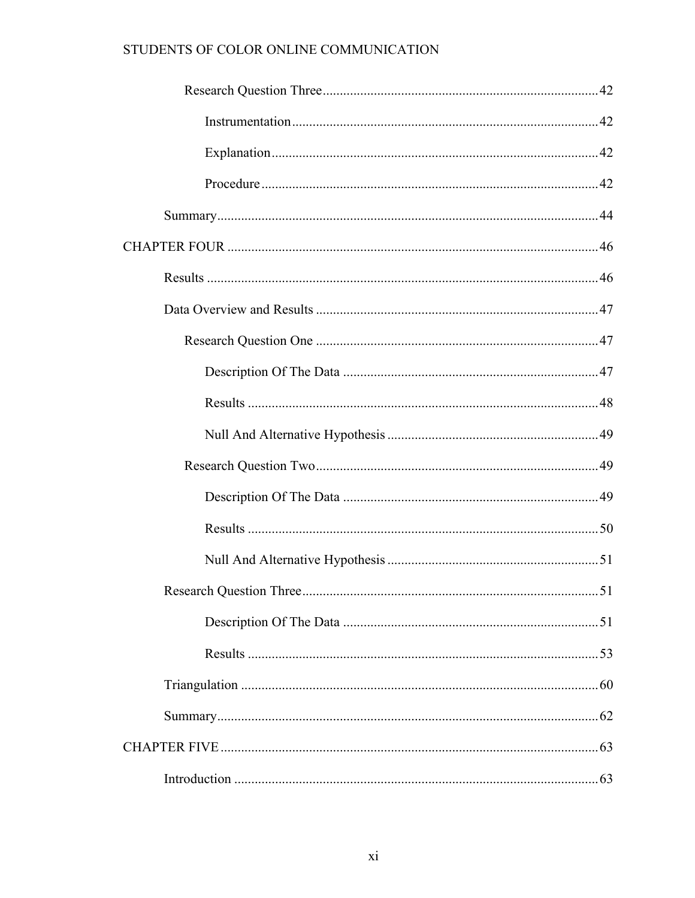Research Question Three ........................................................................ 42

Instrumentation ......................................................................... 42

Explanation ............................................................................... 42

Procedure .................................................................................. 42

Summary ........................................................................................... 44

CHAPTER FOUR ........................................................................................ 46

Results .............................................................................................. 46

Data Overview and Results ............................................................... 47

Research Question One ..................................................................... 47

Description Of The Data ............................................................ 47

Results ....................................................................................... 48

Null And Alternative Hypothesis ............................................... 49

Research Question Two ..................................................................... 49

Description Of The Data ............................................................ 49

Results ....................................................................................... 50

Null And Alternative Hypothesis ............................................... 51

Research Question Three ........................................................................ 51

Description Of The Data ............................................................ 51

Results ....................................................................................... 53

Triangulation ..................................................................................... 60

Summary ........................................................................................... 62

CHAPTER FIVE ......................................................................................... 63

Introduction ....................................................................................... 63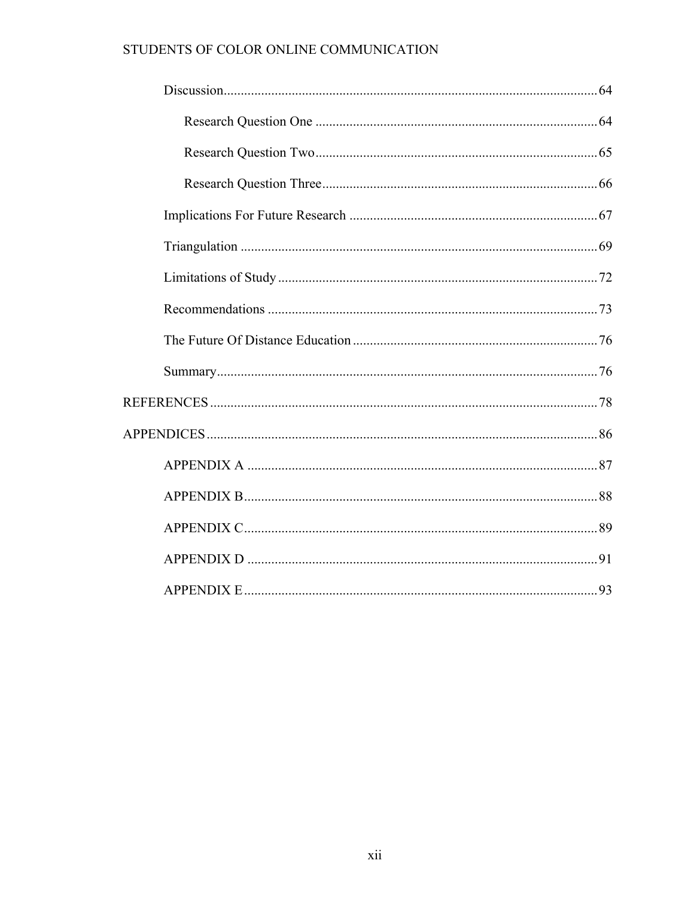Discussion ..... 64

Research Question One ..... 64

Research Question Two ..... 65

Research Question Three ..... 66

Implications For Future Research ..... 67

Triangulation ..... 69

Limitations of Study ..... 72

Recommendations ..... 73

The Future Of Distance Education ..... 76

Summary ..... 76

REFERENCES ..... 78

APPENDICES ..... 86

APPENDIX A ..... 87

APPENDIX B ..... 88

APPENDIX C ..... 89

APPENDIX D ..... 91

APPENDIX E ..... 93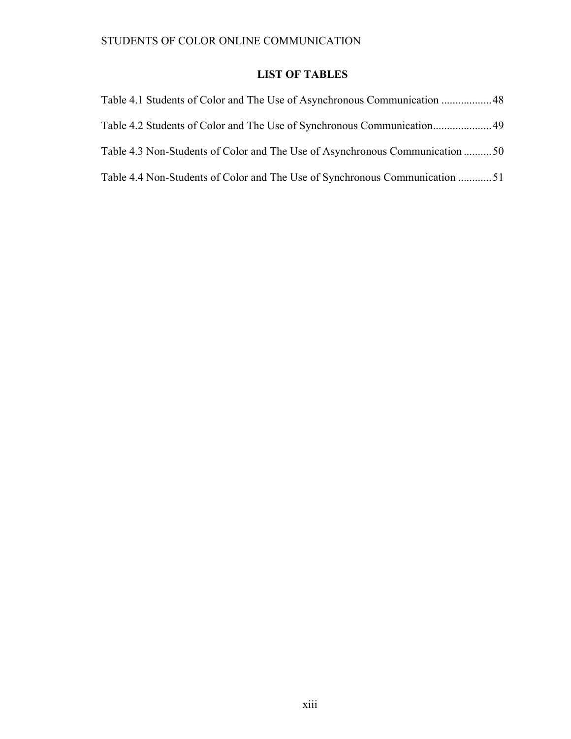# LIST OF TABLES

Table 4.1 Students of Color and The Use of Asynchronous Communication .................48

Table 4.2 Students of Color and The Use of Synchronous Communication.....................49

Table 4.3 Non-Students of Color and The Use of Asynchronous Communication ..........50

Table 4.4 Non-Students of Color and The Use of Synchronous Communication ............51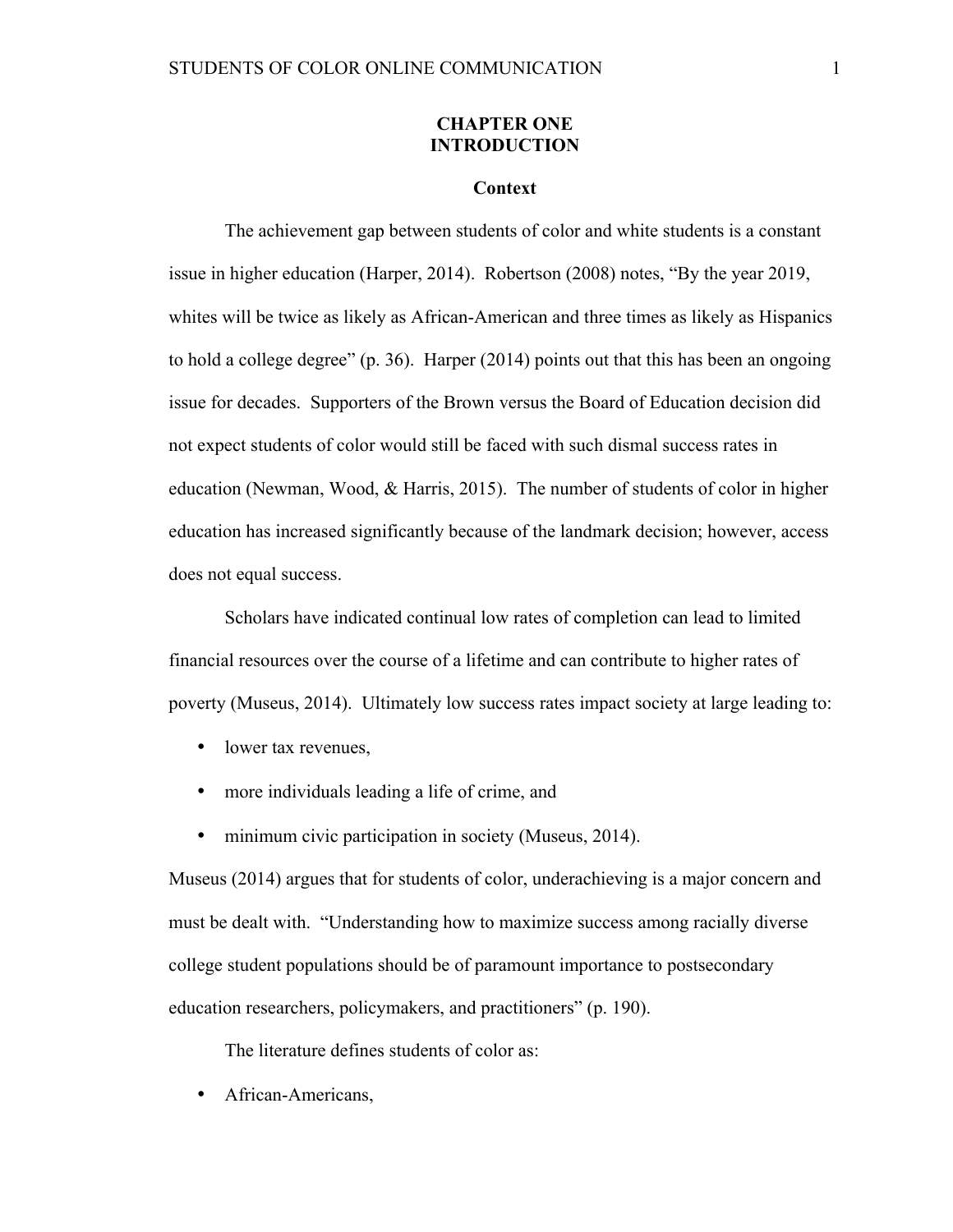# CHAPTER ONE
# INTRODUCTION

## Context

The achievement gap between students of color and white students is a constant issue in higher education (Harper, 2014). Robertson (2008) notes, "By the year 2019, whites will be twice as likely as African-American and three times as likely as Hispanics to hold a college degree" (p. 36). Harper (2014) points out that this has been an ongoing issue for decades. Supporters of the Brown versus the Board of Education decision did not expect students of color would still be faced with such dismal success rates in education (Newman, Wood, & Harris, 2015). The number of students of color in higher education has increased significantly because of the landmark decision; however, access does not equal success.

Scholars have indicated continual low rates of completion can lead to limited financial resources over the course of a lifetime and can contribute to higher rates of poverty (Museus, 2014). Ultimately low success rates impact society at large leading to:

- lower tax revenues,
- more individuals leading a life of crime, and
- minimum civic participation in society (Museus, 2014).

Museus (2014) argues that for students of color, underachieving is a major concern and must be dealt with. "Understanding how to maximize success among racially diverse college student populations should be of paramount importance to postsecondary education researchers, policymakers, and practitioners" (p. 190).

The literature defines students of color as:

- African-Americans,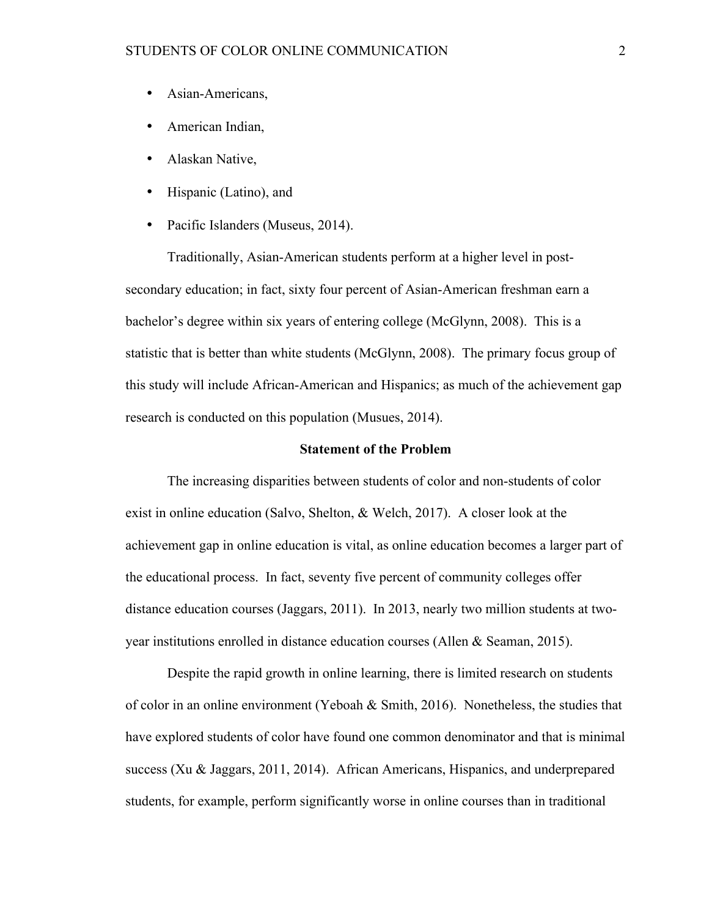- Asian-Americans,
- American Indian,
- Alaskan Native,
- Hispanic (Latino), and
- Pacific Islanders (Museus, 2014).

Traditionally, Asian-American students perform at a higher level in post-secondary education; in fact, sixty four percent of Asian-American freshman earn a bachelor's degree within six years of entering college (McGlynn, 2008). This is a statistic that is better than white students (McGlynn, 2008). The primary focus group of this study will include African-American and Hispanics; as much of the achievement gap research is conducted on this population (Musues, 2014).

## Statement of the Problem

The increasing disparities between students of color and non-students of color exist in online education (Salvo, Shelton, & Welch, 2017). A closer look at the achievement gap in online education is vital, as online education becomes a larger part of the educational process. In fact, seventy five percent of community colleges offer distance education courses (Jaggars, 2011). In 2013, nearly two million students at two-year institutions enrolled in distance education courses (Allen & Seaman, 2015).

Despite the rapid growth in online learning, there is limited research on students of color in an online environment (Yeboah & Smith, 2016). Nonetheless, the studies that have explored students of color have found one common denominator and that is minimal success (Xu & Jaggars, 2011, 2014). African Americans, Hispanics, and underprepared students, for example, perform significantly worse in online courses than in traditional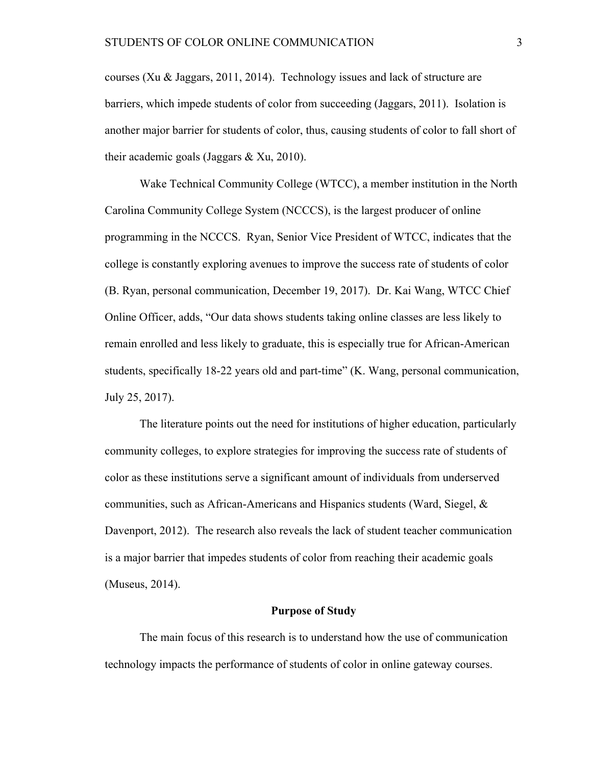courses (Xu & Jaggars, 2011, 2014). Technology issues and lack of structure are barriers, which impede students of color from succeeding (Jaggars, 2011). Isolation is another major barrier for students of color, thus, causing students of color to fall short of their academic goals (Jaggars & Xu, 2010).

Wake Technical Community College (WTCC), a member institution in the North Carolina Community College System (NCCCS), is the largest producer of online programming in the NCCCS. Ryan, Senior Vice President of WTCC, indicates that the college is constantly exploring avenues to improve the success rate of students of color (B. Ryan, personal communication, December 19, 2017). Dr. Kai Wang, WTCC Chief Online Officer, adds, "Our data shows students taking online classes are less likely to remain enrolled and less likely to graduate, this is especially true for African-American students, specifically 18-22 years old and part-time" (K. Wang, personal communication, July 25, 2017).

The literature points out the need for institutions of higher education, particularly community colleges, to explore strategies for improving the success rate of students of color as these institutions serve a significant amount of individuals from underserved communities, such as African-Americans and Hispanics students (Ward, Siegel, & Davenport, 2012). The research also reveals the lack of student teacher communication is a major barrier that impedes students of color from reaching their academic goals (Museus, 2014).

## Purpose of Study

The main focus of this research is to understand how the use of communication technology impacts the performance of students of color in online gateway courses.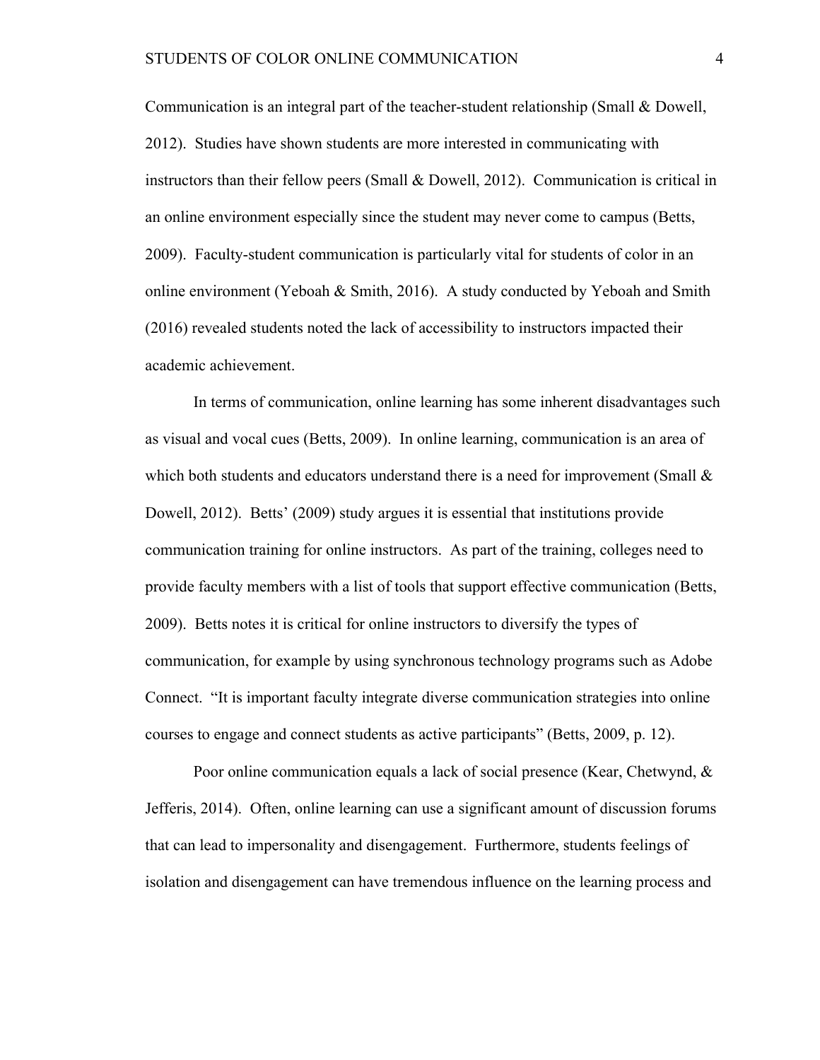Communication is an integral part of the teacher-student relationship (Small & Dowell, 2012). Studies have shown students are more interested in communicating with instructors than their fellow peers (Small & Dowell, 2012). Communication is critical in an online environment especially since the student may never come to campus (Betts, 2009). Faculty-student communication is particularly vital for students of color in an online environment (Yeboah & Smith, 2016). A study conducted by Yeboah and Smith (2016) revealed students noted the lack of accessibility to instructors impacted their academic achievement.

In terms of communication, online learning has some inherent disadvantages such as visual and vocal cues (Betts, 2009). In online learning, communication is an area of which both students and educators understand there is a need for improvement (Small & Dowell, 2012). Betts' (2009) study argues it is essential that institutions provide communication training for online instructors. As part of the training, colleges need to provide faculty members with a list of tools that support effective communication (Betts, 2009). Betts notes it is critical for online instructors to diversify the types of communication, for example by using synchronous technology programs such as Adobe Connect. "It is important faculty integrate diverse communication strategies into online courses to engage and connect students as active participants" (Betts, 2009, p. 12).

Poor online communication equals a lack of social presence (Kear, Chetwynd, & Jefferis, 2014). Often, online learning can use a significant amount of discussion forums that can lead to impersonality and disengagement. Furthermore, students feelings of isolation and disengagement can have tremendous influence on the learning process and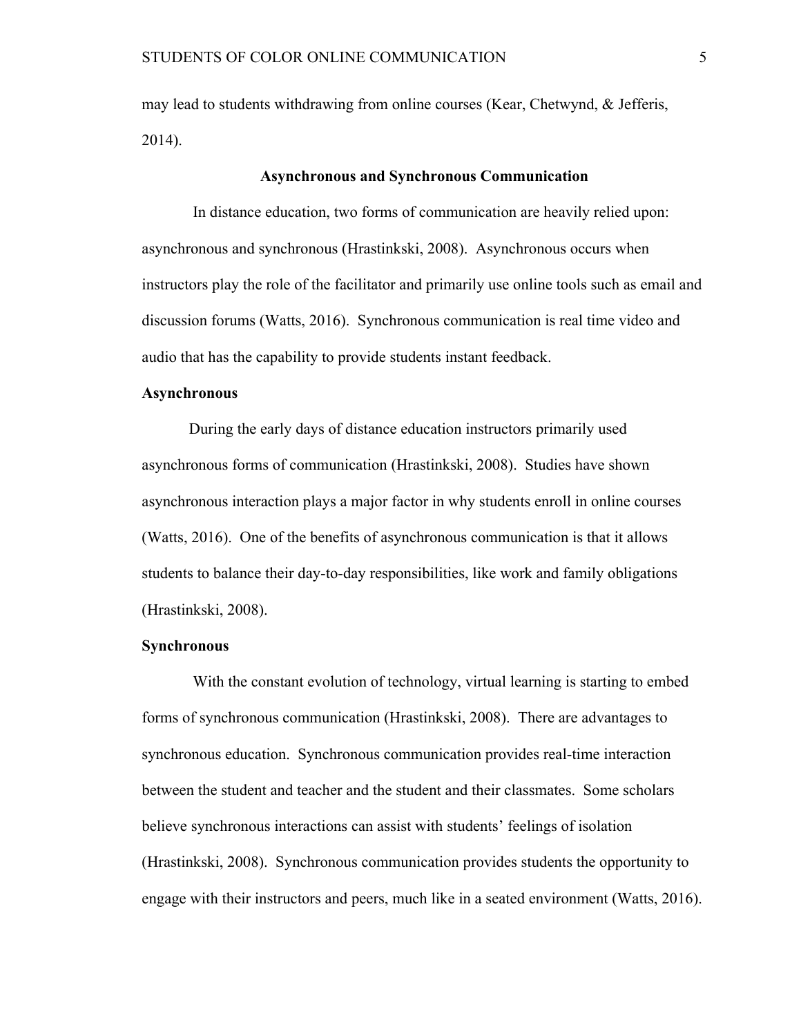may lead to students withdrawing from online courses (Kear, Chetwynd, & Jefferis, 2014).

## Asynchronous and Synchronous Communication

In distance education, two forms of communication are heavily relied upon: asynchronous and synchronous (Hrastinkski, 2008). Asynchronous occurs when instructors play the role of the facilitator and primarily use online tools such as email and discussion forums (Watts, 2016). Synchronous communication is real time video and audio that has the capability to provide students instant feedback.

### Asynchronous

During the early days of distance education instructors primarily used asynchronous forms of communication (Hrastinkski, 2008). Studies have shown asynchronous interaction plays a major factor in why students enroll in online courses (Watts, 2016). One of the benefits of asynchronous communication is that it allows students to balance their day-to-day responsibilities, like work and family obligations (Hrastinkski, 2008).

### Synchronous

With the constant evolution of technology, virtual learning is starting to embed forms of synchronous communication (Hrastinkski, 2008). There are advantages to synchronous education. Synchronous communication provides real-time interaction between the student and teacher and the student and their classmates. Some scholars believe synchronous interactions can assist with students' feelings of isolation (Hrastinkski, 2008). Synchronous communication provides students the opportunity to engage with their instructors and peers, much like in a seated environment (Watts, 2016).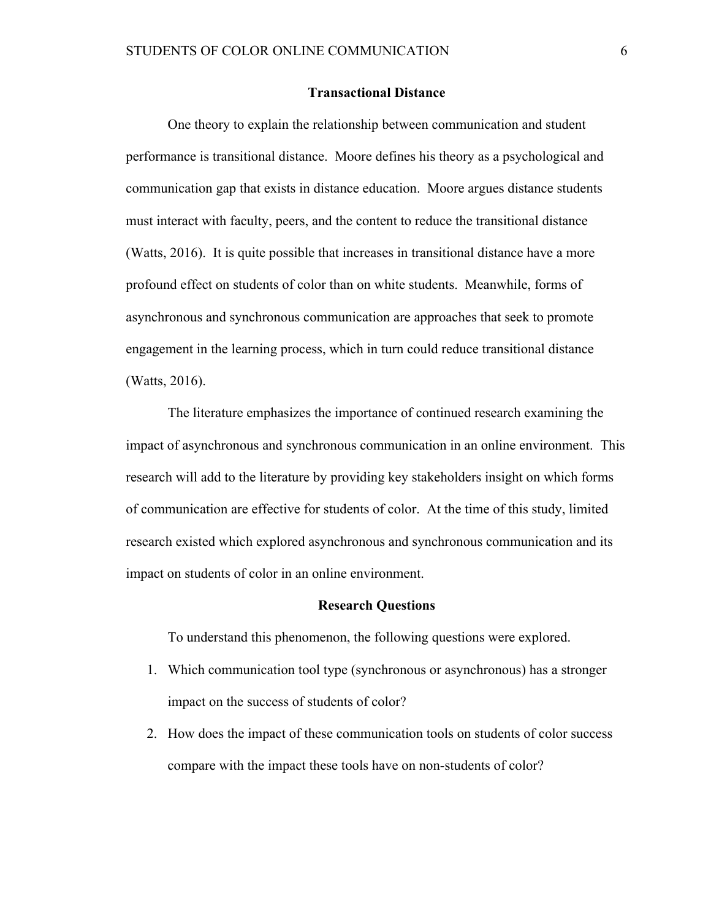## Transactional Distance

One theory to explain the relationship between communication and student performance is transitional distance. Moore defines his theory as a psychological and communication gap that exists in distance education. Moore argues distance students must interact with faculty, peers, and the content to reduce the transitional distance (Watts, 2016). It is quite possible that increases in transitional distance have a more profound effect on students of color than on white students. Meanwhile, forms of asynchronous and synchronous communication are approaches that seek to promote engagement in the learning process, which in turn could reduce transitional distance (Watts, 2016).

The literature emphasizes the importance of continued research examining the impact of asynchronous and synchronous communication in an online environment. This research will add to the literature by providing key stakeholders insight on which forms of communication are effective for students of color. At the time of this study, limited research existed which explored asynchronous and synchronous communication and its impact on students of color in an online environment.

## Research Questions

To understand this phenomenon, the following questions were explored.

1. Which communication tool type (synchronous or asynchronous) has a stronger impact on the success of students of color?
2. How does the impact of these communication tools on students of color success compare with the impact these tools have on non-students of color?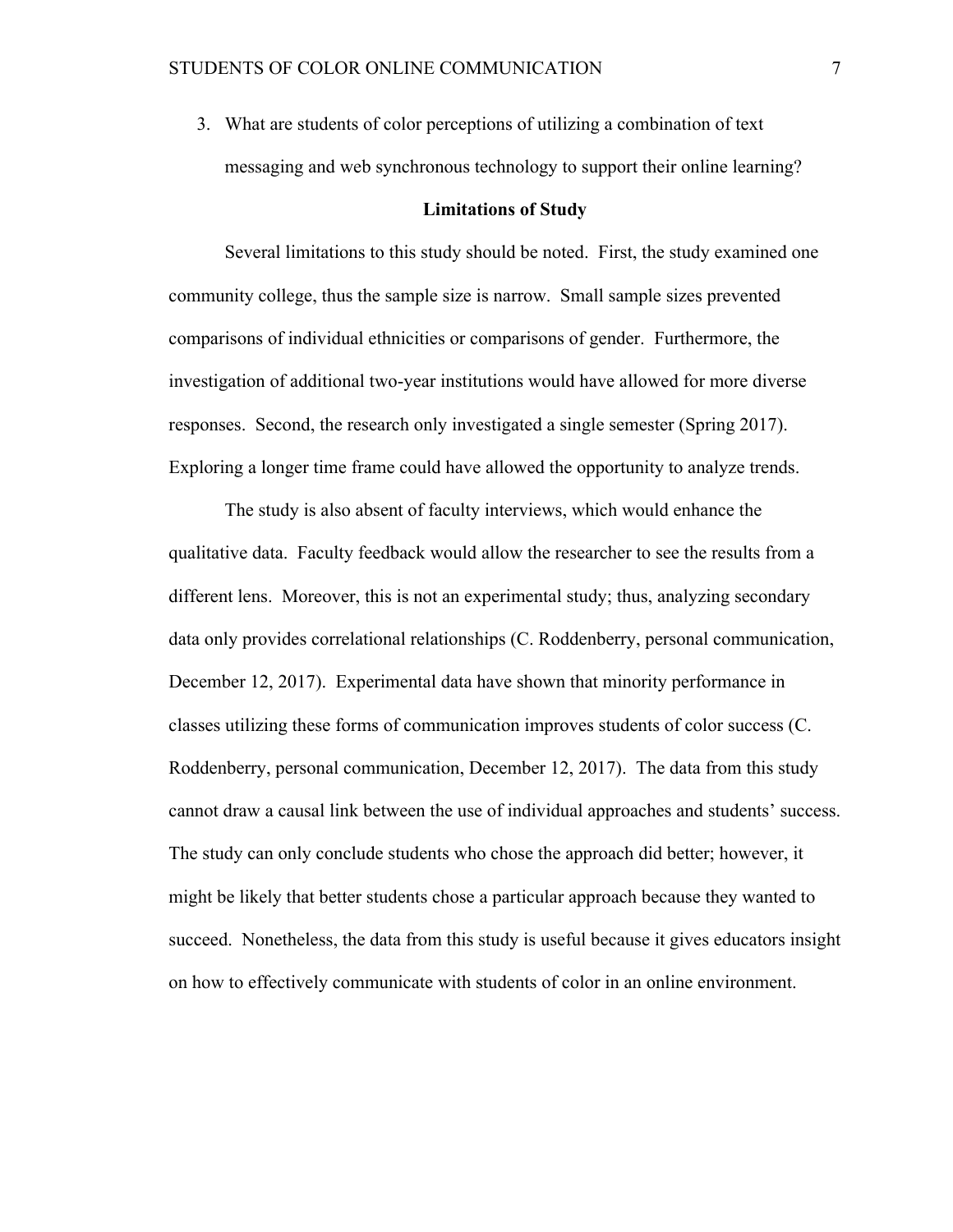3. What are students of color perceptions of utilizing a combination of text messaging and web synchronous technology to support their online learning?

## Limitations of Study

Several limitations to this study should be noted. First, the study examined one community college, thus the sample size is narrow. Small sample sizes prevented comparisons of individual ethnicities or comparisons of gender. Furthermore, the investigation of additional two-year institutions would have allowed for more diverse responses. Second, the research only investigated a single semester (Spring 2017). Exploring a longer time frame could have allowed the opportunity to analyze trends.

The study is also absent of faculty interviews, which would enhance the qualitative data. Faculty feedback would allow the researcher to see the results from a different lens. Moreover, this is not an experimental study; thus, analyzing secondary data only provides correlational relationships (C. Roddenberry, personal communication, December 12, 2017). Experimental data have shown that minority performance in classes utilizing these forms of communication improves students of color success (C. Roddenberry, personal communication, December 12, 2017). The data from this study cannot draw a causal link between the use of individual approaches and students' success. The study can only conclude students who chose the approach did better; however, it might be likely that better students chose a particular approach because they wanted to succeed. Nonetheless, the data from this study is useful because it gives educators insight on how to effectively communicate with students of color in an online environment.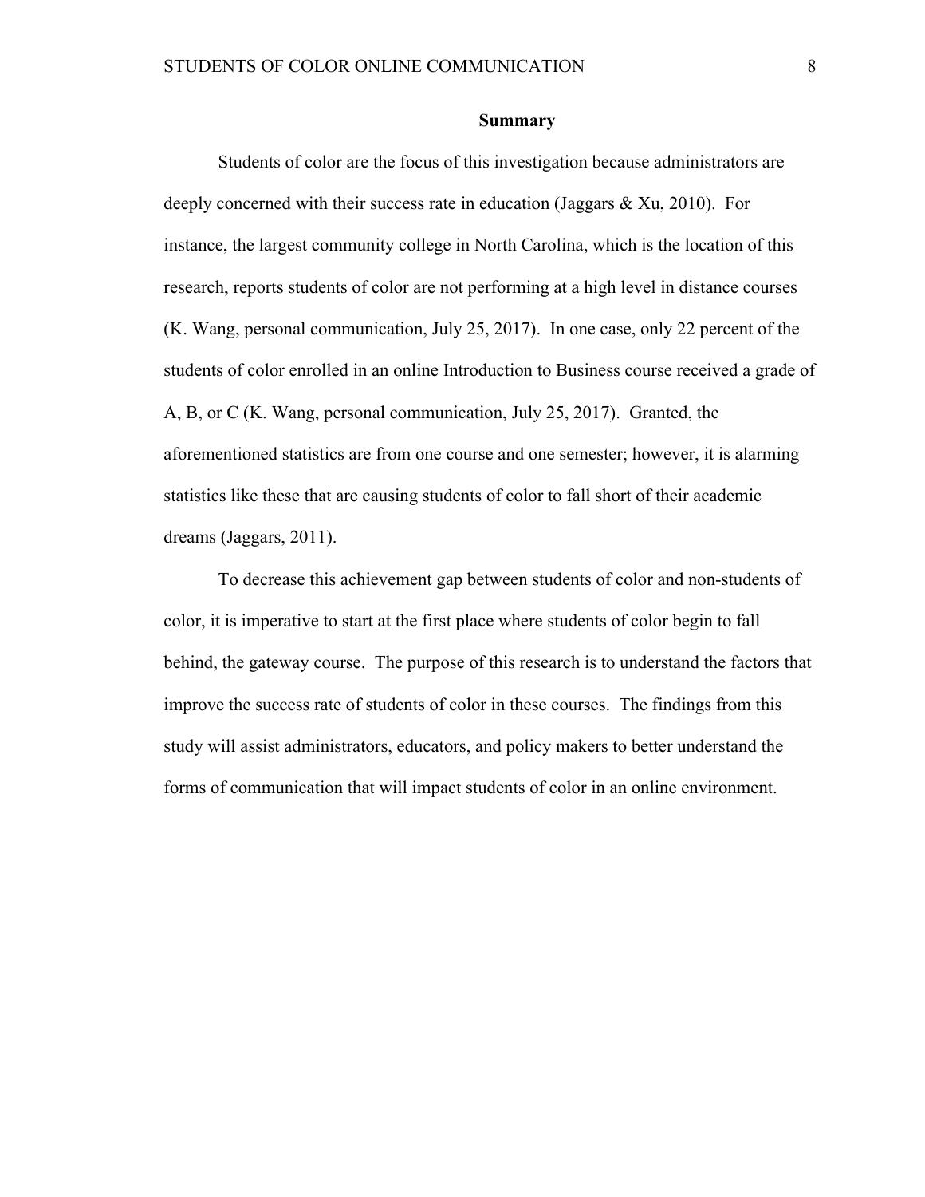## Summary

Students of color are the focus of this investigation because administrators are deeply concerned with their success rate in education (Jaggars & Xu, 2010). For instance, the largest community college in North Carolina, which is the location of this research, reports students of color are not performing at a high level in distance courses (K. Wang, personal communication, July 25, 2017). In one case, only 22 percent of the students of color enrolled in an online Introduction to Business course received a grade of A, B, or C (K. Wang, personal communication, July 25, 2017). Granted, the aforementioned statistics are from one course and one semester; however, it is alarming statistics like these that are causing students of color to fall short of their academic dreams (Jaggars, 2011).

To decrease this achievement gap between students of color and non-students of color, it is imperative to start at the first place where students of color begin to fall behind, the gateway course. The purpose of this research is to understand the factors that improve the success rate of students of color in these courses. The findings from this study will assist administrators, educators, and policy makers to better understand the forms of communication that will impact students of color in an online environment.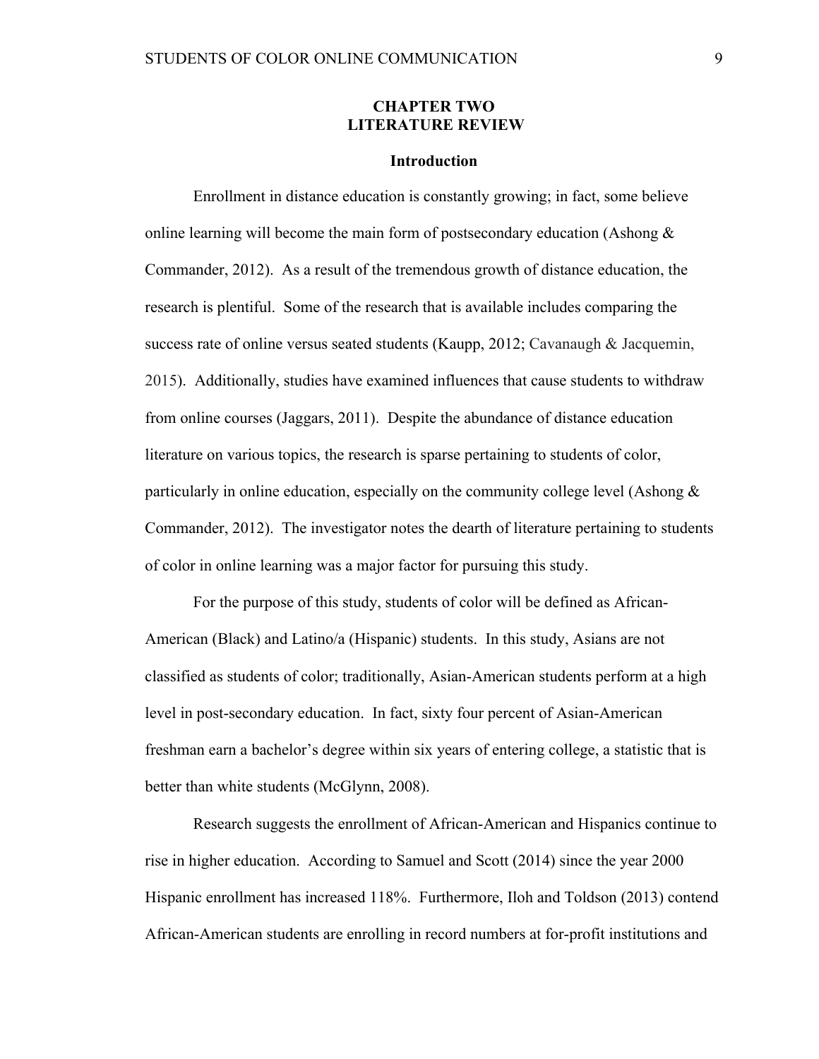# CHAPTER TWO
# LITERATURE REVIEW

## Introduction

Enrollment in distance education is constantly growing; in fact, some believe online learning will become the main form of postsecondary education (Ashong & Commander, 2012). As a result of the tremendous growth of distance education, the research is plentiful. Some of the research that is available includes comparing the success rate of online versus seated students (Kaupp, 2012; Cavanaugh & Jacquemin, 2015). Additionally, studies have examined influences that cause students to withdraw from online courses (Jaggars, 2011). Despite the abundance of distance education literature on various topics, the research is sparse pertaining to students of color, particularly in online education, especially on the community college level (Ashong & Commander, 2012). The investigator notes the dearth of literature pertaining to students of color in online learning was a major factor for pursuing this study.

For the purpose of this study, students of color will be defined as African-American (Black) and Latino/a (Hispanic) students. In this study, Asians are not classified as students of color; traditionally, Asian-American students perform at a high level in post-secondary education. In fact, sixty four percent of Asian-American freshman earn a bachelor's degree within six years of entering college, a statistic that is better than white students (McGlynn, 2008).

Research suggests the enrollment of African-American and Hispanics continue to rise in higher education. According to Samuel and Scott (2014) since the year 2000 Hispanic enrollment has increased 118%. Furthermore, Iloh and Toldson (2013) contend African-American students are enrolling in record numbers at for-profit institutions and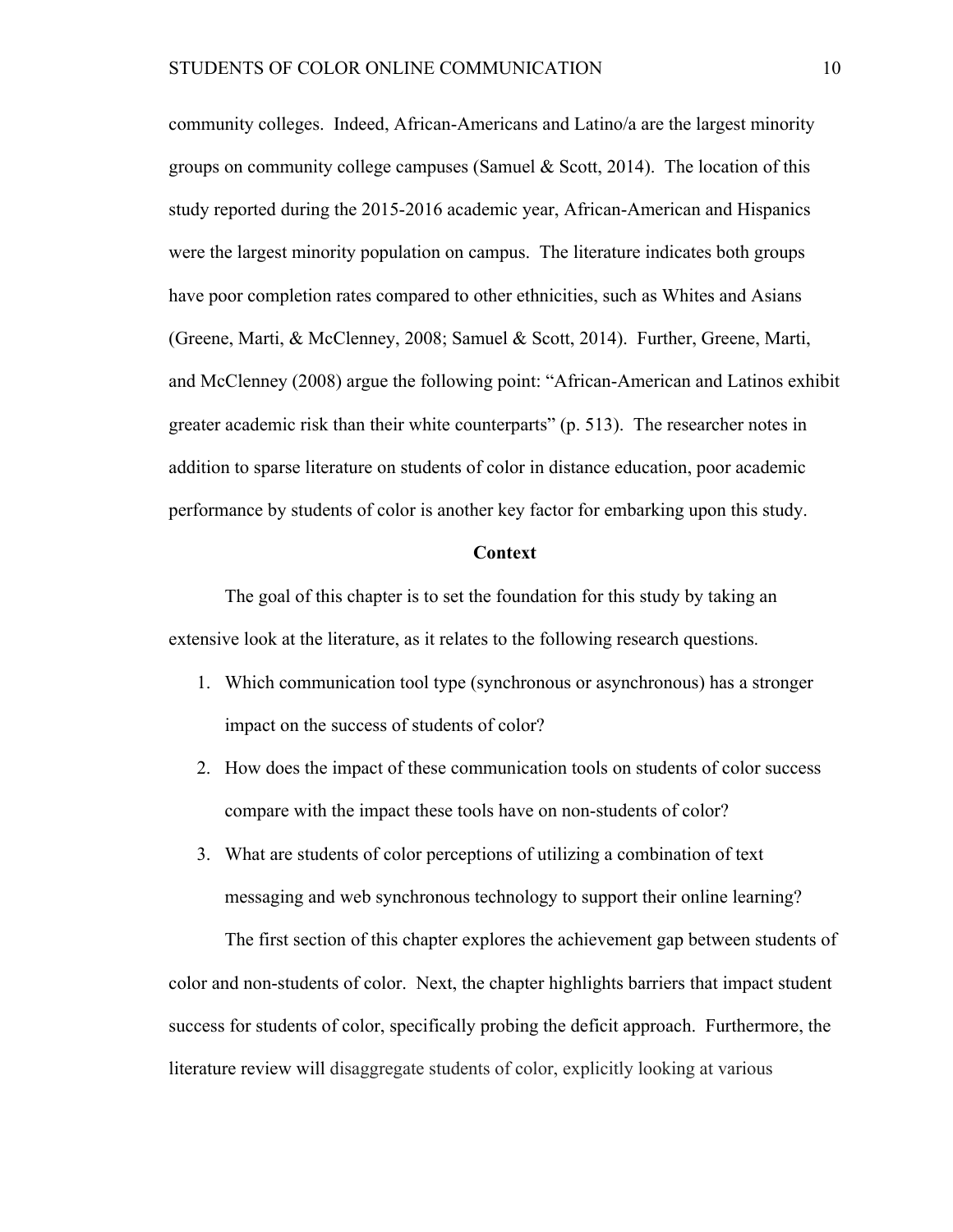community colleges. Indeed, African-Americans and Latino/a are the largest minority groups on community college campuses (Samuel & Scott, 2014). The location of this study reported during the 2015-2016 academic year, African-American and Hispanics were the largest minority population on campus. The literature indicates both groups have poor completion rates compared to other ethnicities, such as Whites and Asians (Greene, Marti, & McClenney, 2008; Samuel & Scott, 2014). Further, Greene, Marti, and McClenney (2008) argue the following point: "African-American and Latinos exhibit greater academic risk than their white counterparts" (p. 513). The researcher notes in addition to sparse literature on students of color in distance education, poor academic performance by students of color is another key factor for embarking upon this study.

## Context

The goal of this chapter is to set the foundation for this study by taking an extensive look at the literature, as it relates to the following research questions.

1. Which communication tool type (synchronous or asynchronous) has a stronger impact on the success of students of color?
2. How does the impact of these communication tools on students of color success compare with the impact these tools have on non-students of color?
3. What are students of color perceptions of utilizing a combination of text messaging and web synchronous technology to support their online learning?

The first section of this chapter explores the achievement gap between students of color and non-students of color. Next, the chapter highlights barriers that impact student success for students of color, specifically probing the deficit approach. Furthermore, the literature review will disaggregate students of color, explicitly looking at various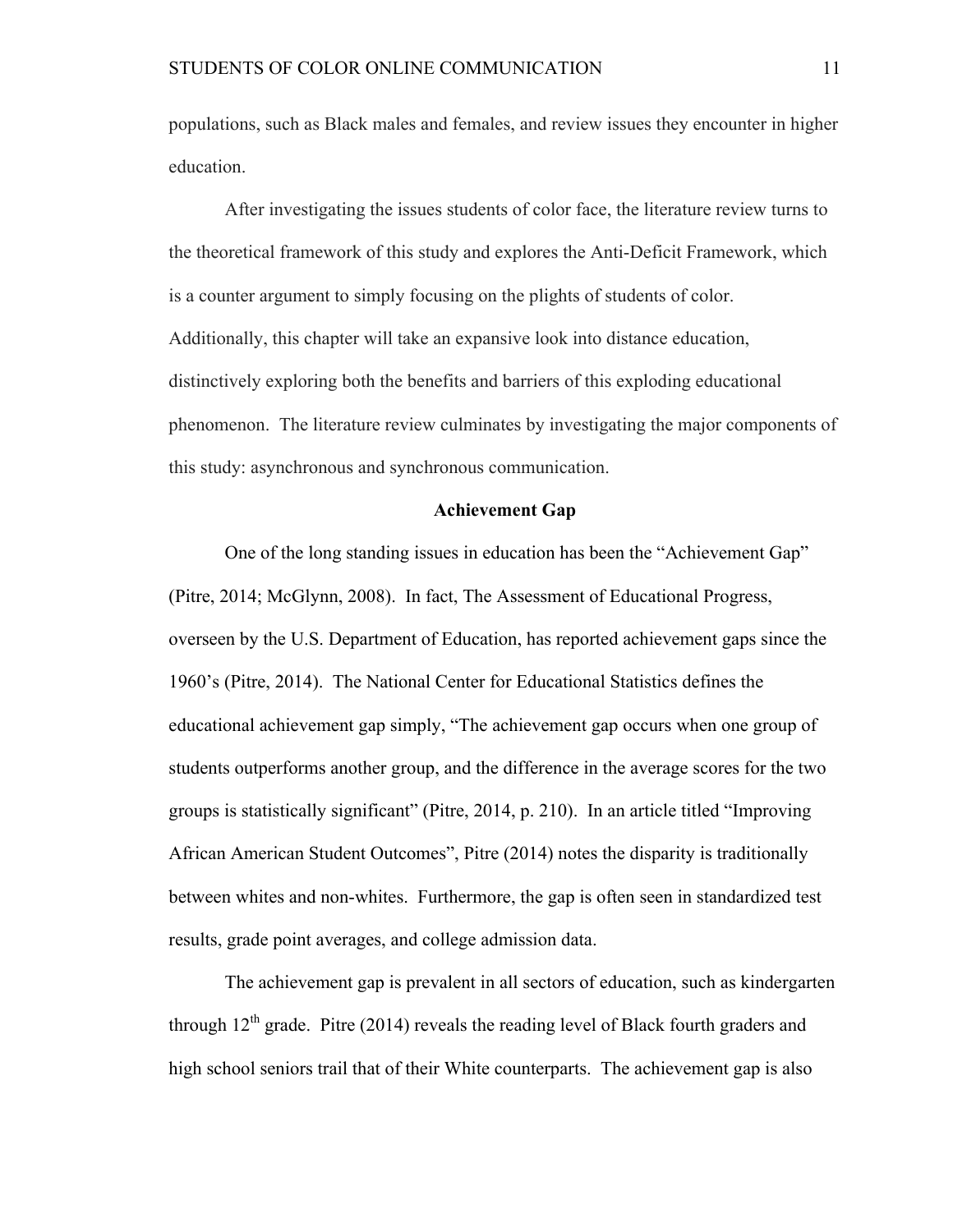populations, such as Black males and females, and review issues they encounter in higher education.

After investigating the issues students of color face, the literature review turns to the theoretical framework of this study and explores the Anti-Deficit Framework, which is a counter argument to simply focusing on the plights of students of color. Additionally, this chapter will take an expansive look into distance education, distinctively exploring both the benefits and barriers of this exploding educational phenomenon. The literature review culminates by investigating the major components of this study: asynchronous and synchronous communication.

## Achievement Gap

One of the long standing issues in education has been the "Achievement Gap" (Pitre, 2014; McGlynn, 2008). In fact, The Assessment of Educational Progress, overseen by the U.S. Department of Education, has reported achievement gaps since the 1960's (Pitre, 2014). The National Center for Educational Statistics defines the educational achievement gap simply, "The achievement gap occurs when one group of students outperforms another group, and the difference in the average scores for the two groups is statistically significant" (Pitre, 2014, p. 210). In an article titled "Improving African American Student Outcomes", Pitre (2014) notes the disparity is traditionally between whites and non-whites. Furthermore, the gap is often seen in standardized test results, grade point averages, and college admission data.

The achievement gap is prevalent in all sectors of education, such as kindergarten through 12th grade. Pitre (2014) reveals the reading level of Black fourth graders and high school seniors trail that of their White counterparts. The achievement gap is also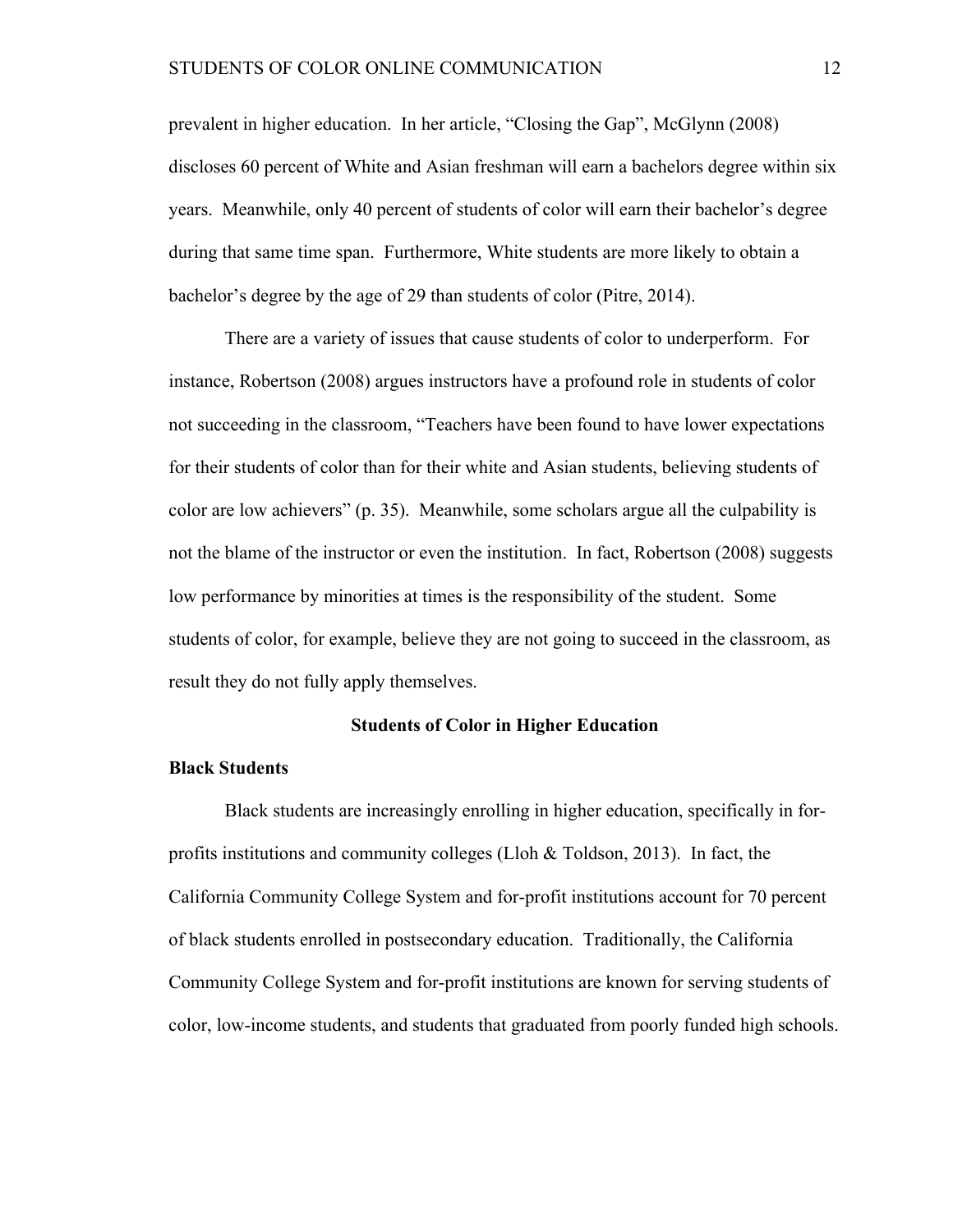prevalent in higher education. In her article, "Closing the Gap", McGlynn (2008) discloses 60 percent of White and Asian freshman will earn a bachelors degree within six years. Meanwhile, only 40 percent of students of color will earn their bachelor's degree during that same time span. Furthermore, White students are more likely to obtain a bachelor's degree by the age of 29 than students of color (Pitre, 2014).

There are a variety of issues that cause students of color to underperform. For instance, Robertson (2008) argues instructors have a profound role in students of color not succeeding in the classroom, "Teachers have been found to have lower expectations for their students of color than for their white and Asian students, believing students of color are low achievers" (p. 35). Meanwhile, some scholars argue all the culpability is not the blame of the instructor or even the institution. In fact, Robertson (2008) suggests low performance by minorities at times is the responsibility of the student. Some students of color, for example, believe they are not going to succeed in the classroom, as result they do not fully apply themselves.

## Students of Color in Higher Education

### Black Students

Black students are increasingly enrolling in higher education, specifically in for-profits institutions and community colleges (Lloh & Toldson, 2013). In fact, the California Community College System and for-profit institutions account for 70 percent of black students enrolled in postsecondary education. Traditionally, the California Community College System and for-profit institutions are known for serving students of color, low-income students, and students that graduated from poorly funded high schools.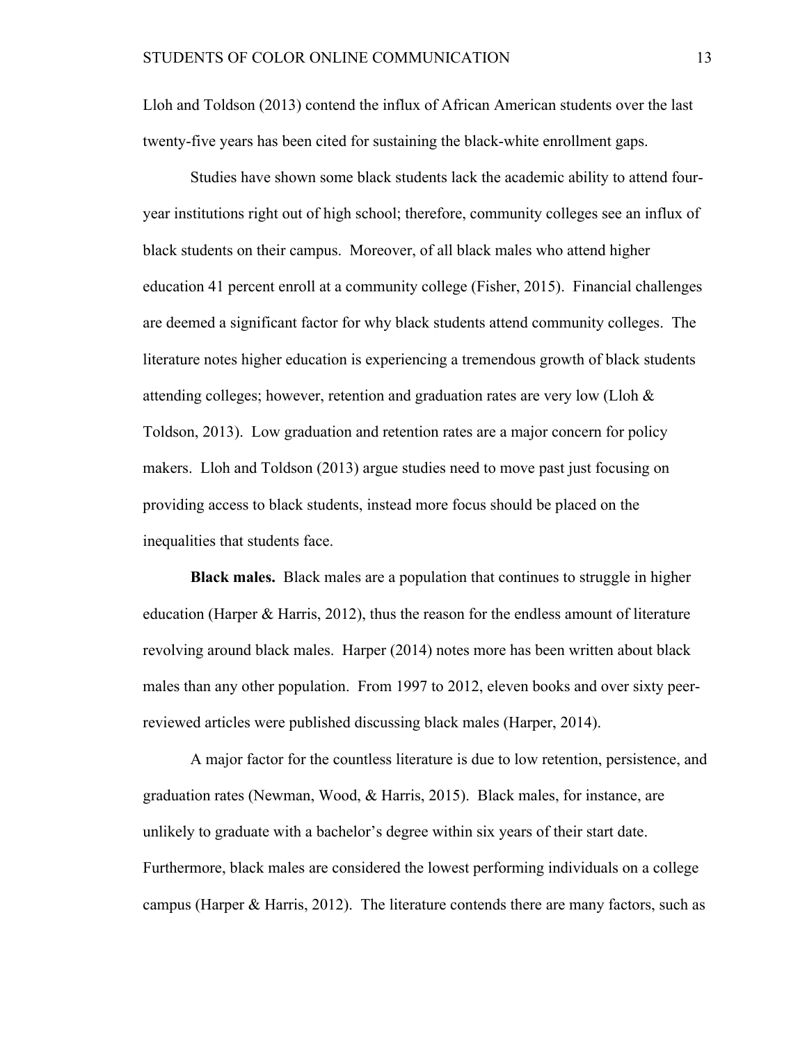Lloh and Toldson (2013) contend the influx of African American students over the last twenty-five years has been cited for sustaining the black-white enrollment gaps.

Studies have shown some black students lack the academic ability to attend four-year institutions right out of high school; therefore, community colleges see an influx of black students on their campus. Moreover, of all black males who attend higher education 41 percent enroll at a community college (Fisher, 2015). Financial challenges are deemed a significant factor for why black students attend community colleges. The literature notes higher education is experiencing a tremendous growth of black students attending colleges; however, retention and graduation rates are very low (Lloh & Toldson, 2013). Low graduation and retention rates are a major concern for policy makers. Lloh and Toldson (2013) argue studies need to move past just focusing on providing access to black students, instead more focus should be placed on the inequalities that students face.

**Black males.** Black males are a population that continues to struggle in higher education (Harper & Harris, 2012), thus the reason for the endless amount of literature revolving around black males. Harper (2014) notes more has been written about black males than any other population. From 1997 to 2012, eleven books and over sixty peer-reviewed articles were published discussing black males (Harper, 2014).

A major factor for the countless literature is due to low retention, persistence, and graduation rates (Newman, Wood, & Harris, 2015). Black males, for instance, are unlikely to graduate with a bachelor's degree within six years of their start date. Furthermore, black males are considered the lowest performing individuals on a college campus (Harper & Harris, 2012). The literature contends there are many factors, such as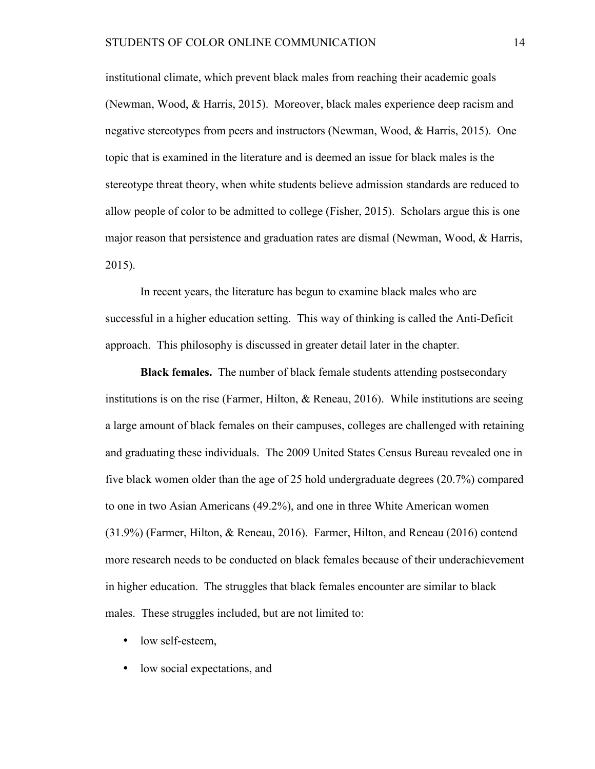institutional climate, which prevent black males from reaching their academic goals (Newman, Wood, & Harris, 2015). Moreover, black males experience deep racism and negative stereotypes from peers and instructors (Newman, Wood, & Harris, 2015). One topic that is examined in the literature and is deemed an issue for black males is the stereotype threat theory, when white students believe admission standards are reduced to allow people of color to be admitted to college (Fisher, 2015). Scholars argue this is one major reason that persistence and graduation rates are dismal (Newman, Wood, & Harris, 2015).

In recent years, the literature has begun to examine black males who are successful in a higher education setting. This way of thinking is called the Anti-Deficit approach. This philosophy is discussed in greater detail later in the chapter.

**Black females.** The number of black female students attending postsecondary institutions is on the rise (Farmer, Hilton, & Reneau, 2016). While institutions are seeing a large amount of black females on their campuses, colleges are challenged with retaining and graduating these individuals. The 2009 United States Census Bureau revealed one in five black women older than the age of 25 hold undergraduate degrees (20.7%) compared to one in two Asian Americans (49.2%), and one in three White American women (31.9%) (Farmer, Hilton, & Reneau, 2016). Farmer, Hilton, and Reneau (2016) contend more research needs to be conducted on black females because of their underachievement in higher education. The struggles that black females encounter are similar to black males. These struggles included, but are not limited to:

- low self-esteem,
- low social expectations, and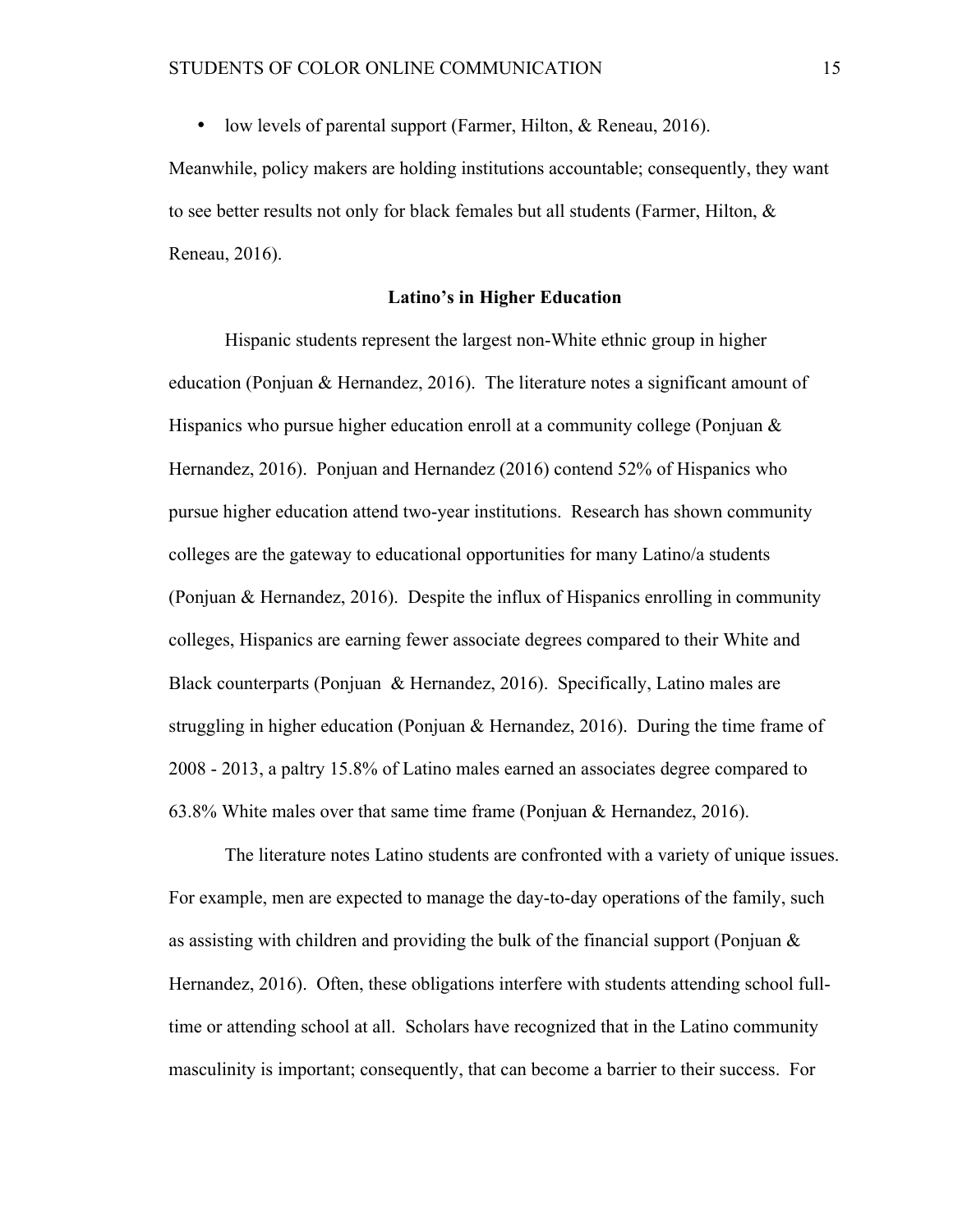- low levels of parental support (Farmer, Hilton, & Reneau, 2016).

Meanwhile, policy makers are holding institutions accountable; consequently, they want to see better results not only for black females but all students (Farmer, Hilton, & Reneau, 2016).

## Latino's in Higher Education

Hispanic students represent the largest non-White ethnic group in higher education (Ponjuan & Hernandez, 2016). The literature notes a significant amount of Hispanics who pursue higher education enroll at a community college (Ponjuan & Hernandez, 2016). Ponjuan and Hernandez (2016) contend 52% of Hispanics who pursue higher education attend two-year institutions. Research has shown community colleges are the gateway to educational opportunities for many Latino/a students (Ponjuan & Hernandez, 2016). Despite the influx of Hispanics enrolling in community colleges, Hispanics are earning fewer associate degrees compared to their White and Black counterparts (Ponjuan & Hernandez, 2016). Specifically, Latino males are struggling in higher education (Ponjuan & Hernandez, 2016). During the time frame of 2008 - 2013, a paltry 15.8% of Latino males earned an associates degree compared to 63.8% White males over that same time frame (Ponjuan & Hernandez, 2016).

The literature notes Latino students are confronted with a variety of unique issues. For example, men are expected to manage the day-to-day operations of the family, such as assisting with children and providing the bulk of the financial support (Ponjuan & Hernandez, 2016). Often, these obligations interfere with students attending school full-time or attending school at all. Scholars have recognized that in the Latino community masculinity is important; consequently, that can become a barrier to their success. For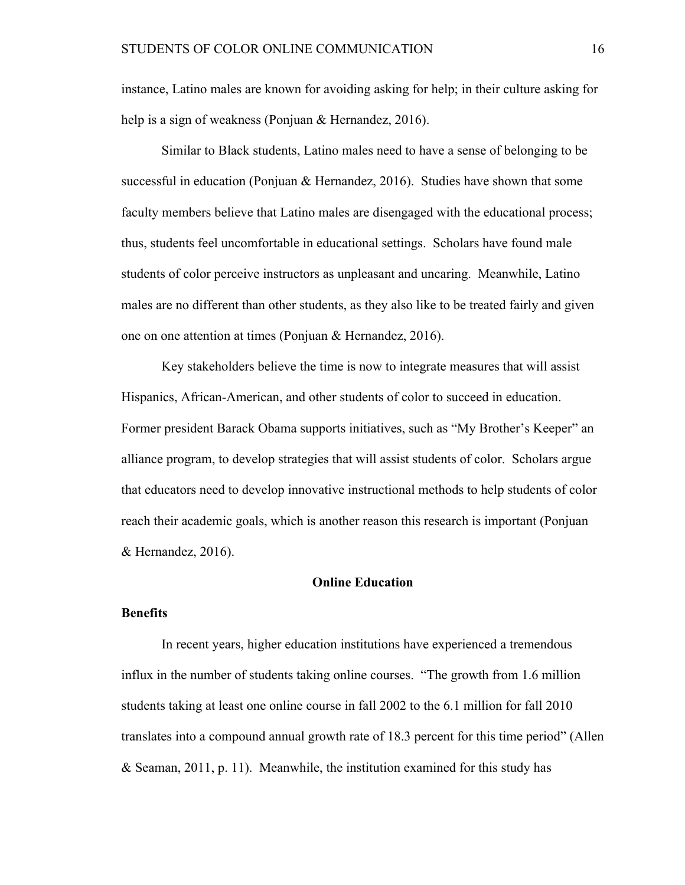instance, Latino males are known for avoiding asking for help; in their culture asking for help is a sign of weakness (Ponjuan & Hernandez, 2016).

Similar to Black students, Latino males need to have a sense of belonging to be successful in education (Ponjuan & Hernandez, 2016). Studies have shown that some faculty members believe that Latino males are disengaged with the educational process; thus, students feel uncomfortable in educational settings. Scholars have found male students of color perceive instructors as unpleasant and uncaring. Meanwhile, Latino males are no different than other students, as they also like to be treated fairly and given one on one attention at times (Ponjuan & Hernandez, 2016).

Key stakeholders believe the time is now to integrate measures that will assist Hispanics, African-American, and other students of color to succeed in education. Former president Barack Obama supports initiatives, such as "My Brother's Keeper" an alliance program, to develop strategies that will assist students of color. Scholars argue that educators need to develop innovative instructional methods to help students of color reach their academic goals, which is another reason this research is important (Ponjuan & Hernandez, 2016).

## Online Education

### Benefits

In recent years, higher education institutions have experienced a tremendous influx in the number of students taking online courses. "The growth from 1.6 million students taking at least one online course in fall 2002 to the 6.1 million for fall 2010 translates into a compound annual growth rate of 18.3 percent for this time period" (Allen & Seaman, 2011, p. 11). Meanwhile, the institution examined for this study has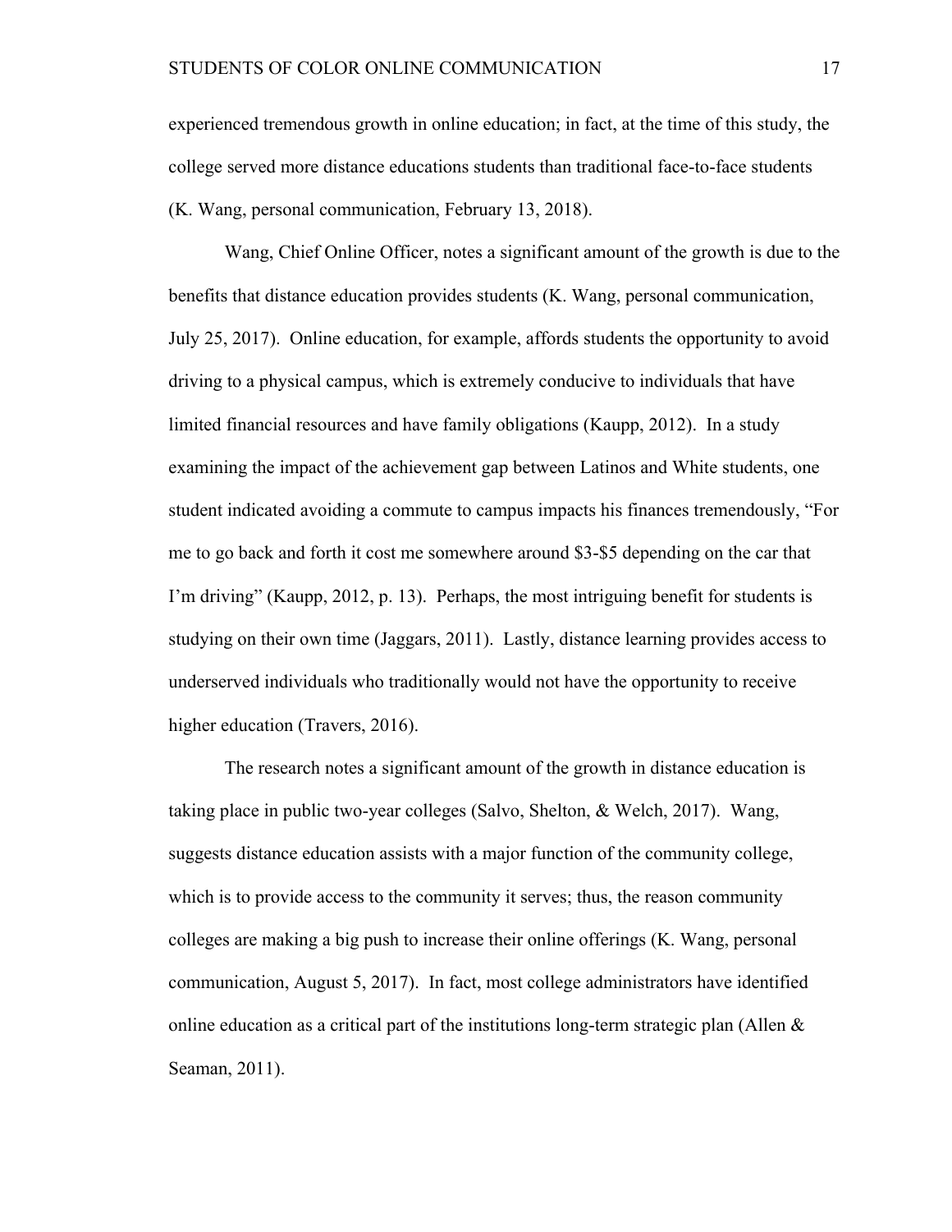experienced tremendous growth in online education; in fact, at the time of this study, the college served more distance educations students than traditional face-to-face students (K. Wang, personal communication, February 13, 2018).

Wang, Chief Online Officer, notes a significant amount of the growth is due to the benefits that distance education provides students (K. Wang, personal communication, July 25, 2017). Online education, for example, affords students the opportunity to avoid driving to a physical campus, which is extremely conducive to individuals that have limited financial resources and have family obligations (Kaupp, 2012). In a study examining the impact of the achievement gap between Latinos and White students, one student indicated avoiding a commute to campus impacts his finances tremendously, "For me to go back and forth it cost me somewhere around $3-$5 depending on the car that I'm driving" (Kaupp, 2012, p. 13). Perhaps, the most intriguing benefit for students is studying on their own time (Jaggars, 2011). Lastly, distance learning provides access to underserved individuals who traditionally would not have the opportunity to receive higher education (Travers, 2016).

The research notes a significant amount of the growth in distance education is taking place in public two-year colleges (Salvo, Shelton, & Welch, 2017). Wang, suggests distance education assists with a major function of the community college, which is to provide access to the community it serves; thus, the reason community colleges are making a big push to increase their online offerings (K. Wang, personal communication, August 5, 2017). In fact, most college administrators have identified online education as a critical part of the institutions long-term strategic plan (Allen & Seaman, 2011).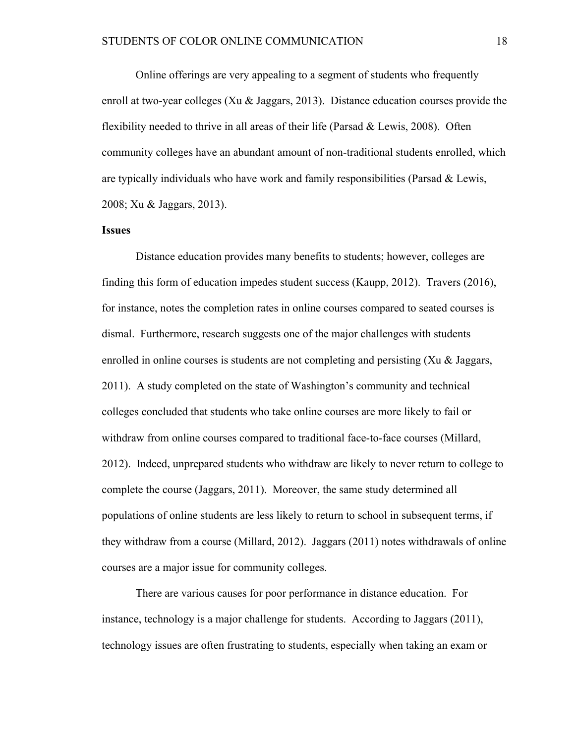Online offerings are very appealing to a segment of students who frequently enroll at two-year colleges (Xu & Jaggars, 2013). Distance education courses provide the flexibility needed to thrive in all areas of their life (Parsad & Lewis, 2008). Often community colleges have an abundant amount of non-traditional students enrolled, which are typically individuals who have work and family responsibilities (Parsad & Lewis, 2008; Xu & Jaggars, 2013).

**Issues**

Distance education provides many benefits to students; however, colleges are finding this form of education impedes student success (Kaupp, 2012). Travers (2016), for instance, notes the completion rates in online courses compared to seated courses is dismal. Furthermore, research suggests one of the major challenges with students enrolled in online courses is students are not completing and persisting (Xu & Jaggars, 2011). A study completed on the state of Washington's community and technical colleges concluded that students who take online courses are more likely to fail or withdraw from online courses compared to traditional face-to-face courses (Millard, 2012). Indeed, unprepared students who withdraw are likely to never return to college to complete the course (Jaggars, 2011). Moreover, the same study determined all populations of online students are less likely to return to school in subsequent terms, if they withdraw from a course (Millard, 2012). Jaggars (2011) notes withdrawals of online courses are a major issue for community colleges.

There are various causes for poor performance in distance education. For instance, technology is a major challenge for students. According to Jaggars (2011), technology issues are often frustrating to students, especially when taking an exam or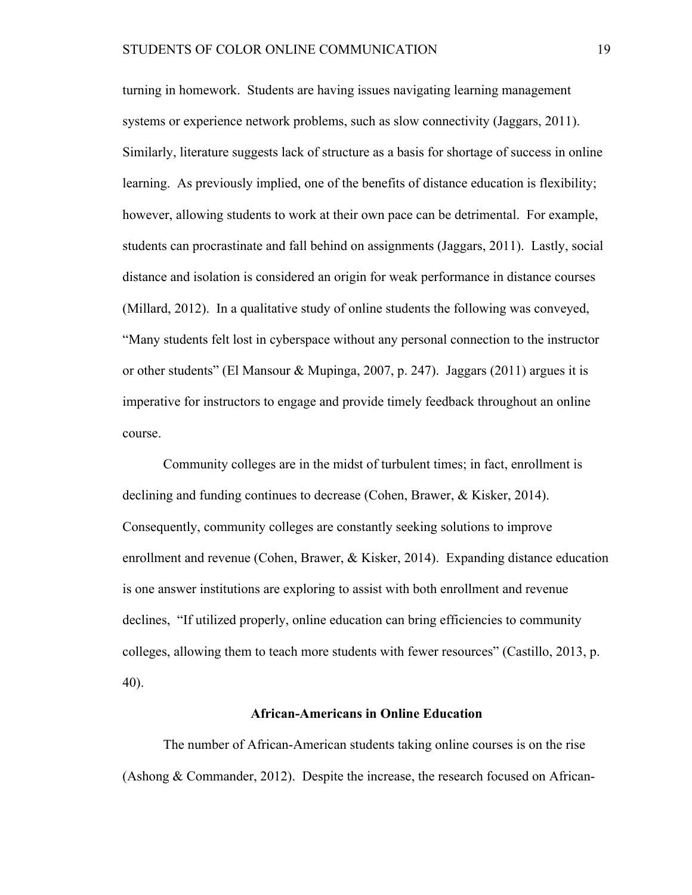turning in homework. Students are having issues navigating learning management systems or experience network problems, such as slow connectivity (Jaggars, 2011). Similarly, literature suggests lack of structure as a basis for shortage of success in online learning. As previously implied, one of the benefits of distance education is flexibility; however, allowing students to work at their own pace can be detrimental. For example, students can procrastinate and fall behind on assignments (Jaggars, 2011). Lastly, social distance and isolation is considered an origin for weak performance in distance courses (Millard, 2012). In a qualitative study of online students the following was conveyed, "Many students felt lost in cyberspace without any personal connection to the instructor or other students" (El Mansour & Mupinga, 2007, p. 247). Jaggars (2011) argues it is imperative for instructors to engage and provide timely feedback throughout an online course.

Community colleges are in the midst of turbulent times; in fact, enrollment is declining and funding continues to decrease (Cohen, Brawer, & Kisker, 2014). Consequently, community colleges are constantly seeking solutions to improve enrollment and revenue (Cohen, Brawer, & Kisker, 2014). Expanding distance education is one answer institutions are exploring to assist with both enrollment and revenue declines, "If utilized properly, online education can bring efficiencies to community colleges, allowing them to teach more students with fewer resources" (Castillo, 2013, p. 40).

## African-Americans in Online Education

The number of African-American students taking online courses is on the rise (Ashong & Commander, 2012). Despite the increase, the research focused on African-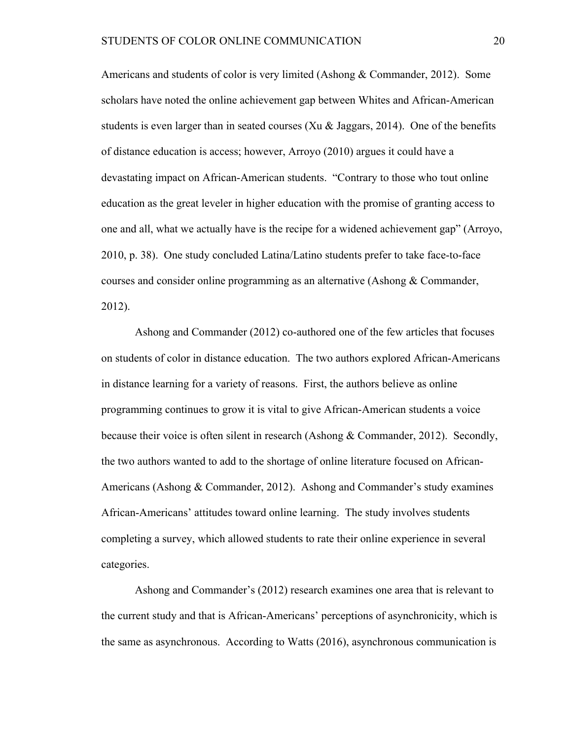Americans and students of color is very limited (Ashong & Commander, 2012). Some scholars have noted the online achievement gap between Whites and African-American students is even larger than in seated courses (Xu & Jaggars, 2014). One of the benefits of distance education is access; however, Arroyo (2010) argues it could have a devastating impact on African-American students. "Contrary to those who tout online education as the great leveler in higher education with the promise of granting access to one and all, what we actually have is the recipe for a widened achievement gap" (Arroyo, 2010, p. 38). One study concluded Latina/Latino students prefer to take face-to-face courses and consider online programming as an alternative (Ashong & Commander, 2012).

Ashong and Commander (2012) co-authored one of the few articles that focuses on students of color in distance education. The two authors explored African-Americans in distance learning for a variety of reasons. First, the authors believe as online programming continues to grow it is vital to give African-American students a voice because their voice is often silent in research (Ashong & Commander, 2012). Secondly, the two authors wanted to add to the shortage of online literature focused on African-Americans (Ashong & Commander, 2012). Ashong and Commander's study examines African-Americans' attitudes toward online learning. The study involves students completing a survey, which allowed students to rate their online experience in several categories.

Ashong and Commander's (2012) research examines one area that is relevant to the current study and that is African-Americans' perceptions of asynchronicity, which is the same as asynchronous. According to Watts (2016), asynchronous communication is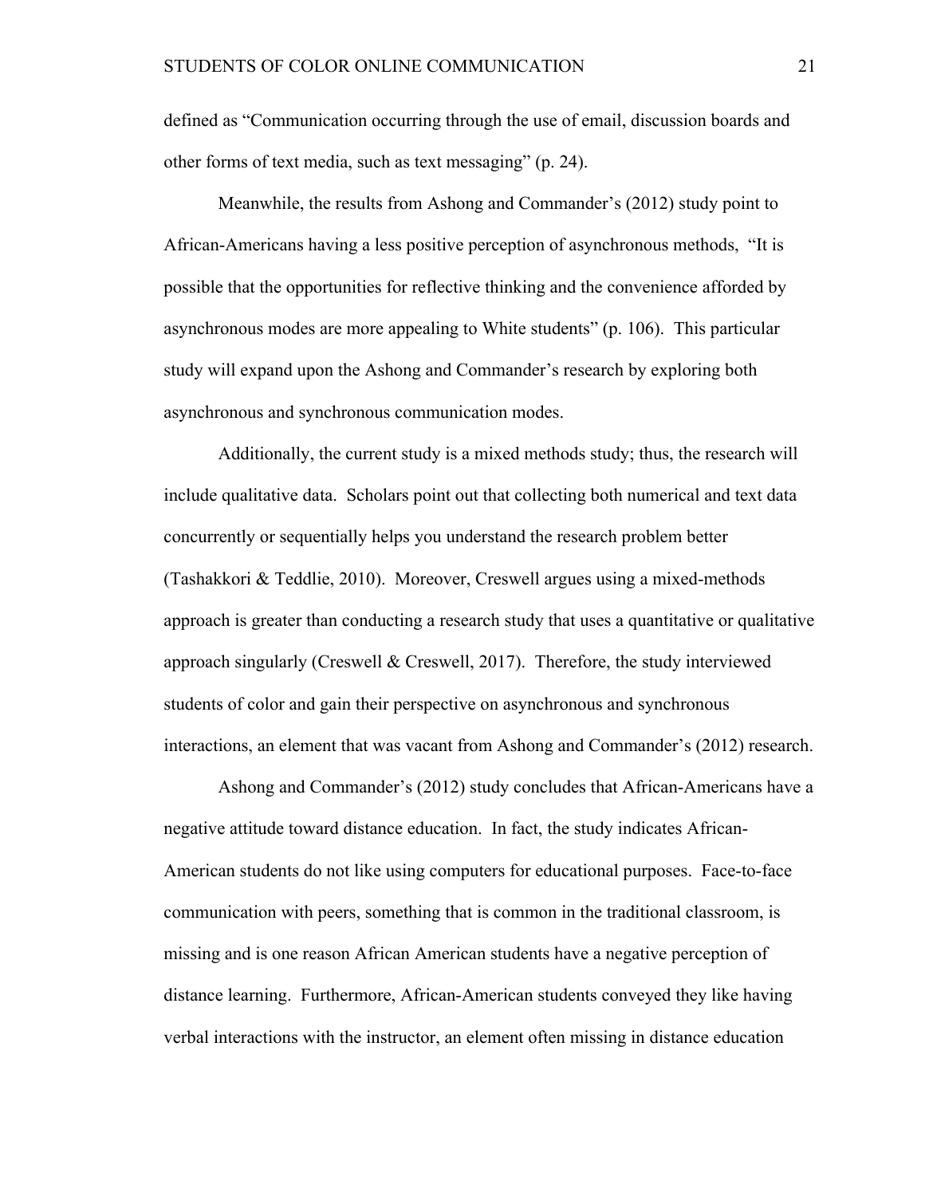defined as "Communication occurring through the use of email, discussion boards and other forms of text media, such as text messaging" (p. 24).

Meanwhile, the results from Ashong and Commander's (2012) study point to African-Americans having a less positive perception of asynchronous methods, "It is possible that the opportunities for reflective thinking and the convenience afforded by asynchronous modes are more appealing to White students" (p. 106). This particular study will expand upon the Ashong and Commander's research by exploring both asynchronous and synchronous communication modes.

Additionally, the current study is a mixed methods study; thus, the research will include qualitative data. Scholars point out that collecting both numerical and text data concurrently or sequentially helps you understand the research problem better (Tashakkori & Teddlie, 2010). Moreover, Creswell argues using a mixed-methods approach is greater than conducting a research study that uses a quantitative or qualitative approach singularly (Creswell & Creswell, 2017). Therefore, the study interviewed students of color and gain their perspective on asynchronous and synchronous interactions, an element that was vacant from Ashong and Commander's (2012) research.

Ashong and Commander's (2012) study concludes that African-Americans have a negative attitude toward distance education. In fact, the study indicates African-American students do not like using computers for educational purposes. Face-to-face communication with peers, something that is common in the traditional classroom, is missing and is one reason African American students have a negative perception of distance learning. Furthermore, African-American students conveyed they like having verbal interactions with the instructor, an element often missing in distance education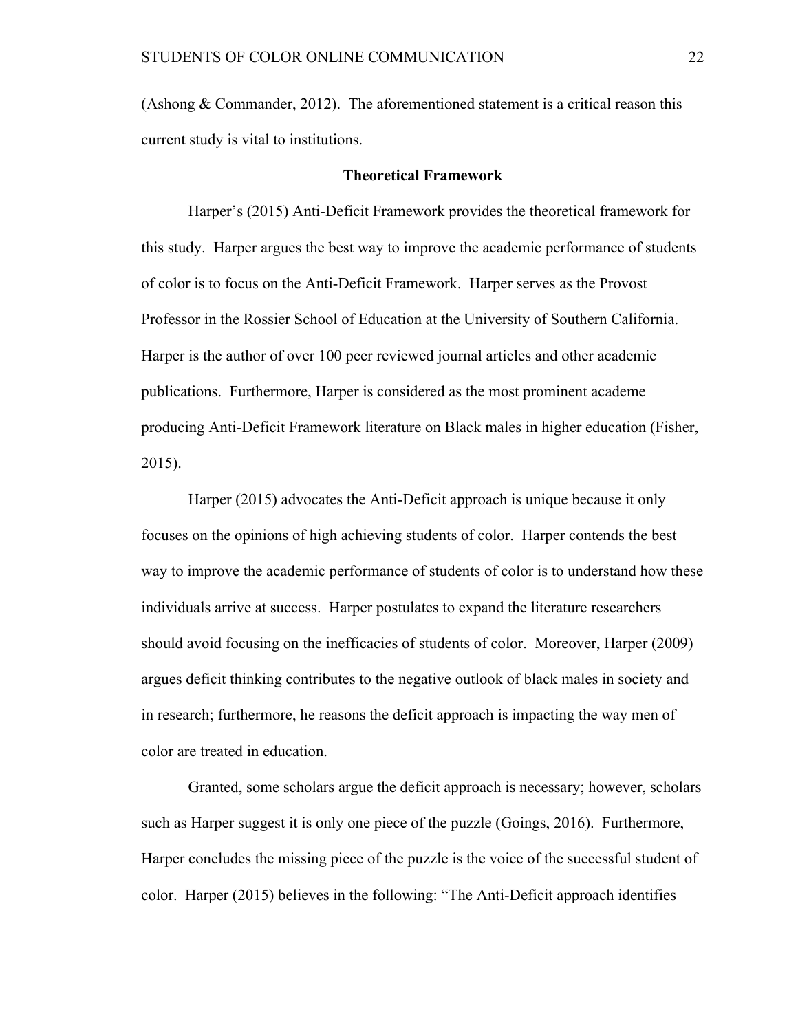(Ashong & Commander, 2012). The aforementioned statement is a critical reason this current study is vital to institutions.

## Theoretical Framework

Harper's (2015) Anti-Deficit Framework provides the theoretical framework for this study. Harper argues the best way to improve the academic performance of students of color is to focus on the Anti-Deficit Framework. Harper serves as the Provost Professor in the Rossier School of Education at the University of Southern California. Harper is the author of over 100 peer reviewed journal articles and other academic publications. Furthermore, Harper is considered as the most prominent academe producing Anti-Deficit Framework literature on Black males in higher education (Fisher, 2015).

Harper (2015) advocates the Anti-Deficit approach is unique because it only focuses on the opinions of high achieving students of color. Harper contends the best way to improve the academic performance of students of color is to understand how these individuals arrive at success. Harper postulates to expand the literature researchers should avoid focusing on the inefficacies of students of color. Moreover, Harper (2009) argues deficit thinking contributes to the negative outlook of black males in society and in research; furthermore, he reasons the deficit approach is impacting the way men of color are treated in education.

Granted, some scholars argue the deficit approach is necessary; however, scholars such as Harper suggest it is only one piece of the puzzle (Goings, 2016). Furthermore, Harper concludes the missing piece of the puzzle is the voice of the successful student of color. Harper (2015) believes in the following: "The Anti-Deficit approach identifies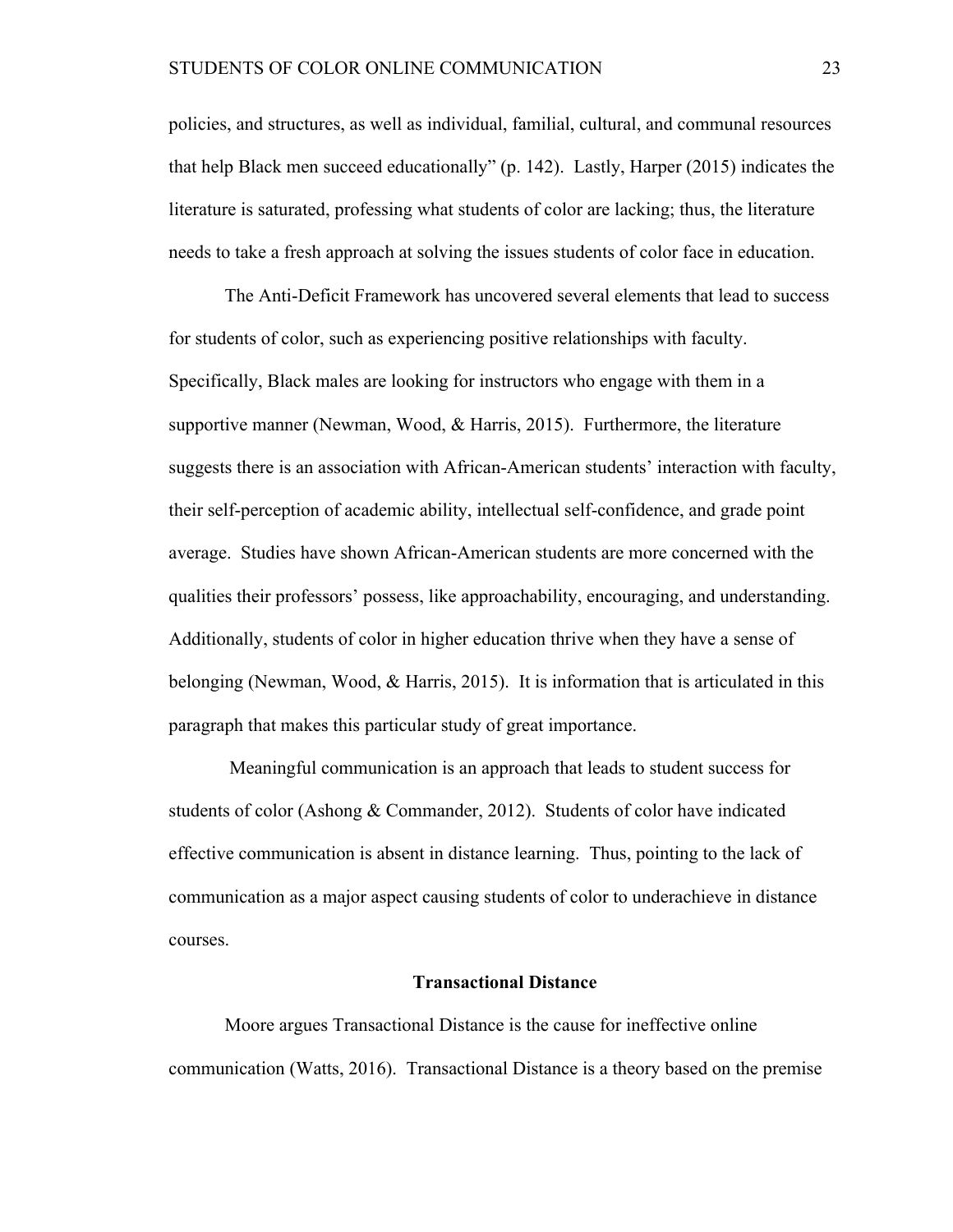policies, and structures, as well as individual, familial, cultural, and communal resources that help Black men succeed educationally" (p. 142). Lastly, Harper (2015) indicates the literature is saturated, professing what students of color are lacking; thus, the literature needs to take a fresh approach at solving the issues students of color face in education.

The Anti-Deficit Framework has uncovered several elements that lead to success for students of color, such as experiencing positive relationships with faculty. Specifically, Black males are looking for instructors who engage with them in a supportive manner (Newman, Wood, & Harris, 2015). Furthermore, the literature suggests there is an association with African-American students' interaction with faculty, their self-perception of academic ability, intellectual self-confidence, and grade point average. Studies have shown African-American students are more concerned with the qualities their professors' possess, like approachability, encouraging, and understanding. Additionally, students of color in higher education thrive when they have a sense of belonging (Newman, Wood, & Harris, 2015). It is information that is articulated in this paragraph that makes this particular study of great importance.

Meaningful communication is an approach that leads to student success for students of color (Ashong & Commander, 2012). Students of color have indicated effective communication is absent in distance learning. Thus, pointing to the lack of communication as a major aspect causing students of color to underachieve in distance courses.

## Transactional Distance

Moore argues Transactional Distance is the cause for ineffective online communication (Watts, 2016). Transactional Distance is a theory based on the premise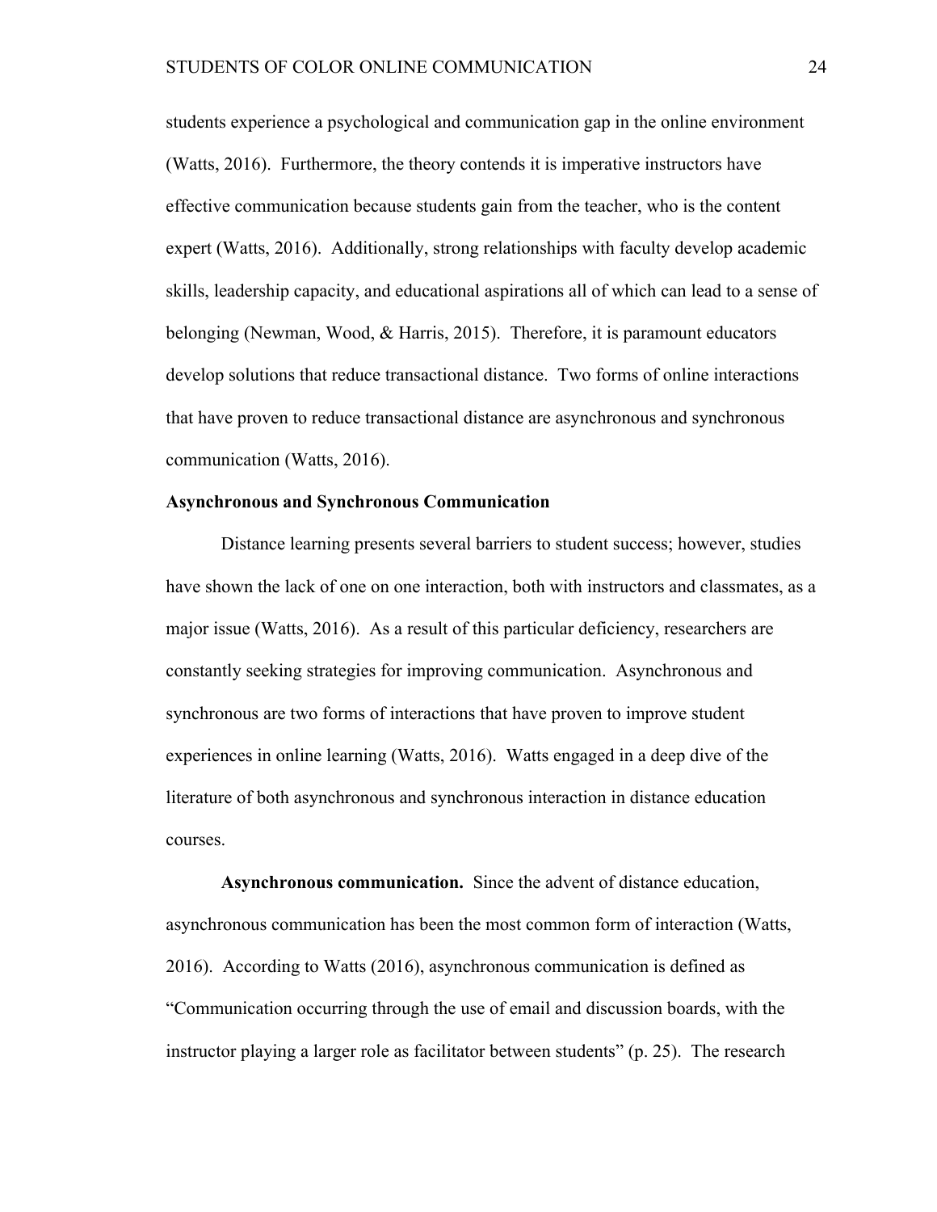students experience a psychological and communication gap in the online environment (Watts, 2016). Furthermore, the theory contends it is imperative instructors have effective communication because students gain from the teacher, who is the content expert (Watts, 2016). Additionally, strong relationships with faculty develop academic skills, leadership capacity, and educational aspirations all of which can lead to a sense of belonging (Newman, Wood, & Harris, 2015). Therefore, it is paramount educators develop solutions that reduce transactional distance. Two forms of online interactions that have proven to reduce transactional distance are asynchronous and synchronous communication (Watts, 2016).

## Asynchronous and Synchronous Communication

Distance learning presents several barriers to student success; however, studies have shown the lack of one on one interaction, both with instructors and classmates, as a major issue (Watts, 2016). As a result of this particular deficiency, researchers are constantly seeking strategies for improving communication. Asynchronous and synchronous are two forms of interactions that have proven to improve student experiences in online learning (Watts, 2016). Watts engaged in a deep dive of the literature of both asynchronous and synchronous interaction in distance education courses.

**Asynchronous communication.** Since the advent of distance education, asynchronous communication has been the most common form of interaction (Watts, 2016). According to Watts (2016), asynchronous communication is defined as "Communication occurring through the use of email and discussion boards, with the instructor playing a larger role as facilitator between students" (p. 25). The research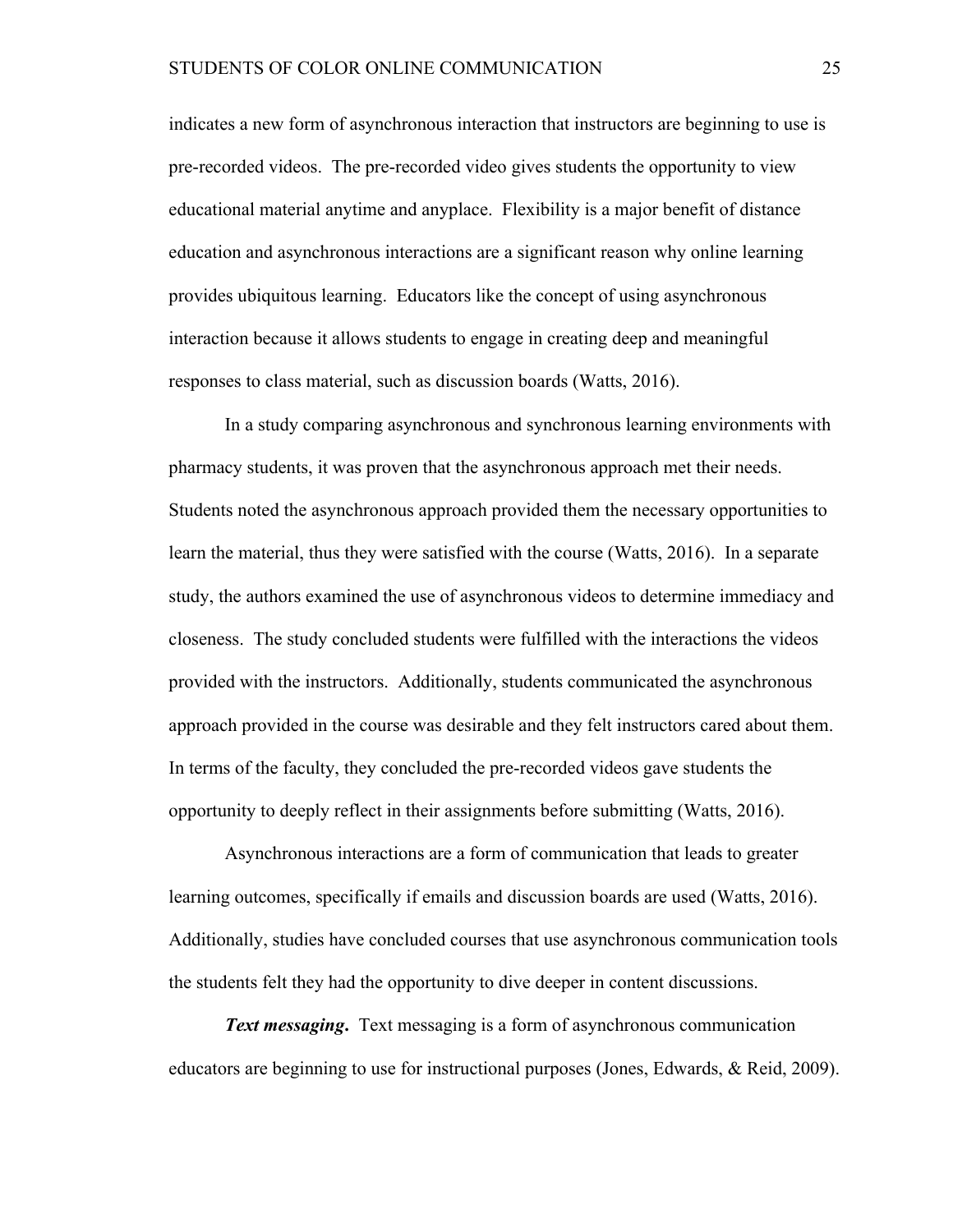indicates a new form of asynchronous interaction that instructors are beginning to use is pre-recorded videos. The pre-recorded video gives students the opportunity to view educational material anytime and anyplace. Flexibility is a major benefit of distance education and asynchronous interactions are a significant reason why online learning provides ubiquitous learning. Educators like the concept of using asynchronous interaction because it allows students to engage in creating deep and meaningful responses to class material, such as discussion boards (Watts, 2016).

In a study comparing asynchronous and synchronous learning environments with pharmacy students, it was proven that the asynchronous approach met their needs. Students noted the asynchronous approach provided them the necessary opportunities to learn the material, thus they were satisfied with the course (Watts, 2016). In a separate study, the authors examined the use of asynchronous videos to determine immediacy and closeness. The study concluded students were fulfilled with the interactions the videos provided with the instructors. Additionally, students communicated the asynchronous approach provided in the course was desirable and they felt instructors cared about them. In terms of the faculty, they concluded the pre-recorded videos gave students the opportunity to deeply reflect in their assignments before submitting (Watts, 2016).

Asynchronous interactions are a form of communication that leads to greater learning outcomes, specifically if emails and discussion boards are used (Watts, 2016). Additionally, studies have concluded courses that use asynchronous communication tools the students felt they had the opportunity to dive deeper in content discussions.

***Text messaging*.** Text messaging is a form of asynchronous communication educators are beginning to use for instructional purposes (Jones, Edwards, & Reid, 2009).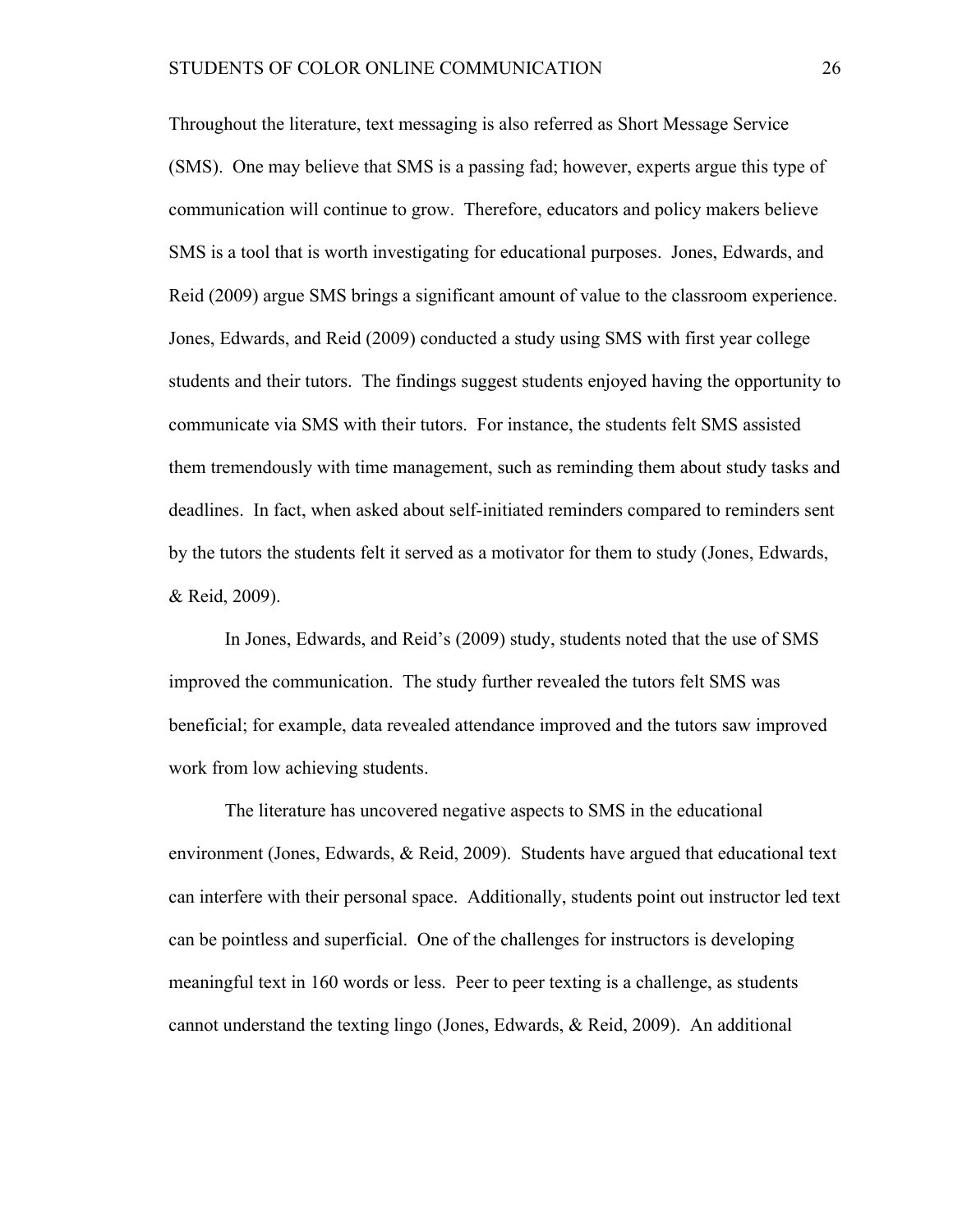Throughout the literature, text messaging is also referred as Short Message Service (SMS). One may believe that SMS is a passing fad; however, experts argue this type of communication will continue to grow. Therefore, educators and policy makers believe SMS is a tool that is worth investigating for educational purposes. Jones, Edwards, and Reid (2009) argue SMS brings a significant amount of value to the classroom experience. Jones, Edwards, and Reid (2009) conducted a study using SMS with first year college students and their tutors. The findings suggest students enjoyed having the opportunity to communicate via SMS with their tutors. For instance, the students felt SMS assisted them tremendously with time management, such as reminding them about study tasks and deadlines. In fact, when asked about self-initiated reminders compared to reminders sent by the tutors the students felt it served as a motivator for them to study (Jones, Edwards, & Reid, 2009).

In Jones, Edwards, and Reid's (2009) study, students noted that the use of SMS improved the communication. The study further revealed the tutors felt SMS was beneficial; for example, data revealed attendance improved and the tutors saw improved work from low achieving students.

The literature has uncovered negative aspects to SMS in the educational environment (Jones, Edwards, & Reid, 2009). Students have argued that educational text can interfere with their personal space. Additionally, students point out instructor led text can be pointless and superficial. One of the challenges for instructors is developing meaningful text in 160 words or less. Peer to peer texting is a challenge, as students cannot understand the texting lingo (Jones, Edwards, & Reid, 2009). An additional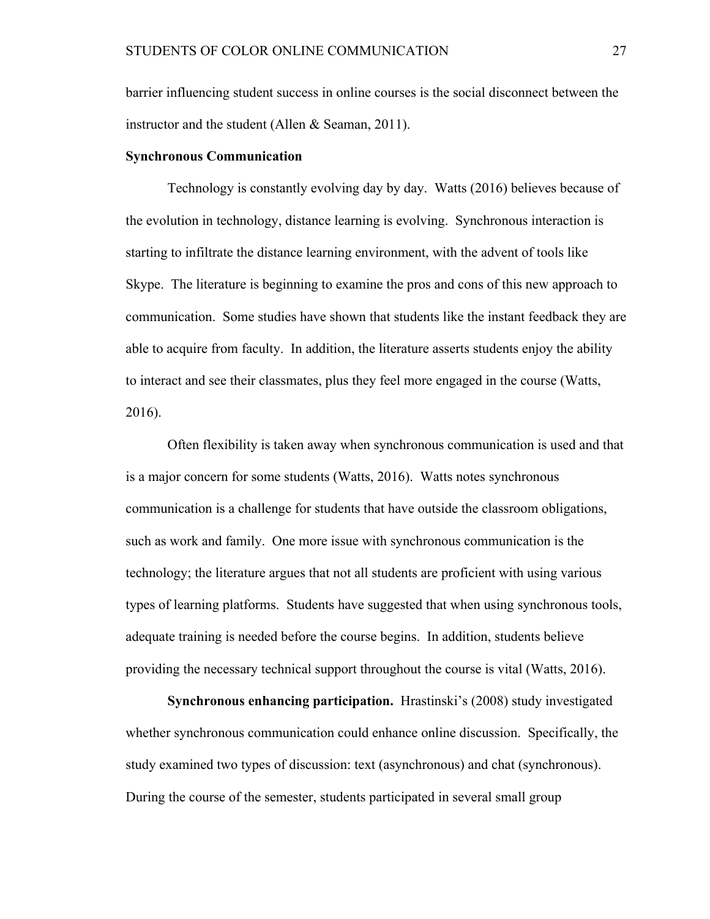barrier influencing student success in online courses is the social disconnect between the instructor and the student (Allen & Seaman, 2011).

## Synchronous Communication

Technology is constantly evolving day by day. Watts (2016) believes because of the evolution in technology, distance learning is evolving. Synchronous interaction is starting to infiltrate the distance learning environment, with the advent of tools like Skype. The literature is beginning to examine the pros and cons of this new approach to communication. Some studies have shown that students like the instant feedback they are able to acquire from faculty. In addition, the literature asserts students enjoy the ability to interact and see their classmates, plus they feel more engaged in the course (Watts, 2016).

Often flexibility is taken away when synchronous communication is used and that is a major concern for some students (Watts, 2016). Watts notes synchronous communication is a challenge for students that have outside the classroom obligations, such as work and family. One more issue with synchronous communication is the technology; the literature argues that not all students are proficient with using various types of learning platforms. Students have suggested that when using synchronous tools, adequate training is needed before the course begins. In addition, students believe providing the necessary technical support throughout the course is vital (Watts, 2016).

**Synchronous enhancing participation.** Hrastinski's (2008) study investigated whether synchronous communication could enhance online discussion. Specifically, the study examined two types of discussion: text (asynchronous) and chat (synchronous). During the course of the semester, students participated in several small group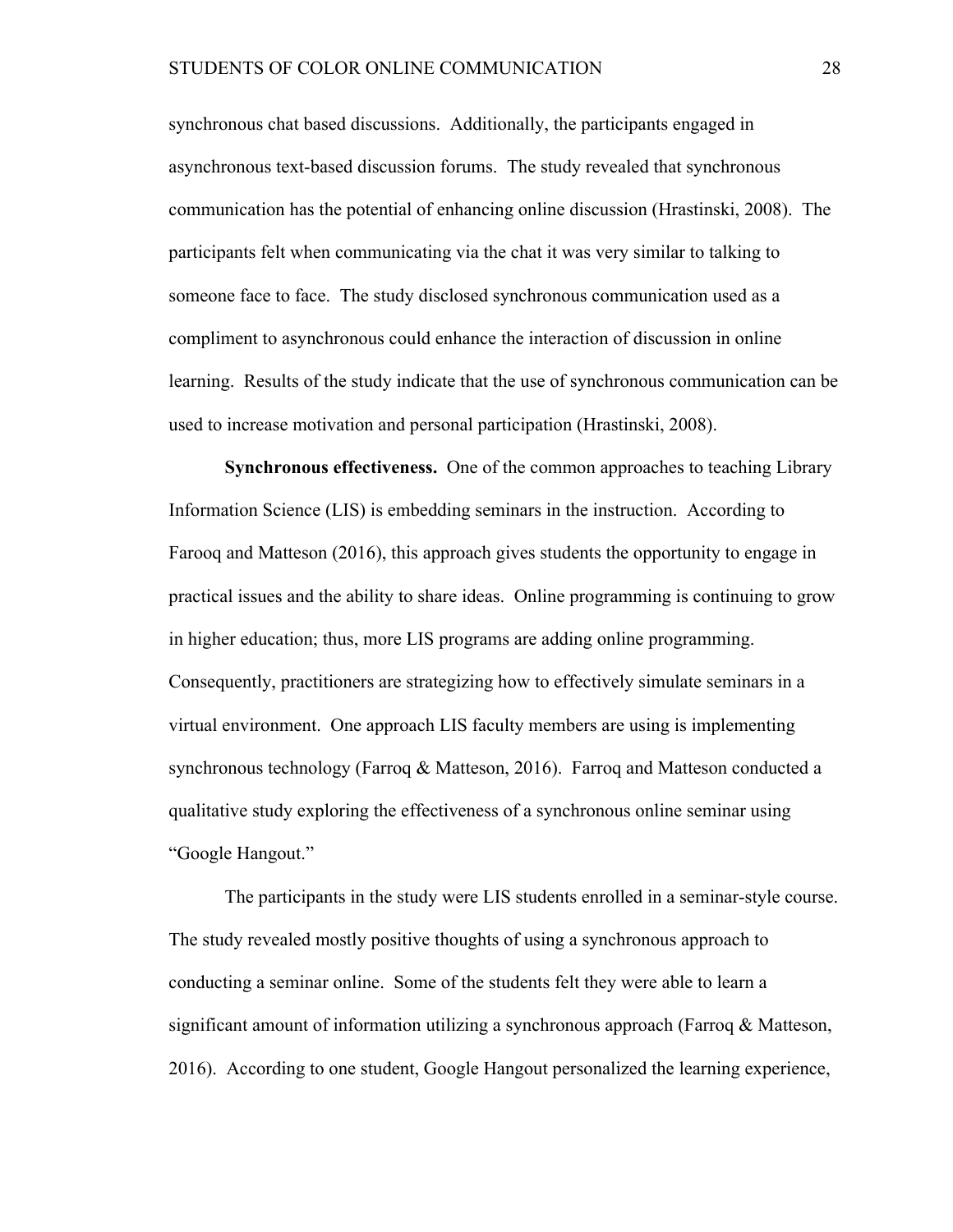synchronous chat based discussions. Additionally, the participants engaged in asynchronous text-based discussion forums. The study revealed that synchronous communication has the potential of enhancing online discussion (Hrastinski, 2008). The participants felt when communicating via the chat it was very similar to talking to someone face to face. The study disclosed synchronous communication used as a compliment to asynchronous could enhance the interaction of discussion in online learning. Results of the study indicate that the use of synchronous communication can be used to increase motivation and personal participation (Hrastinski, 2008).

**Synchronous effectiveness.** One of the common approaches to teaching Library Information Science (LIS) is embedding seminars in the instruction. According to Farooq and Matteson (2016), this approach gives students the opportunity to engage in practical issues and the ability to share ideas. Online programming is continuing to grow in higher education; thus, more LIS programs are adding online programming. Consequently, practitioners are strategizing how to effectively simulate seminars in a virtual environment. One approach LIS faculty members are using is implementing synchronous technology (Farroq & Matteson, 2016). Farroq and Matteson conducted a qualitative study exploring the effectiveness of a synchronous online seminar using "Google Hangout."

The participants in the study were LIS students enrolled in a seminar-style course. The study revealed mostly positive thoughts of using a synchronous approach to conducting a seminar online. Some of the students felt they were able to learn a significant amount of information utilizing a synchronous approach (Farroq & Matteson, 2016). According to one student, Google Hangout personalized the learning experience,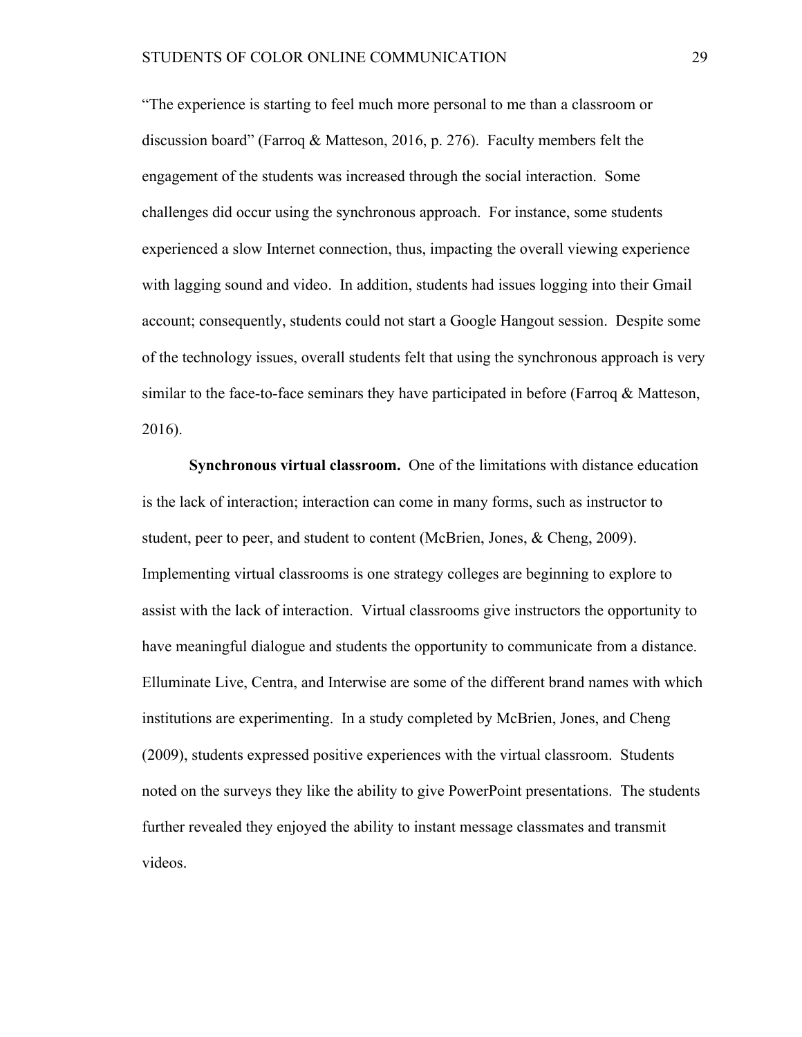"The experience is starting to feel much more personal to me than a classroom or discussion board" (Farroq & Matteson, 2016, p. 276). Faculty members felt the engagement of the students was increased through the social interaction. Some challenges did occur using the synchronous approach. For instance, some students experienced a slow Internet connection, thus, impacting the overall viewing experience with lagging sound and video. In addition, students had issues logging into their Gmail account; consequently, students could not start a Google Hangout session. Despite some of the technology issues, overall students felt that using the synchronous approach is very similar to the face-to-face seminars they have participated in before (Farroq & Matteson, 2016).

**Synchronous virtual classroom.** One of the limitations with distance education is the lack of interaction; interaction can come in many forms, such as instructor to student, peer to peer, and student to content (McBrien, Jones, & Cheng, 2009). Implementing virtual classrooms is one strategy colleges are beginning to explore to assist with the lack of interaction. Virtual classrooms give instructors the opportunity to have meaningful dialogue and students the opportunity to communicate from a distance. Elluminate Live, Centra, and Interwise are some of the different brand names with which institutions are experimenting. In a study completed by McBrien, Jones, and Cheng (2009), students expressed positive experiences with the virtual classroom. Students noted on the surveys they like the ability to give PowerPoint presentations. The students further revealed they enjoyed the ability to instant message classmates and transmit videos.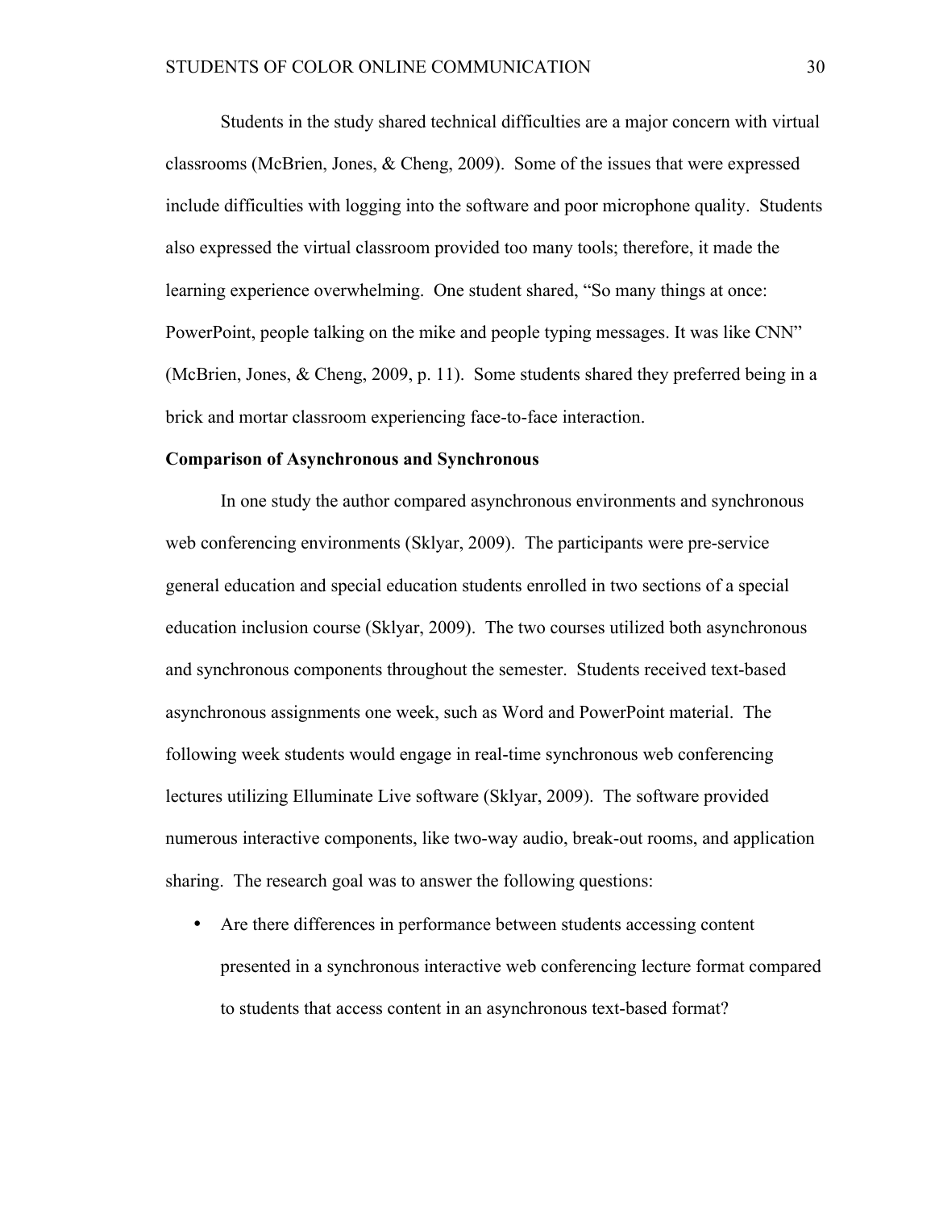Students in the study shared technical difficulties are a major concern with virtual classrooms (McBrien, Jones, & Cheng, 2009). Some of the issues that were expressed include difficulties with logging into the software and poor microphone quality. Students also expressed the virtual classroom provided too many tools; therefore, it made the learning experience overwhelming. One student shared, "So many things at once: PowerPoint, people talking on the mike and people typing messages. It was like CNN" (McBrien, Jones, & Cheng, 2009, p. 11). Some students shared they preferred being in a brick and mortar classroom experiencing face-to-face interaction.

**Comparison of Asynchronous and Synchronous**

In one study the author compared asynchronous environments and synchronous web conferencing environments (Sklyar, 2009). The participants were pre-service general education and special education students enrolled in two sections of a special education inclusion course (Sklyar, 2009). The two courses utilized both asynchronous and synchronous components throughout the semester. Students received text-based asynchronous assignments one week, such as Word and PowerPoint material. The following week students would engage in real-time synchronous web conferencing lectures utilizing Elluminate Live software (Sklyar, 2009). The software provided numerous interactive components, like two-way audio, break-out rooms, and application sharing. The research goal was to answer the following questions:

- Are there differences in performance between students accessing content presented in a synchronous interactive web conferencing lecture format compared to students that access content in an asynchronous text-based format?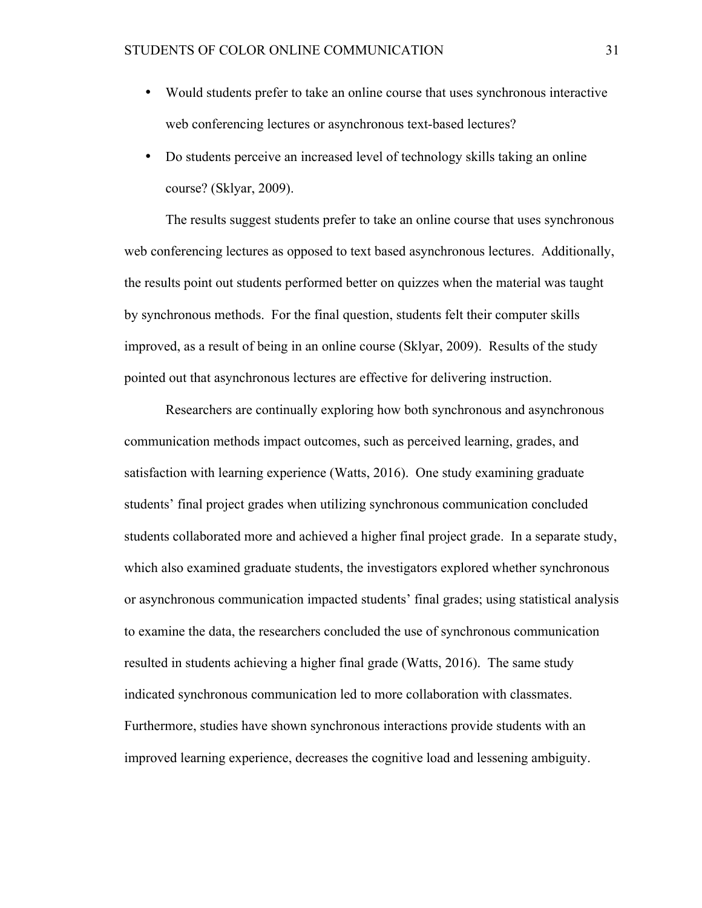- Would students prefer to take an online course that uses synchronous interactive web conferencing lectures or asynchronous text-based lectures?
- Do students perceive an increased level of technology skills taking an online course? (Sklyar, 2009).

The results suggest students prefer to take an online course that uses synchronous web conferencing lectures as opposed to text based asynchronous lectures. Additionally, the results point out students performed better on quizzes when the material was taught by synchronous methods. For the final question, students felt their computer skills improved, as a result of being in an online course (Sklyar, 2009). Results of the study pointed out that asynchronous lectures are effective for delivering instruction.

Researchers are continually exploring how both synchronous and asynchronous communication methods impact outcomes, such as perceived learning, grades, and satisfaction with learning experience (Watts, 2016). One study examining graduate students' final project grades when utilizing synchronous communication concluded students collaborated more and achieved a higher final project grade. In a separate study, which also examined graduate students, the investigators explored whether synchronous or asynchronous communication impacted students' final grades; using statistical analysis to examine the data, the researchers concluded the use of synchronous communication resulted in students achieving a higher final grade (Watts, 2016). The same study indicated synchronous communication led to more collaboration with classmates. Furthermore, studies have shown synchronous interactions provide students with an improved learning experience, decreases the cognitive load and lessening ambiguity.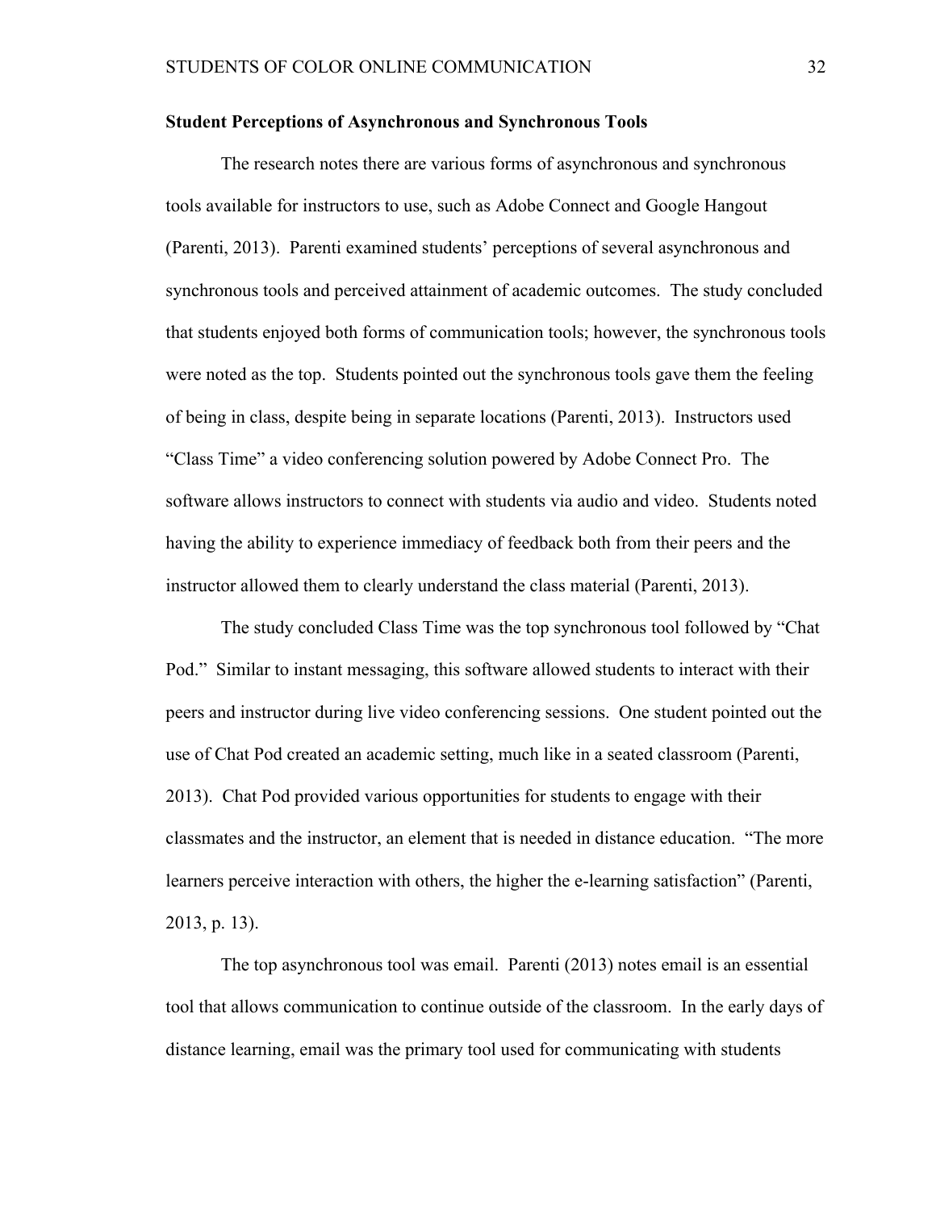### Student Perceptions of Asynchronous and Synchronous Tools

The research notes there are various forms of asynchronous and synchronous tools available for instructors to use, such as Adobe Connect and Google Hangout (Parenti, 2013). Parenti examined students' perceptions of several asynchronous and synchronous tools and perceived attainment of academic outcomes. The study concluded that students enjoyed both forms of communication tools; however, the synchronous tools were noted as the top. Students pointed out the synchronous tools gave them the feeling of being in class, despite being in separate locations (Parenti, 2013). Instructors used "Class Time" a video conferencing solution powered by Adobe Connect Pro. The software allows instructors to connect with students via audio and video. Students noted having the ability to experience immediacy of feedback both from their peers and the instructor allowed them to clearly understand the class material (Parenti, 2013).

The study concluded Class Time was the top synchronous tool followed by "Chat Pod." Similar to instant messaging, this software allowed students to interact with their peers and instructor during live video conferencing sessions. One student pointed out the use of Chat Pod created an academic setting, much like in a seated classroom (Parenti, 2013). Chat Pod provided various opportunities for students to engage with their classmates and the instructor, an element that is needed in distance education. "The more learners perceive interaction with others, the higher the e-learning satisfaction" (Parenti, 2013, p. 13).

The top asynchronous tool was email. Parenti (2013) notes email is an essential tool that allows communication to continue outside of the classroom. In the early days of distance learning, email was the primary tool used for communicating with students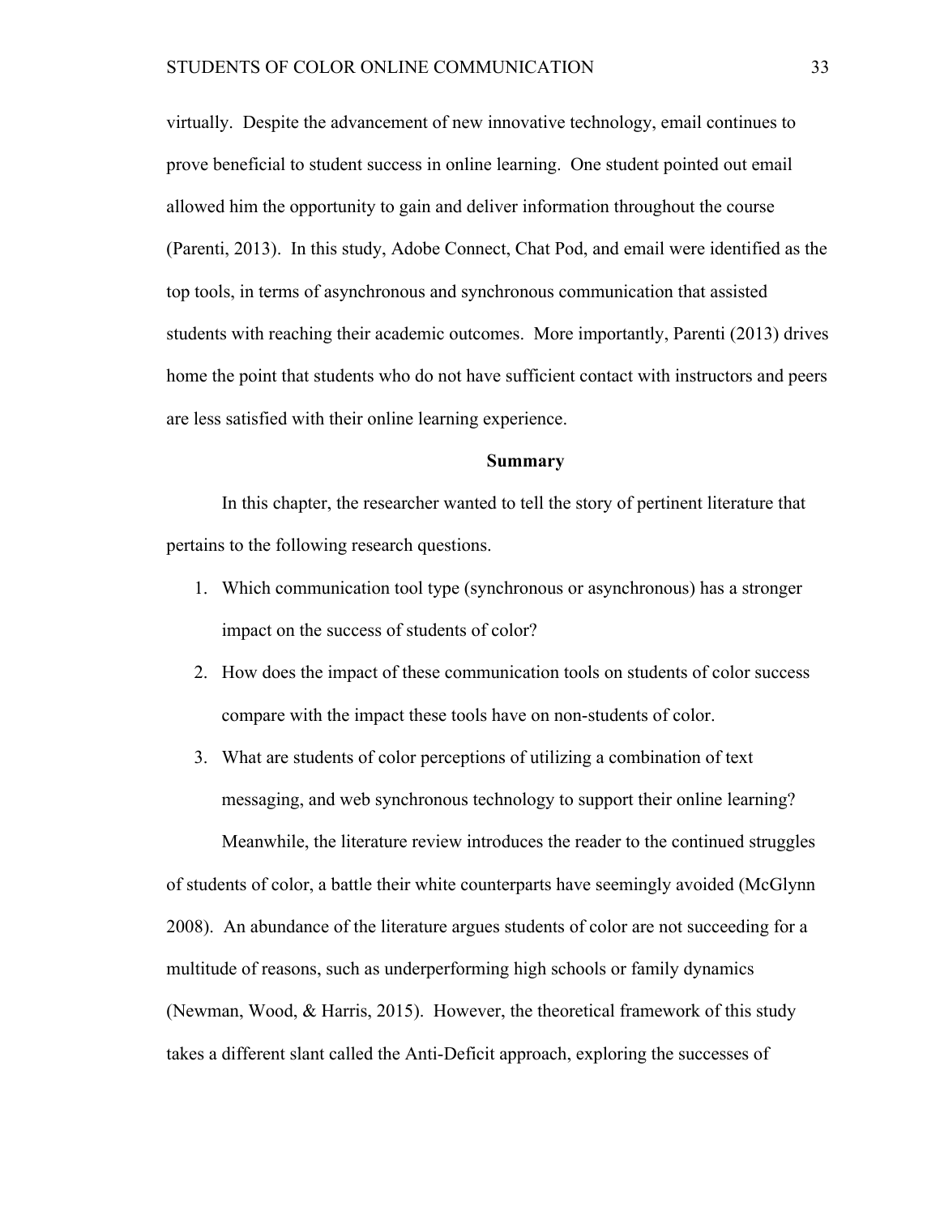virtually. Despite the advancement of new innovative technology, email continues to prove beneficial to student success in online learning. One student pointed out email allowed him the opportunity to gain and deliver information throughout the course (Parenti, 2013). In this study, Adobe Connect, Chat Pod, and email were identified as the top tools, in terms of asynchronous and synchronous communication that assisted students with reaching their academic outcomes. More importantly, Parenti (2013) drives home the point that students who do not have sufficient contact with instructors and peers are less satisfied with their online learning experience.

## Summary

In this chapter, the researcher wanted to tell the story of pertinent literature that pertains to the following research questions.

1. Which communication tool type (synchronous or asynchronous) has a stronger impact on the success of students of color?
2. How does the impact of these communication tools on students of color success compare with the impact these tools have on non-students of color.
3. What are students of color perceptions of utilizing a combination of text messaging, and web synchronous technology to support their online learning?

Meanwhile, the literature review introduces the reader to the continued struggles of students of color, a battle their white counterparts have seemingly avoided (McGlynn 2008). An abundance of the literature argues students of color are not succeeding for a multitude of reasons, such as underperforming high schools or family dynamics (Newman, Wood, & Harris, 2015). However, the theoretical framework of this study takes a different slant called the Anti-Deficit approach, exploring the successes of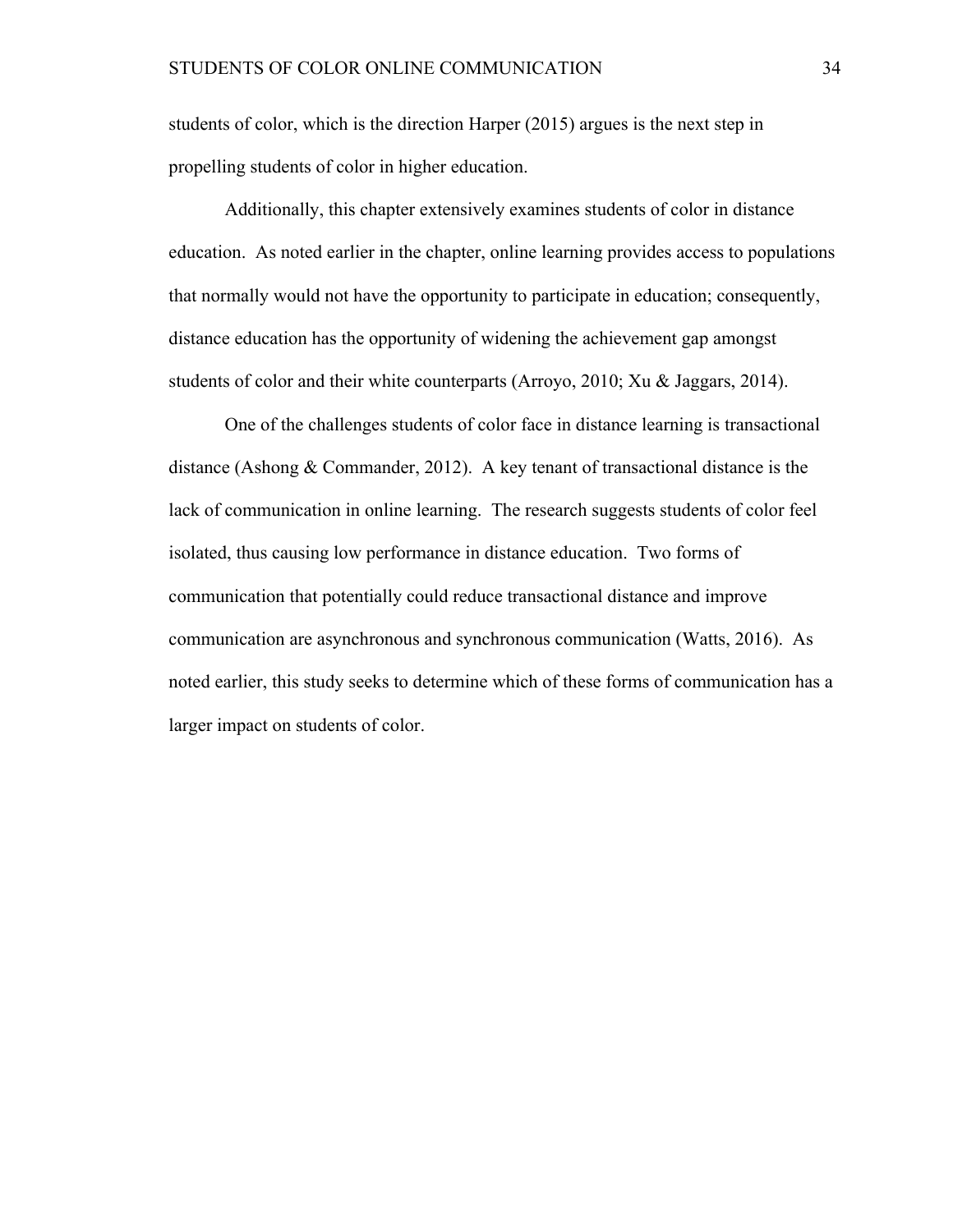students of color, which is the direction Harper (2015) argues is the next step in propelling students of color in higher education.

Additionally, this chapter extensively examines students of color in distance education. As noted earlier in the chapter, online learning provides access to populations that normally would not have the opportunity to participate in education; consequently, distance education has the opportunity of widening the achievement gap amongst students of color and their white counterparts (Arroyo, 2010; Xu & Jaggars, 2014).

One of the challenges students of color face in distance learning is transactional distance (Ashong & Commander, 2012). A key tenant of transactional distance is the lack of communication in online learning. The research suggests students of color feel isolated, thus causing low performance in distance education. Two forms of communication that potentially could reduce transactional distance and improve communication are asynchronous and synchronous communication (Watts, 2016). As noted earlier, this study seeks to determine which of these forms of communication has a larger impact on students of color.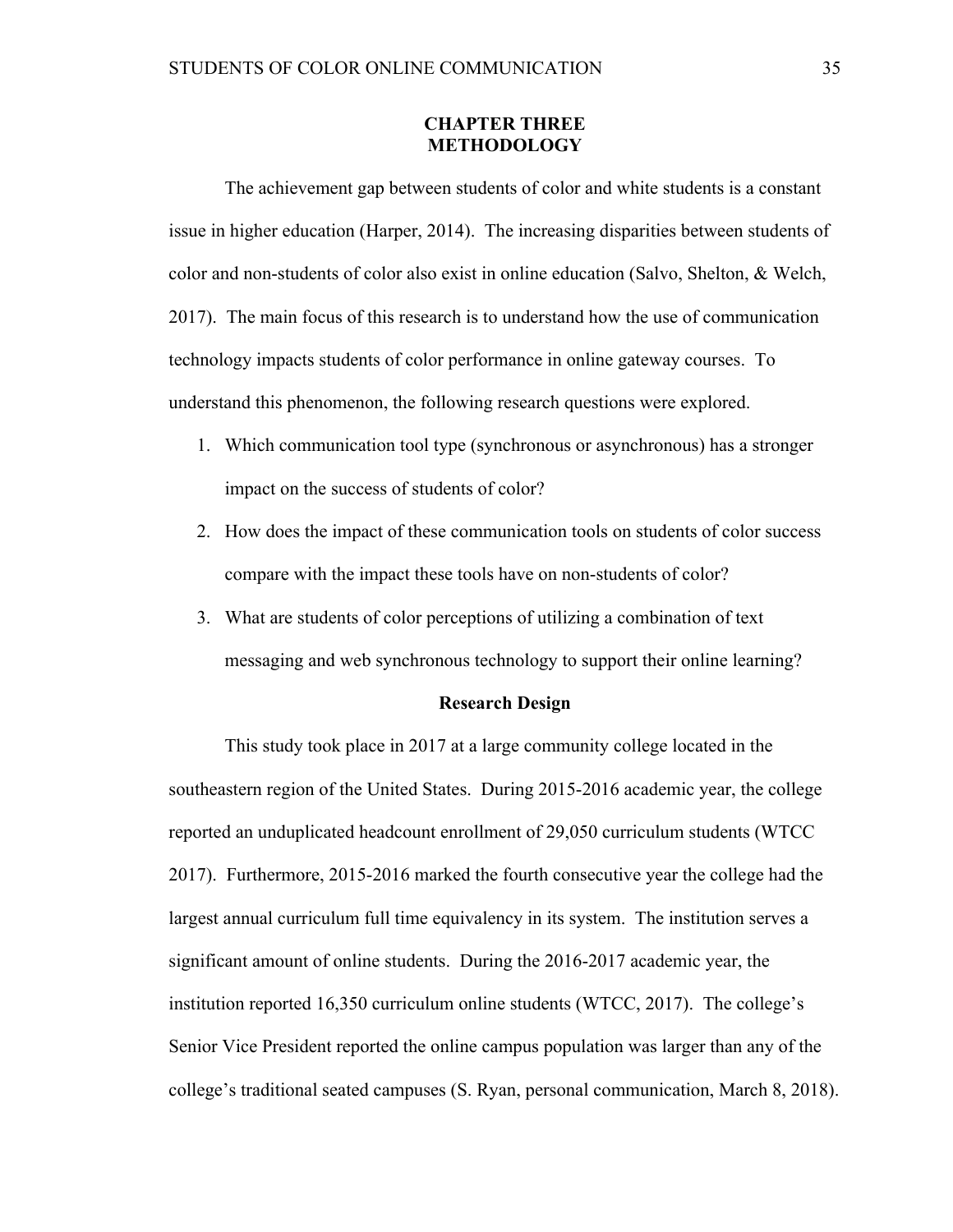# CHAPTER THREE
# METHODOLOGY

The achievement gap between students of color and white students is a constant issue in higher education (Harper, 2014). The increasing disparities between students of color and non-students of color also exist in online education (Salvo, Shelton, & Welch, 2017). The main focus of this research is to understand how the use of communication technology impacts students of color performance in online gateway courses. To understand this phenomenon, the following research questions were explored.

1. Which communication tool type (synchronous or asynchronous) has a stronger impact on the success of students of color?
2. How does the impact of these communication tools on students of color success compare with the impact these tools have on non-students of color?
3. What are students of color perceptions of utilizing a combination of text messaging and web synchronous technology to support their online learning?

## Research Design

This study took place in 2017 at a large community college located in the southeastern region of the United States. During 2015-2016 academic year, the college reported an unduplicated headcount enrollment of 29,050 curriculum students (WTCC 2017). Furthermore, 2015-2016 marked the fourth consecutive year the college had the largest annual curriculum full time equivalency in its system. The institution serves a significant amount of online students. During the 2016-2017 academic year, the institution reported 16,350 curriculum online students (WTCC, 2017). The college's Senior Vice President reported the online campus population was larger than any of the college's traditional seated campuses (S. Ryan, personal communication, March 8, 2018).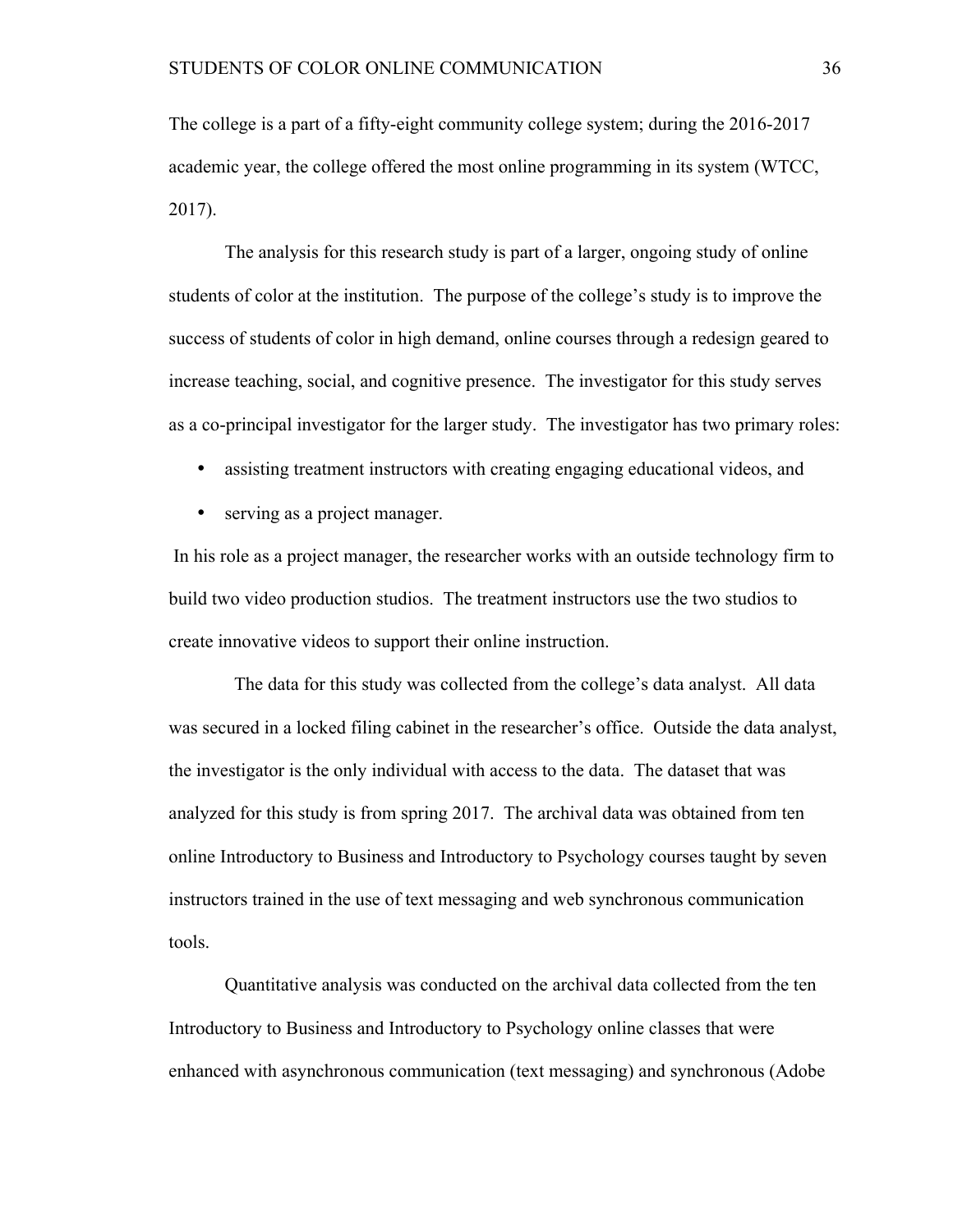The college is a part of a fifty-eight community college system; during the 2016-2017 academic year, the college offered the most online programming in its system (WTCC, 2017).

The analysis for this research study is part of a larger, ongoing study of online students of color at the institution. The purpose of the college's study is to improve the success of students of color in high demand, online courses through a redesign geared to increase teaching, social, and cognitive presence. The investigator for this study serves as a co-principal investigator for the larger study. The investigator has two primary roles:

- assisting treatment instructors with creating engaging educational videos, and
- serving as a project manager.

In his role as a project manager, the researcher works with an outside technology firm to build two video production studios. The treatment instructors use the two studios to create innovative videos to support their online instruction.

The data for this study was collected from the college's data analyst. All data was secured in a locked filing cabinet in the researcher's office. Outside the data analyst, the investigator is the only individual with access to the data. The dataset that was analyzed for this study is from spring 2017. The archival data was obtained from ten online Introductory to Business and Introductory to Psychology courses taught by seven instructors trained in the use of text messaging and web synchronous communication tools.

Quantitative analysis was conducted on the archival data collected from the ten Introductory to Business and Introductory to Psychology online classes that were enhanced with asynchronous communication (text messaging) and synchronous (Adobe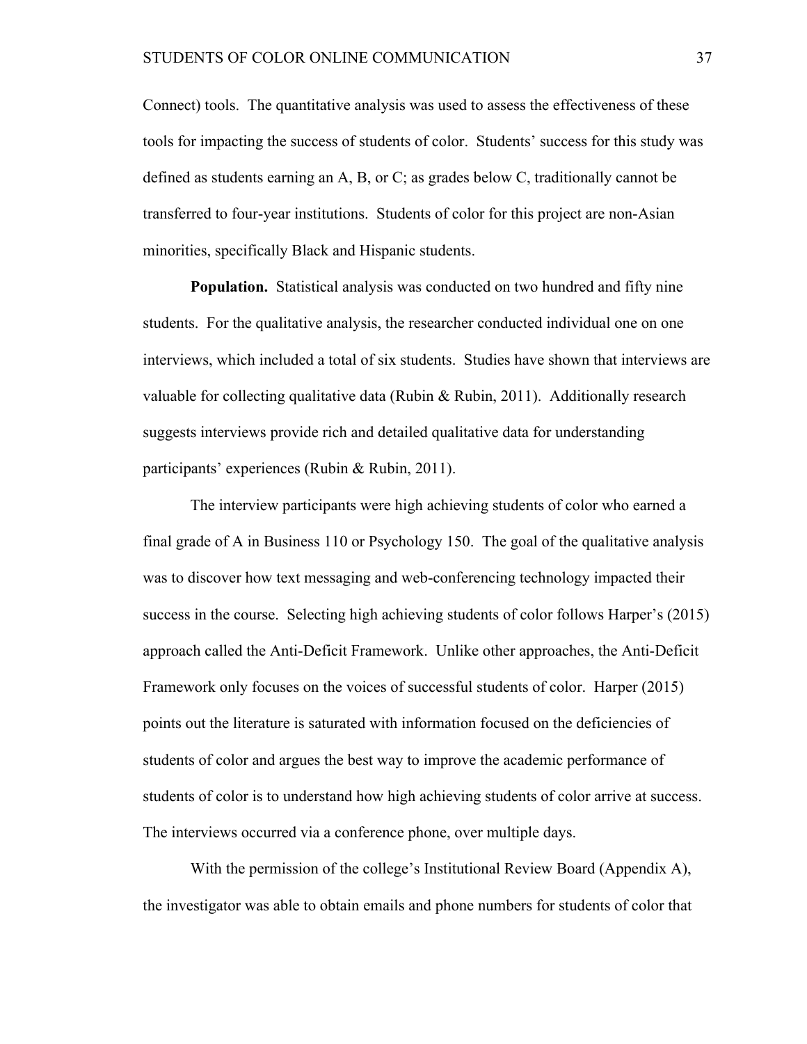Connect) tools. The quantitative analysis was used to assess the effectiveness of these tools for impacting the success of students of color. Students' success for this study was defined as students earning an A, B, or C; as grades below C, traditionally cannot be transferred to four-year institutions. Students of color for this project are non-Asian minorities, specifically Black and Hispanic students.

**Population.** Statistical analysis was conducted on two hundred and fifty nine students. For the qualitative analysis, the researcher conducted individual one on one interviews, which included a total of six students. Studies have shown that interviews are valuable for collecting qualitative data (Rubin & Rubin, 2011). Additionally research suggests interviews provide rich and detailed qualitative data for understanding participants' experiences (Rubin & Rubin, 2011).

The interview participants were high achieving students of color who earned a final grade of A in Business 110 or Psychology 150. The goal of the qualitative analysis was to discover how text messaging and web-conferencing technology impacted their success in the course. Selecting high achieving students of color follows Harper's (2015) approach called the Anti-Deficit Framework. Unlike other approaches, the Anti-Deficit Framework only focuses on the voices of successful students of color. Harper (2015) points out the literature is saturated with information focused on the deficiencies of students of color and argues the best way to improve the academic performance of students of color is to understand how high achieving students of color arrive at success. The interviews occurred via a conference phone, over multiple days.

With the permission of the college's Institutional Review Board (Appendix A), the investigator was able to obtain emails and phone numbers for students of color that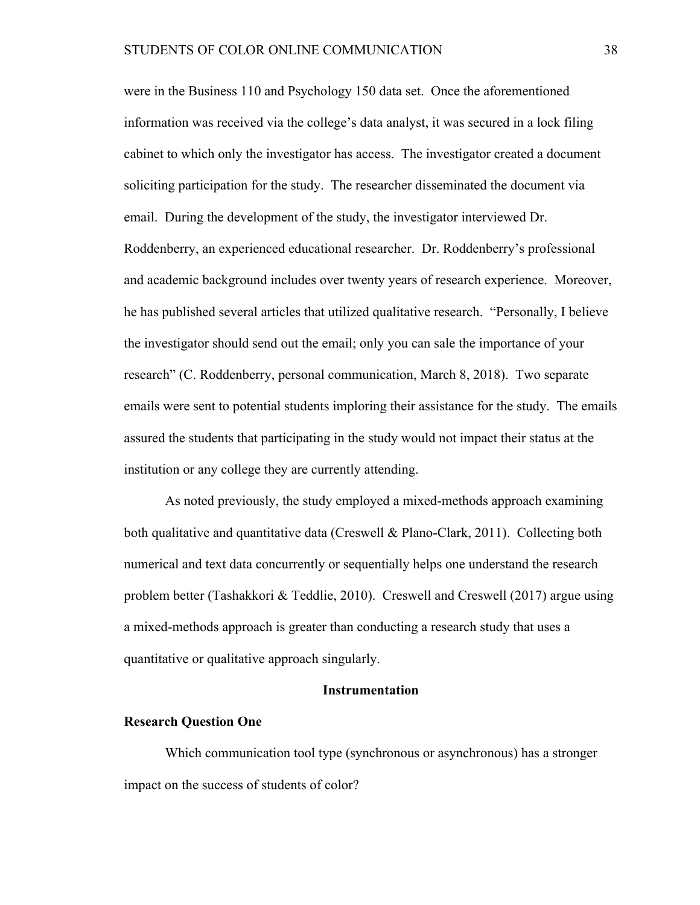were in the Business 110 and Psychology 150 data set. Once the aforementioned information was received via the college's data analyst, it was secured in a lock filing cabinet to which only the investigator has access. The investigator created a document soliciting participation for the study. The researcher disseminated the document via email. During the development of the study, the investigator interviewed Dr. Roddenberry, an experienced educational researcher. Dr. Roddenberry's professional and academic background includes over twenty years of research experience. Moreover, he has published several articles that utilized qualitative research. "Personally, I believe the investigator should send out the email; only you can sale the importance of your research" (C. Roddenberry, personal communication, March 8, 2018). Two separate emails were sent to potential students imploring their assistance for the study. The emails assured the students that participating in the study would not impact their status at the institution or any college they are currently attending.

As noted previously, the study employed a mixed-methods approach examining both qualitative and quantitative data (Creswell & Plano-Clark, 2011). Collecting both numerical and text data concurrently or sequentially helps one understand the research problem better (Tashakkori & Teddlie, 2010). Creswell and Creswell (2017) argue using a mixed-methods approach is greater than conducting a research study that uses a quantitative or qualitative approach singularly.

## Instrumentation

### Research Question One

Which communication tool type (synchronous or asynchronous) has a stronger impact on the success of students of color?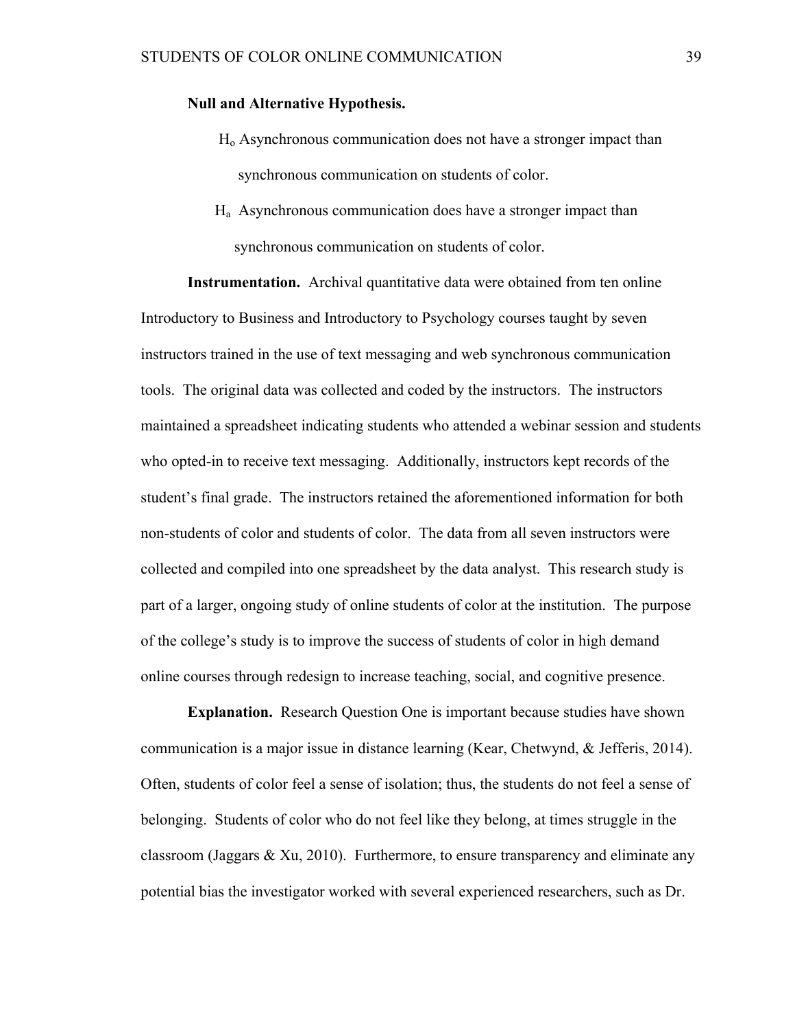**Null and Alternative Hypothesis.**

$H_o$ Asynchronous communication does not have a stronger impact than synchronous communication on students of color.

$H_a$ Asynchronous communication does have a stronger impact than synchronous communication on students of color.

**Instrumentation.** Archival quantitative data were obtained from ten online Introductory to Business and Introductory to Psychology courses taught by seven instructors trained in the use of text messaging and web synchronous communication tools. The original data was collected and coded by the instructors. The instructors maintained a spreadsheet indicating students who attended a webinar session and students who opted-in to receive text messaging. Additionally, instructors kept records of the student's final grade. The instructors retained the aforementioned information for both non-students of color and students of color. The data from all seven instructors were collected and compiled into one spreadsheet by the data analyst. This research study is part of a larger, ongoing study of online students of color at the institution. The purpose of the college's study is to improve the success of students of color in high demand online courses through redesign to increase teaching, social, and cognitive presence.

**Explanation.** Research Question One is important because studies have shown communication is a major issue in distance learning (Kear, Chetwynd, & Jefferis, 2014). Often, students of color feel a sense of isolation; thus, the students do not feel a sense of belonging. Students of color who do not feel like they belong, at times struggle in the classroom (Jaggars & Xu, 2010). Furthermore, to ensure transparency and eliminate any potential bias the investigator worked with several experienced researchers, such as Dr.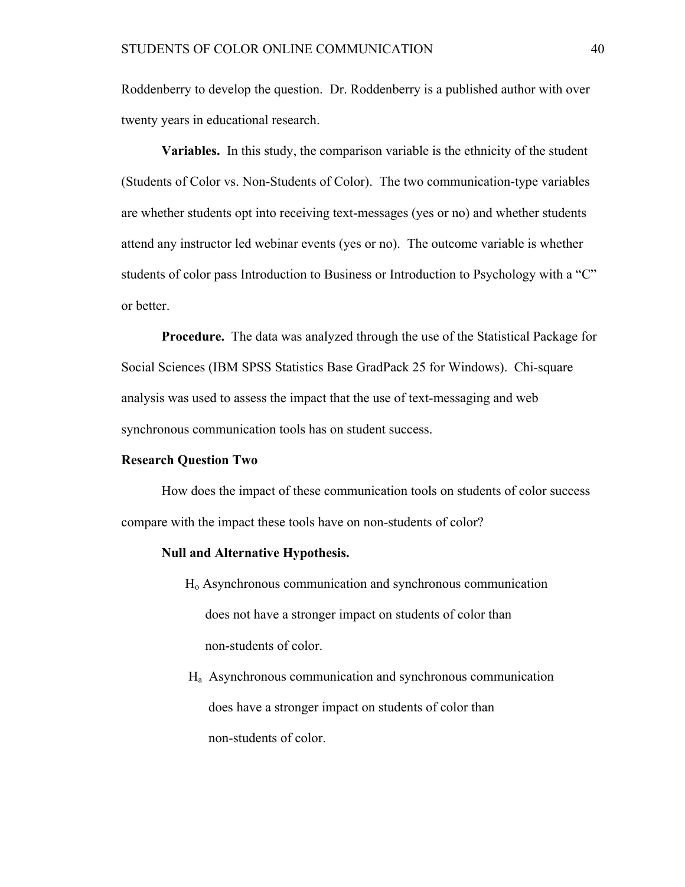Roddenberry to develop the question. Dr. Roddenberry is a published author with over twenty years in educational research.

**Variables.** In this study, the comparison variable is the ethnicity of the student (Students of Color vs. Non-Students of Color). The two communication-type variables are whether students opt into receiving text-messages (yes or no) and whether students attend any instructor led webinar events (yes or no). The outcome variable is whether students of color pass Introduction to Business or Introduction to Psychology with a "C" or better.

**Procedure.** The data was analyzed through the use of the Statistical Package for Social Sciences (IBM SPSS Statistics Base GradPack 25 for Windows). Chi-square analysis was used to assess the impact that the use of text-messaging and web synchronous communication tools has on student success.

### Research Question Two

How does the impact of these communication tools on students of color success compare with the impact these tools have on non-students of color?

**Null and Alternative Hypothesis.**

$H_o$ Asynchronous communication and synchronous communication does not have a stronger impact on students of color than non-students of color.

$H_a$ Asynchronous communication and synchronous communication does have a stronger impact on students of color than non-students of color.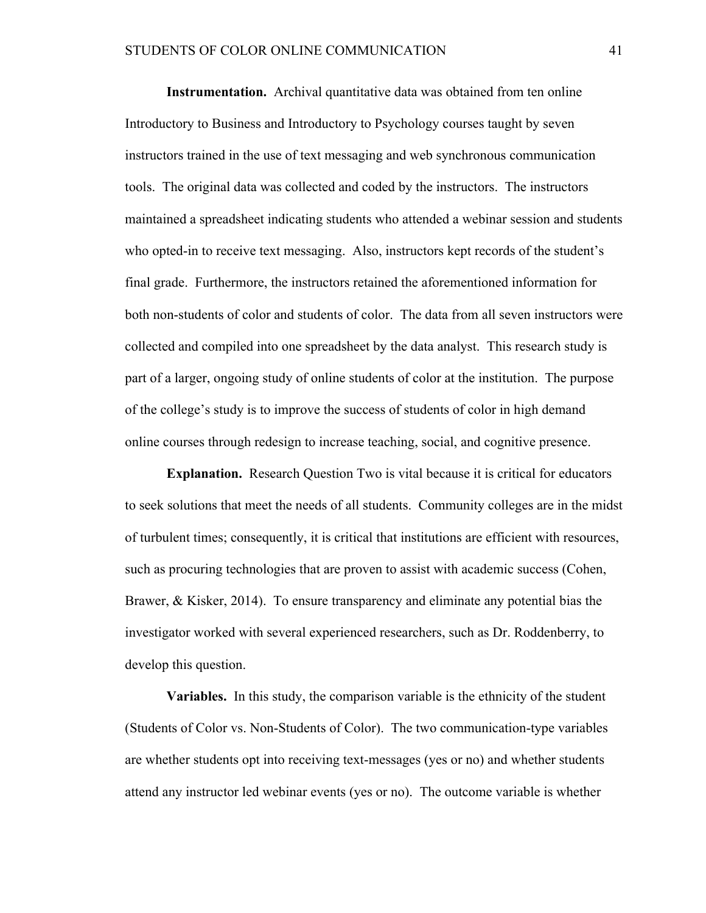**Instrumentation.** Archival quantitative data was obtained from ten online Introductory to Business and Introductory to Psychology courses taught by seven instructors trained in the use of text messaging and web synchronous communication tools. The original data was collected and coded by the instructors. The instructors maintained a spreadsheet indicating students who attended a webinar session and students who opted-in to receive text messaging. Also, instructors kept records of the student's final grade. Furthermore, the instructors retained the aforementioned information for both non-students of color and students of color. The data from all seven instructors were collected and compiled into one spreadsheet by the data analyst. This research study is part of a larger, ongoing study of online students of color at the institution. The purpose of the college's study is to improve the success of students of color in high demand online courses through redesign to increase teaching, social, and cognitive presence.

**Explanation.** Research Question Two is vital because it is critical for educators to seek solutions that meet the needs of all students. Community colleges are in the midst of turbulent times; consequently, it is critical that institutions are efficient with resources, such as procuring technologies that are proven to assist with academic success (Cohen, Brawer, & Kisker, 2014). To ensure transparency and eliminate any potential bias the investigator worked with several experienced researchers, such as Dr. Roddenberry, to develop this question.

**Variables.** In this study, the comparison variable is the ethnicity of the student (Students of Color vs. Non-Students of Color). The two communication-type variables are whether students opt into receiving text-messages (yes or no) and whether students attend any instructor led webinar events (yes or no). The outcome variable is whether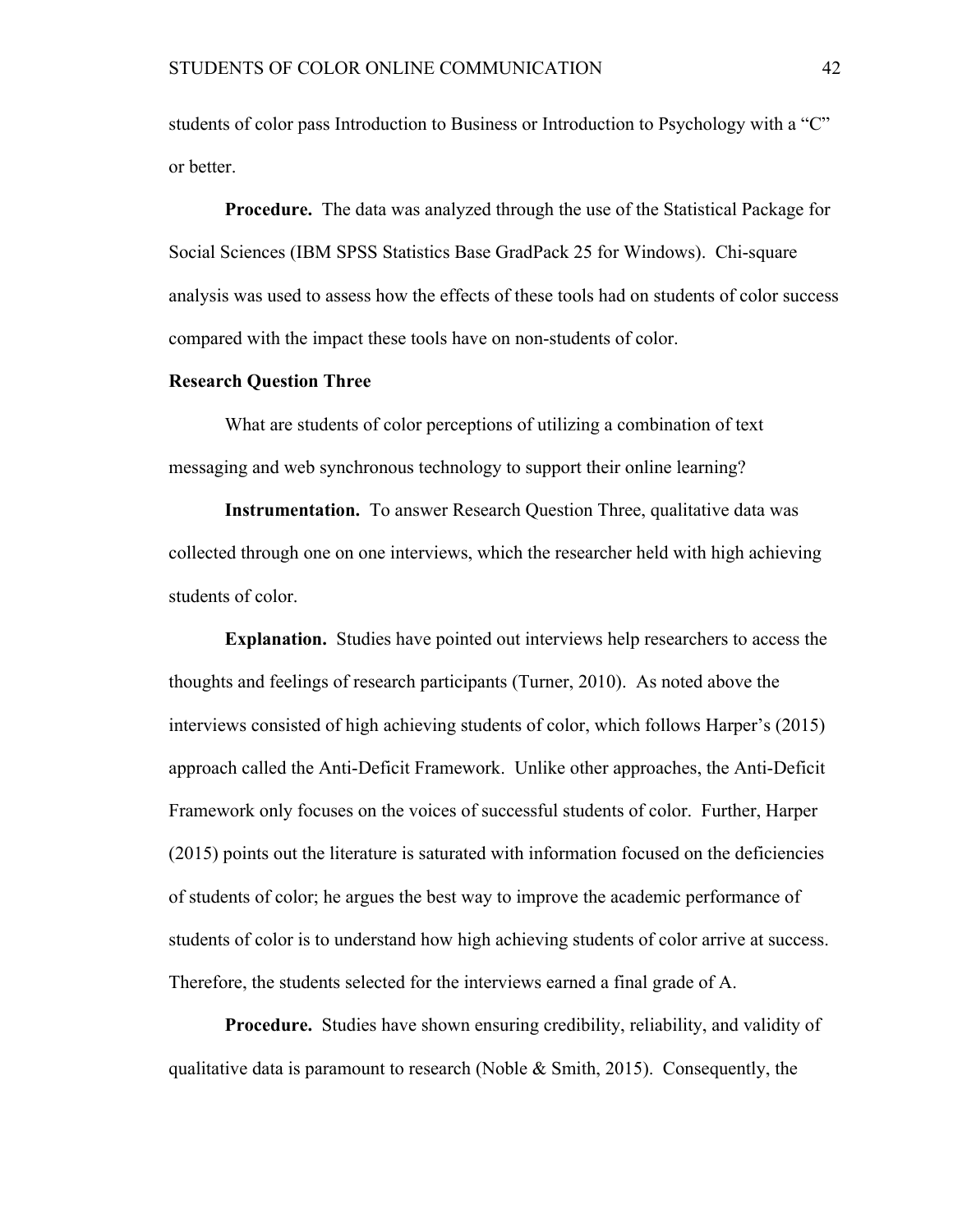students of color pass Introduction to Business or Introduction to Psychology with a "C" or better.

**Procedure.** The data was analyzed through the use of the Statistical Package for Social Sciences (IBM SPSS Statistics Base GradPack 25 for Windows). Chi-square analysis was used to assess how the effects of these tools had on students of color success compared with the impact these tools have on non-students of color.

**Research Question Three**

What are students of color perceptions of utilizing a combination of text messaging and web synchronous technology to support their online learning?

**Instrumentation.** To answer Research Question Three, qualitative data was collected through one on one interviews, which the researcher held with high achieving students of color.

**Explanation.** Studies have pointed out interviews help researchers to access the thoughts and feelings of research participants (Turner, 2010). As noted above the interviews consisted of high achieving students of color, which follows Harper's (2015) approach called the Anti-Deficit Framework. Unlike other approaches, the Anti-Deficit Framework only focuses on the voices of successful students of color. Further, Harper (2015) points out the literature is saturated with information focused on the deficiencies of students of color; he argues the best way to improve the academic performance of students of color is to understand how high achieving students of color arrive at success. Therefore, the students selected for the interviews earned a final grade of A.

**Procedure.** Studies have shown ensuring credibility, reliability, and validity of qualitative data is paramount to research (Noble & Smith, 2015). Consequently, the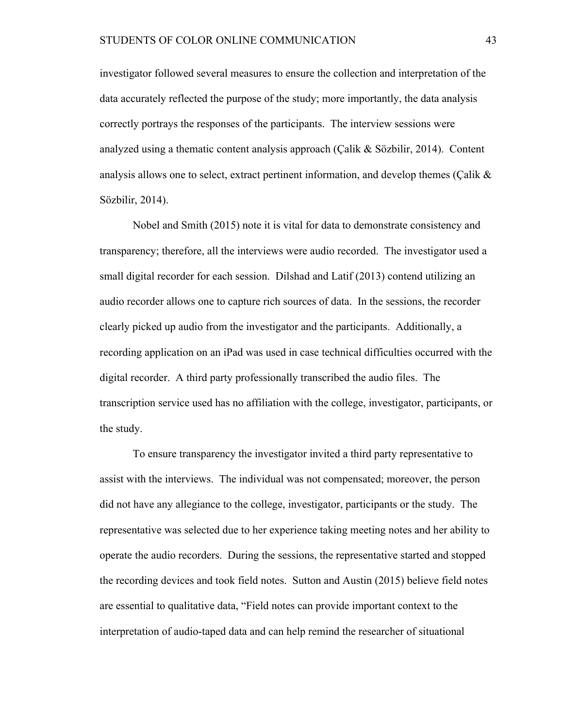investigator followed several measures to ensure the collection and interpretation of the data accurately reflected the purpose of the study; more importantly, the data analysis correctly portrays the responses of the participants. The interview sessions were analyzed using a thematic content analysis approach (Çalik & Sözbilir, 2014). Content analysis allows one to select, extract pertinent information, and develop themes (Çalik & Sözbilir, 2014).

Nobel and Smith (2015) note it is vital for data to demonstrate consistency and transparency; therefore, all the interviews were audio recorded. The investigator used a small digital recorder for each session. Dilshad and Latif (2013) contend utilizing an audio recorder allows one to capture rich sources of data. In the sessions, the recorder clearly picked up audio from the investigator and the participants. Additionally, a recording application on an iPad was used in case technical difficulties occurred with the digital recorder. A third party professionally transcribed the audio files. The transcription service used has no affiliation with the college, investigator, participants, or the study.

To ensure transparency the investigator invited a third party representative to assist with the interviews. The individual was not compensated; moreover, the person did not have any allegiance to the college, investigator, participants or the study. The representative was selected due to her experience taking meeting notes and her ability to operate the audio recorders. During the sessions, the representative started and stopped the recording devices and took field notes. Sutton and Austin (2015) believe field notes are essential to qualitative data, "Field notes can provide important context to the interpretation of audio-taped data and can help remind the researcher of situational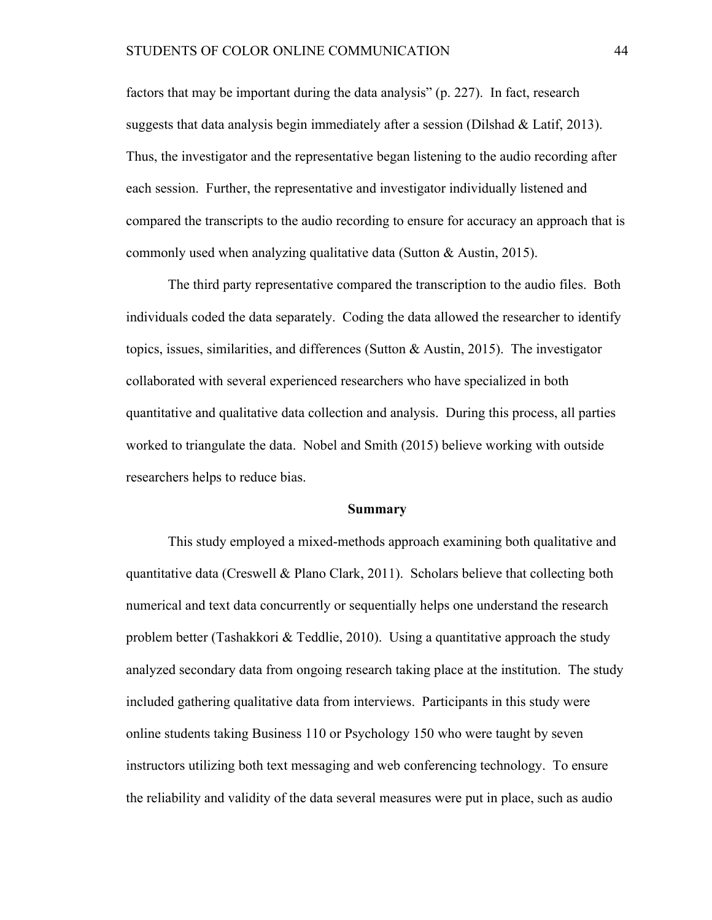factors that may be important during the data analysis" (p. 227). In fact, research suggests that data analysis begin immediately after a session (Dilshad & Latif, 2013). Thus, the investigator and the representative began listening to the audio recording after each session. Further, the representative and investigator individually listened and compared the transcripts to the audio recording to ensure for accuracy an approach that is commonly used when analyzing qualitative data (Sutton & Austin, 2015).

The third party representative compared the transcription to the audio files. Both individuals coded the data separately. Coding the data allowed the researcher to identify topics, issues, similarities, and differences (Sutton & Austin, 2015). The investigator collaborated with several experienced researchers who have specialized in both quantitative and qualitative data collection and analysis. During this process, all parties worked to triangulate the data. Nobel and Smith (2015) believe working with outside researchers helps to reduce bias.

## Summary

This study employed a mixed-methods approach examining both qualitative and quantitative data (Creswell & Plano Clark, 2011). Scholars believe that collecting both numerical and text data concurrently or sequentially helps one understand the research problem better (Tashakkori & Teddlie, 2010). Using a quantitative approach the study analyzed secondary data from ongoing research taking place at the institution. The study included gathering qualitative data from interviews. Participants in this study were online students taking Business 110 or Psychology 150 who were taught by seven instructors utilizing both text messaging and web conferencing technology. To ensure the reliability and validity of the data several measures were put in place, such as audio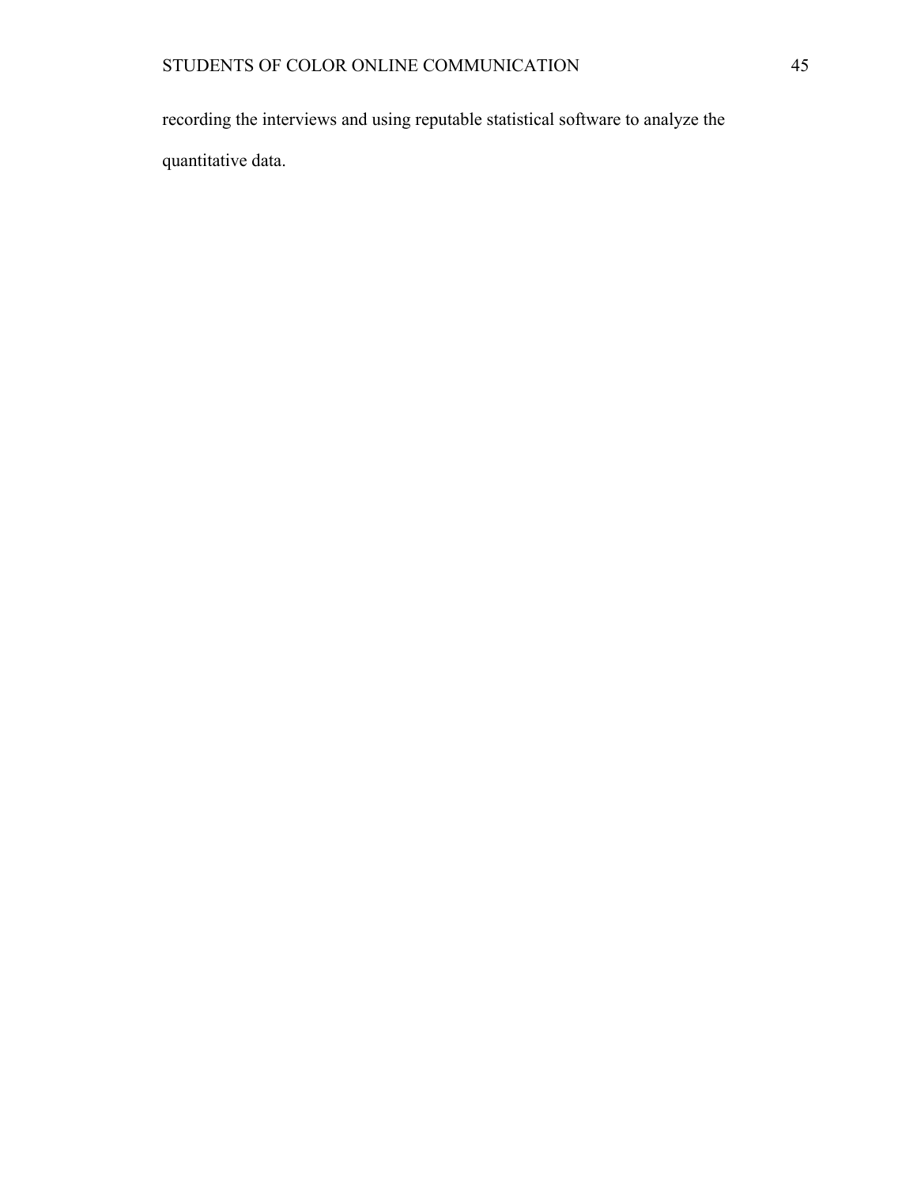recording the interviews and using reputable statistical software to analyze the quantitative data.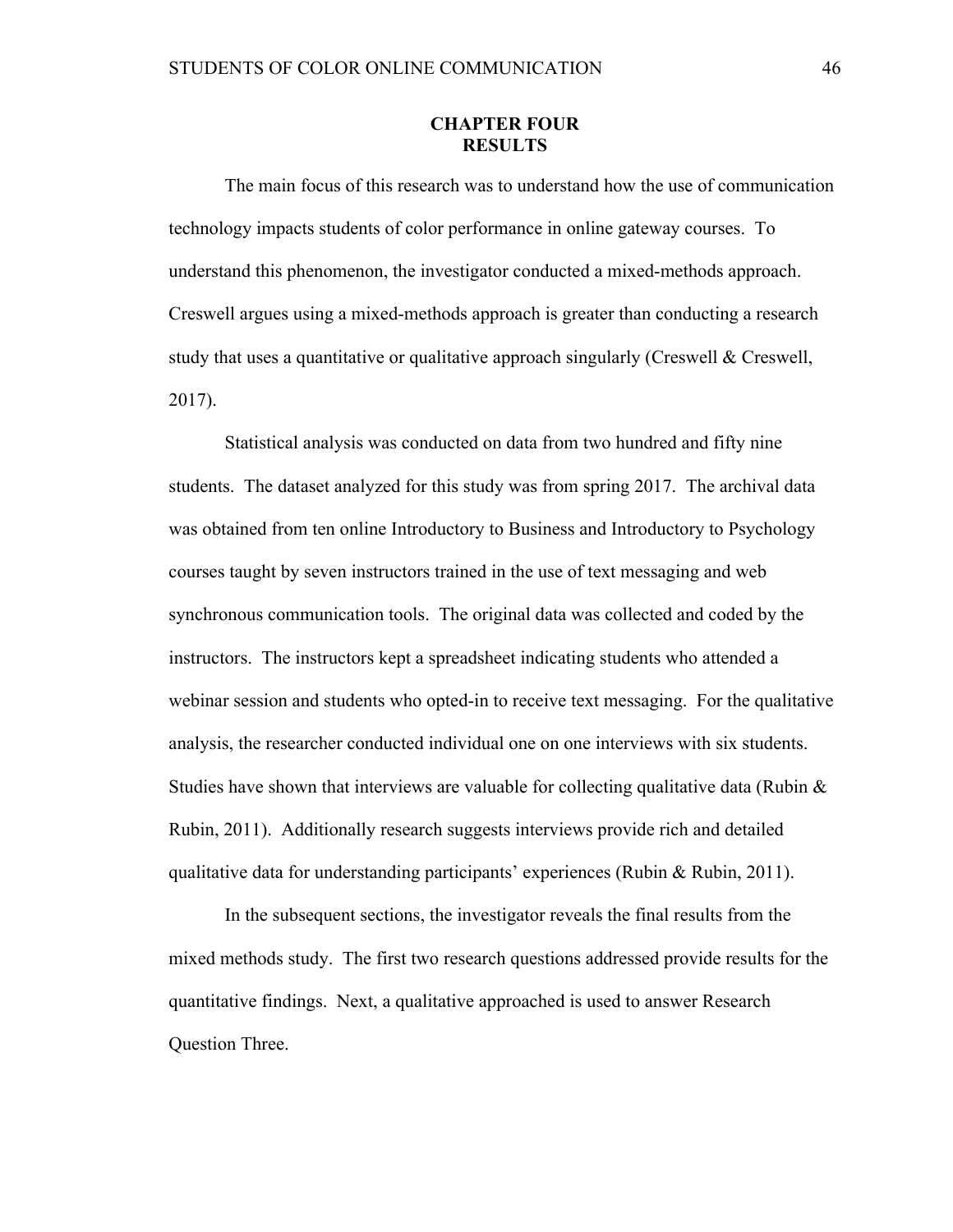# CHAPTER FOUR
# RESULTS

The main focus of this research was to understand how the use of communication technology impacts students of color performance in online gateway courses. To understand this phenomenon, the investigator conducted a mixed-methods approach. Creswell argues using a mixed-methods approach is greater than conducting a research study that uses a quantitative or qualitative approach singularly (Creswell & Creswell, 2017).

Statistical analysis was conducted on data from two hundred and fifty nine students. The dataset analyzed for this study was from spring 2017. The archival data was obtained from ten online Introductory to Business and Introductory to Psychology courses taught by seven instructors trained in the use of text messaging and web synchronous communication tools. The original data was collected and coded by the instructors. The instructors kept a spreadsheet indicating students who attended a webinar session and students who opted-in to receive text messaging. For the qualitative analysis, the researcher conducted individual one on one interviews with six students. Studies have shown that interviews are valuable for collecting qualitative data (Rubin & Rubin, 2011). Additionally research suggests interviews provide rich and detailed qualitative data for understanding participants' experiences (Rubin & Rubin, 2011).

In the subsequent sections, the investigator reveals the final results from the mixed methods study. The first two research questions addressed provide results for the quantitative findings. Next, a qualitative approached is used to answer Research Question Three.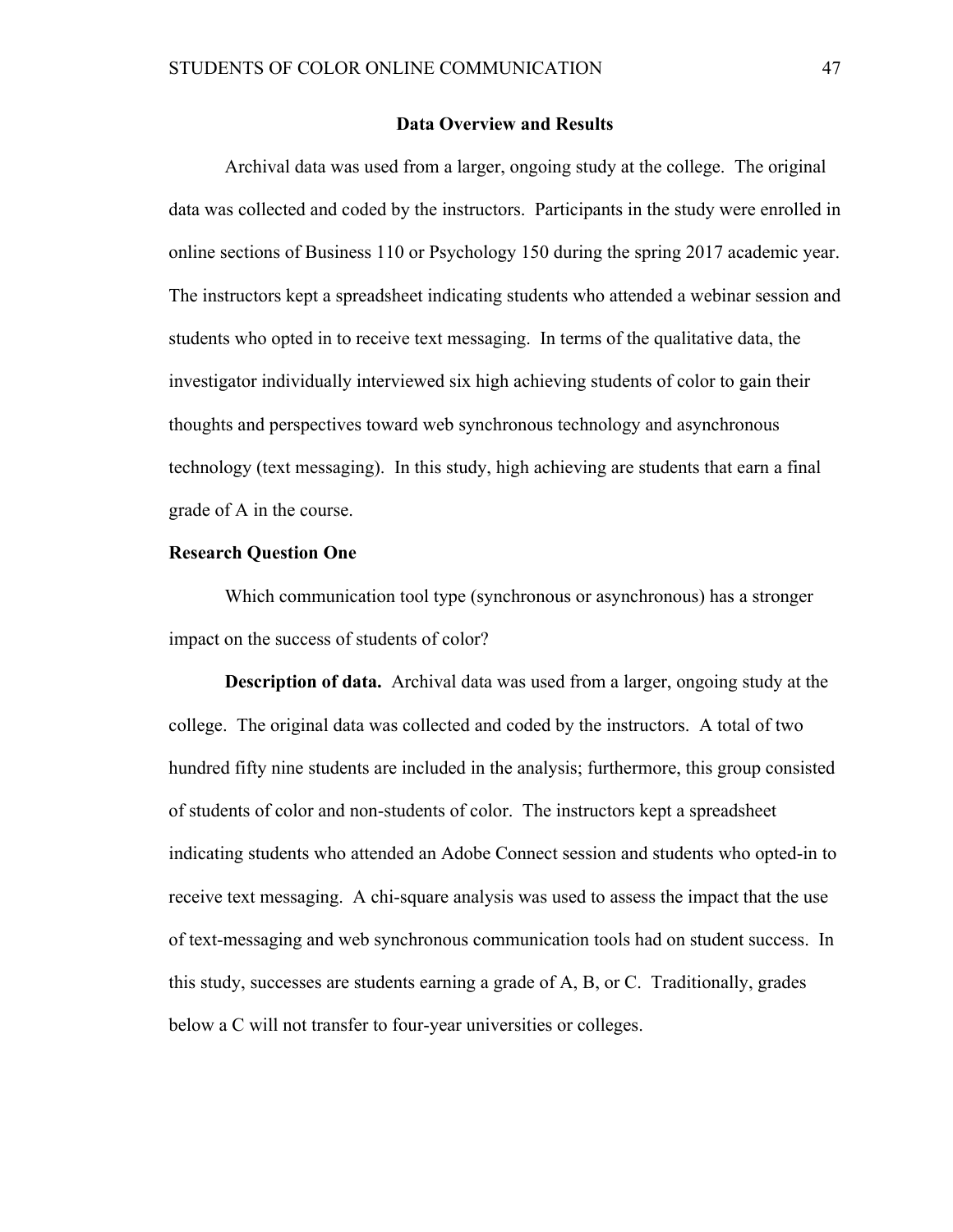## Data Overview and Results

Archival data was used from a larger, ongoing study at the college. The original data was collected and coded by the instructors. Participants in the study were enrolled in online sections of Business 110 or Psychology 150 during the spring 2017 academic year. The instructors kept a spreadsheet indicating students who attended a webinar session and students who opted in to receive text messaging. In terms of the qualitative data, the investigator individually interviewed six high achieving students of color to gain their thoughts and perspectives toward web synchronous technology and asynchronous technology (text messaging). In this study, high achieving are students that earn a final grade of A in the course.

### Research Question One

Which communication tool type (synchronous or asynchronous) has a stronger impact on the success of students of color?

**Description of data.** Archival data was used from a larger, ongoing study at the college. The original data was collected and coded by the instructors. A total of two hundred fifty nine students are included in the analysis; furthermore, this group consisted of students of color and non-students of color. The instructors kept a spreadsheet indicating students who attended an Adobe Connect session and students who opted-in to receive text messaging. A chi-square analysis was used to assess the impact that the use of text-messaging and web synchronous communication tools had on student success. In this study, successes are students earning a grade of A, B, or C. Traditionally, grades below a C will not transfer to four-year universities or colleges.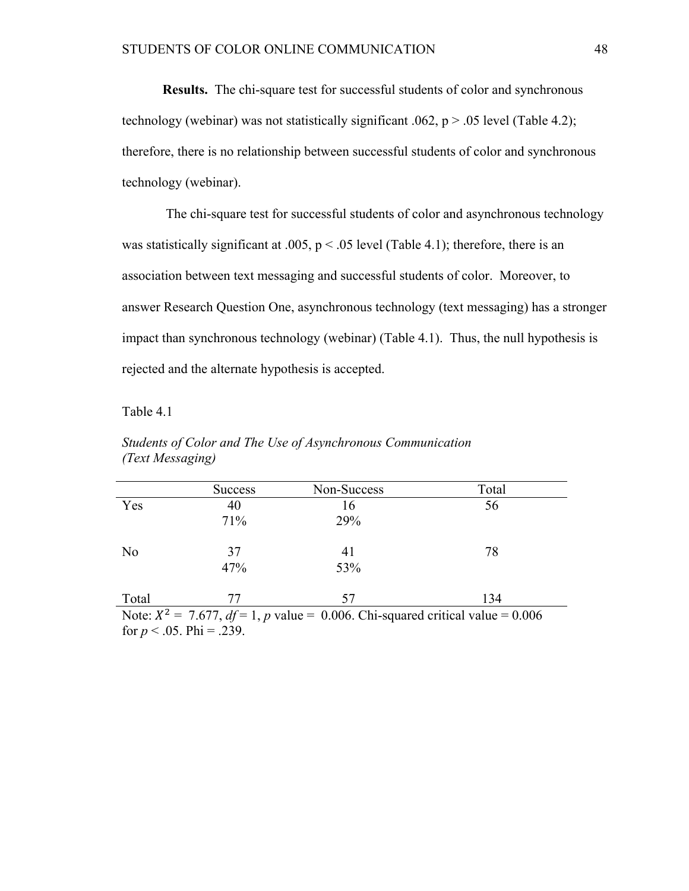**Results.** The chi-square test for successful students of color and synchronous technology (webinar) was not statistically significant .062, p > .05 level (Table 4.2); therefore, there is no relationship between successful students of color and synchronous technology (webinar).

The chi-square test for successful students of color and asynchronous technology was statistically significant at .005, p < .05 level (Table 4.1); therefore, there is an association between text messaging and successful students of color. Moreover, to answer Research Question One, asynchronous technology (text messaging) has a stronger impact than synchronous technology (webinar) (Table 4.1). Thus, the null hypothesis is rejected and the alternate hypothesis is accepted.

Table 4.1

*Students of Color and The Use of Asynchronous Communication (Text Messaging)*

| | Success | Non-Success | Total |
|---|---|---|---|
| Yes | 40<br>71% | 16<br>29% | 56 |
| No | 37<br>47% | 41<br>53% | 78 |
| Total | 77 | 57 | 134 |

Note: $X^2$ = 7.677, *df* = 1, *p* value = 0.006. Chi-squared critical value = 0.006 for *p* < .05. Phi = .239.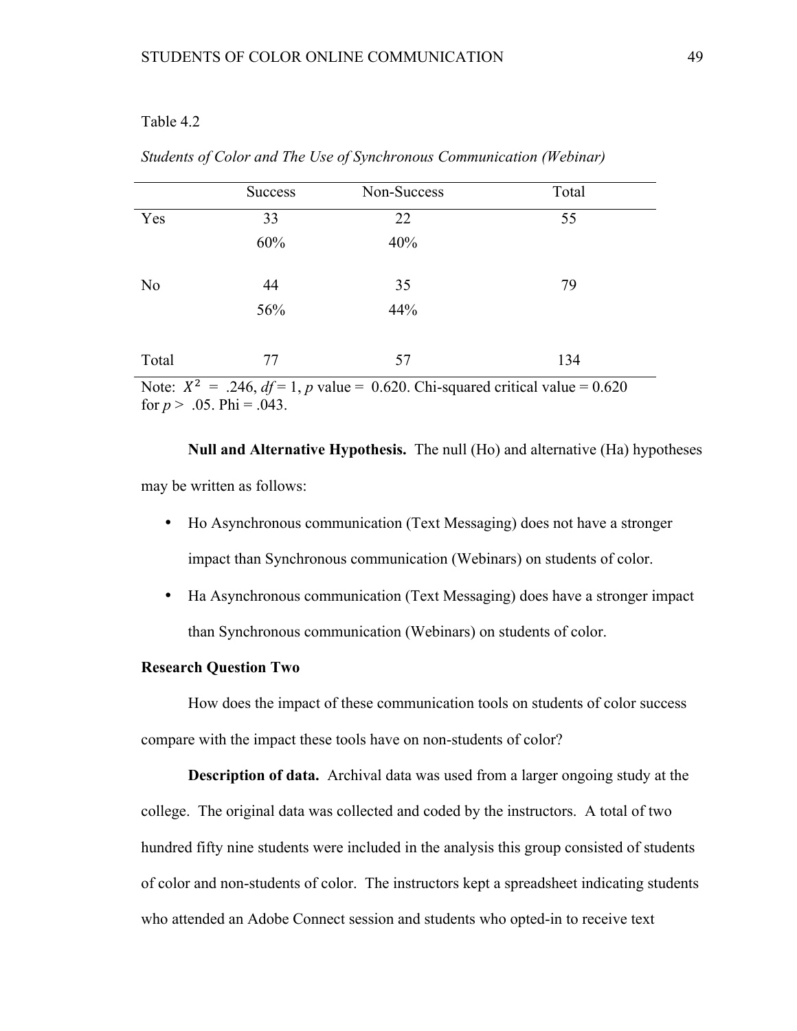Table 4.2

*Students of Color and The Use of Synchronous Communication (Webinar)*

| | Success | Non-Success | Total |
|---|---|---|---|
| Yes | 33 | 22 | 55 |
| | 60% | 40% | |
| No | 44 | 35 | 79 |
| | 56% | 44% | |
| Total | 77 | 57 | 134 |

Note: $X^2$ = .246, *df* = 1, *p* value = 0.620. Chi-squared critical value = 0.620 for *p* > .05. Phi = .043.

**Null and Alternative Hypothesis.** The null (Ho) and alternative (Ha) hypotheses may be written as follows:

- Ho Asynchronous communication (Text Messaging) does not have a stronger impact than Synchronous communication (Webinars) on students of color.
- Ha Asynchronous communication (Text Messaging) does have a stronger impact than Synchronous communication (Webinars) on students of color.

**Research Question Two**

How does the impact of these communication tools on students of color success compare with the impact these tools have on non-students of color?

**Description of data.** Archival data was used from a larger ongoing study at the college. The original data was collected and coded by the instructors. A total of two hundred fifty nine students were included in the analysis this group consisted of students of color and non-students of color. The instructors kept a spreadsheet indicating students who attended an Adobe Connect session and students who opted-in to receive text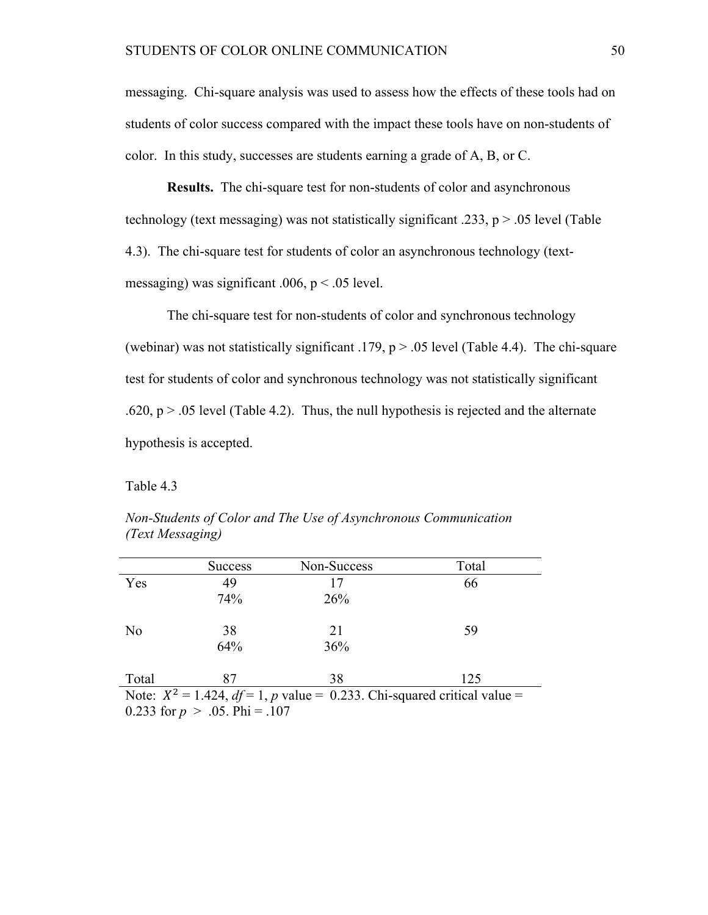messaging. Chi-square analysis was used to assess how the effects of these tools had on students of color success compared with the impact these tools have on non-students of color. In this study, successes are students earning a grade of A, B, or C.

**Results.** The chi-square test for non-students of color and asynchronous technology (text messaging) was not statistically significant .233, p > .05 level (Table 4.3). The chi-square test for students of color an asynchronous technology (text-messaging) was significant .006, p < .05 level.

The chi-square test for non-students of color and synchronous technology (webinar) was not statistically significant .179, p > .05 level (Table 4.4). The chi-square test for students of color and synchronous technology was not statistically significant .620, p > .05 level (Table 4.2). Thus, the null hypothesis is rejected and the alternate hypothesis is accepted.

Table 4.3

*Non-Students of Color and The Use of Asynchronous Communication (Text Messaging)*

| | Success | Non-Success | Total |
|---|---|---|---|
| Yes | 49<br>74% | 17<br>26% | 66 |
| No | 38<br>64% | 21<br>36% | 59 |
| Total | 87 | 38 | 125 |

Note: $X^2$ = 1.424, *df* = 1, *p* value = 0.233. Chi-squared critical value = 0.233 for $p > .05$. Phi = .107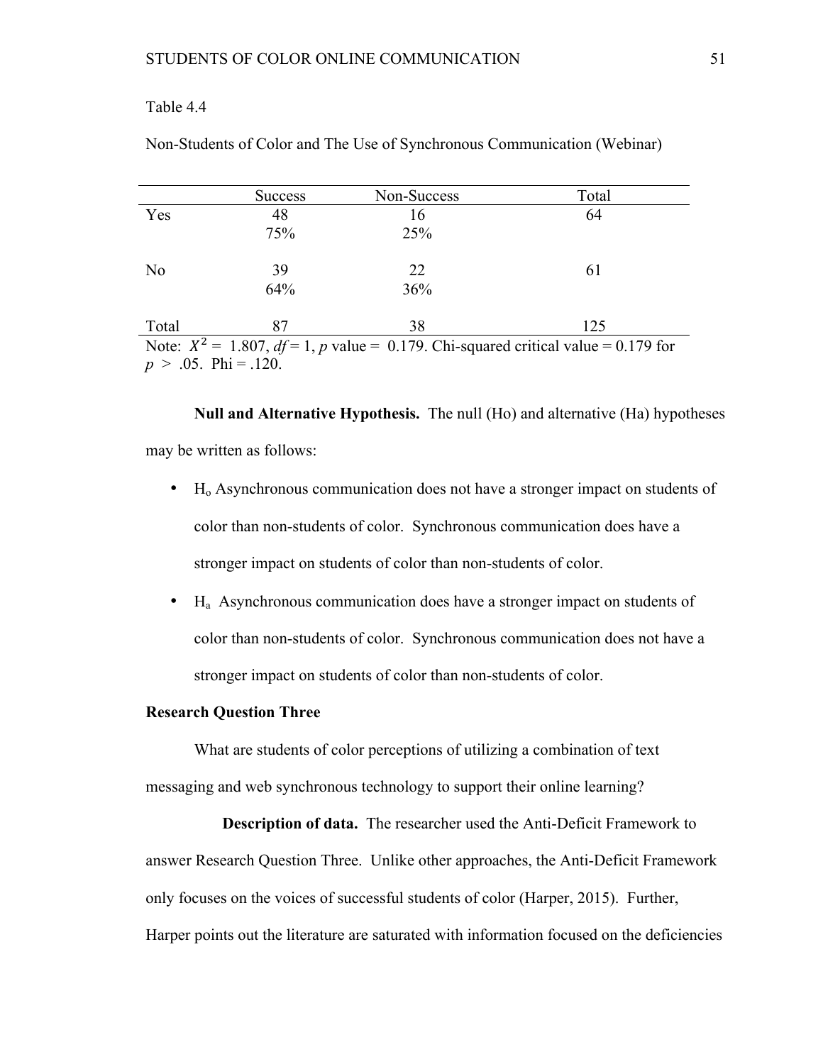Table 4.4

Non-Students of Color and The Use of Synchronous Communication (Webinar)

| | Success | Non-Success | Total |
|---|---|---|---|
| Yes | 48<br>75% | 16<br>25% | 64 |
| No | 39<br>64% | 22<br>36% | 61 |
| Total | 87 | 38 | 125 |

Note: $X^2$ = 1.807, *df* = 1, *p* value = 0.179. Chi-squared critical value = 0.179 for $p > .05$. Phi = .120.

**Null and Alternative Hypothesis.** The null (Ho) and alternative (Ha) hypotheses may be written as follows:

- $H_o$ Asynchronous communication does not have a stronger impact on students of color than non-students of color. Synchronous communication does have a stronger impact on students of color than non-students of color.
- $H_a$ Asynchronous communication does have a stronger impact on students of color than non-students of color. Synchronous communication does not have a stronger impact on students of color than non-students of color.

**Research Question Three**

What are students of color perceptions of utilizing a combination of text messaging and web synchronous technology to support their online learning?

**Description of data.** The researcher used the Anti-Deficit Framework to answer Research Question Three. Unlike other approaches, the Anti-Deficit Framework only focuses on the voices of successful students of color (Harper, 2015). Further, Harper points out the literature are saturated with information focused on the deficiencies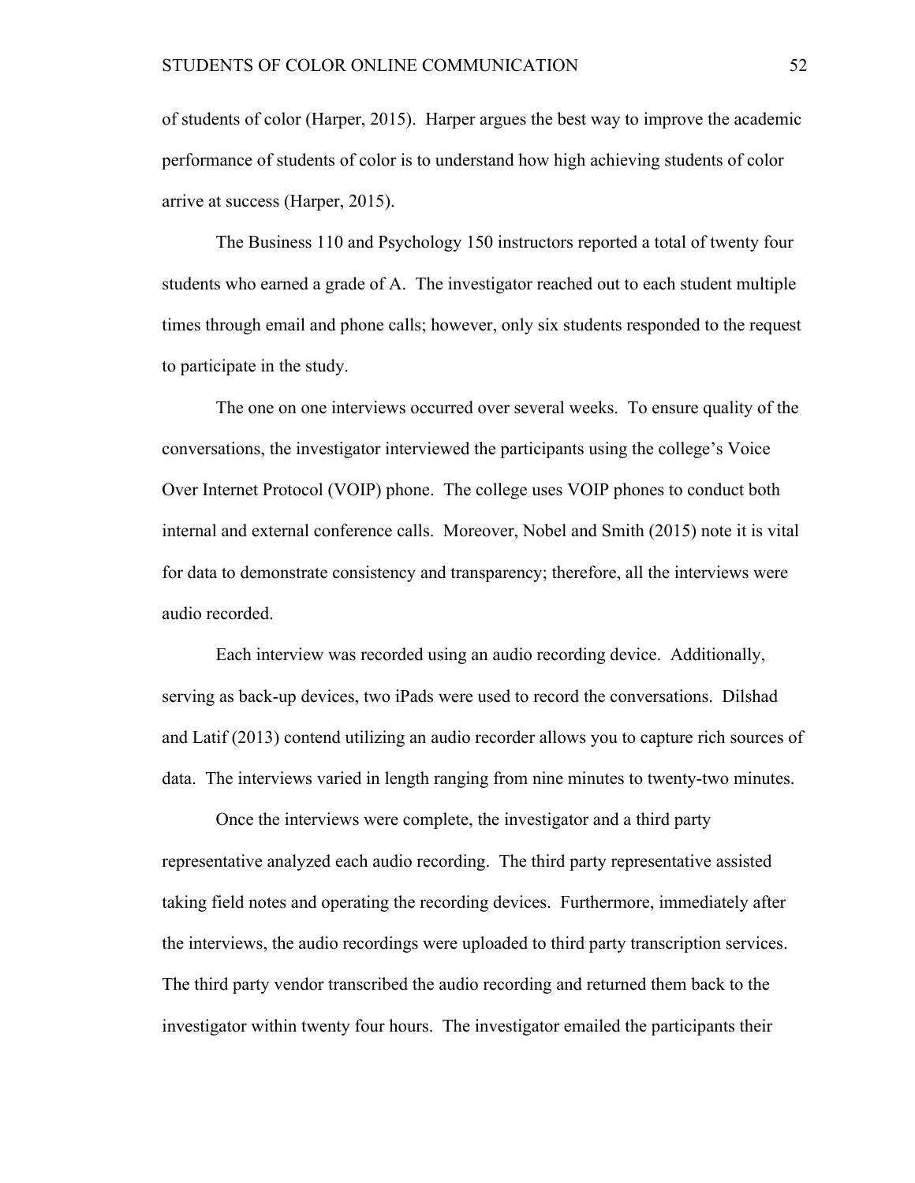of students of color (Harper, 2015). Harper argues the best way to improve the academic performance of students of color is to understand how high achieving students of color arrive at success (Harper, 2015).

The Business 110 and Psychology 150 instructors reported a total of twenty four students who earned a grade of A. The investigator reached out to each student multiple times through email and phone calls; however, only six students responded to the request to participate in the study.

The one on one interviews occurred over several weeks. To ensure quality of the conversations, the investigator interviewed the participants using the college's Voice Over Internet Protocol (VOIP) phone. The college uses VOIP phones to conduct both internal and external conference calls. Moreover, Nobel and Smith (2015) note it is vital for data to demonstrate consistency and transparency; therefore, all the interviews were audio recorded.

Each interview was recorded using an audio recording device. Additionally, serving as back-up devices, two iPads were used to record the conversations. Dilshad and Latif (2013) contend utilizing an audio recorder allows you to capture rich sources of data. The interviews varied in length ranging from nine minutes to twenty-two minutes.

Once the interviews were complete, the investigator and a third party representative analyzed each audio recording. The third party representative assisted taking field notes and operating the recording devices. Furthermore, immediately after the interviews, the audio recordings were uploaded to third party transcription services. The third party vendor transcribed the audio recording and returned them back to the investigator within twenty four hours. The investigator emailed the participants their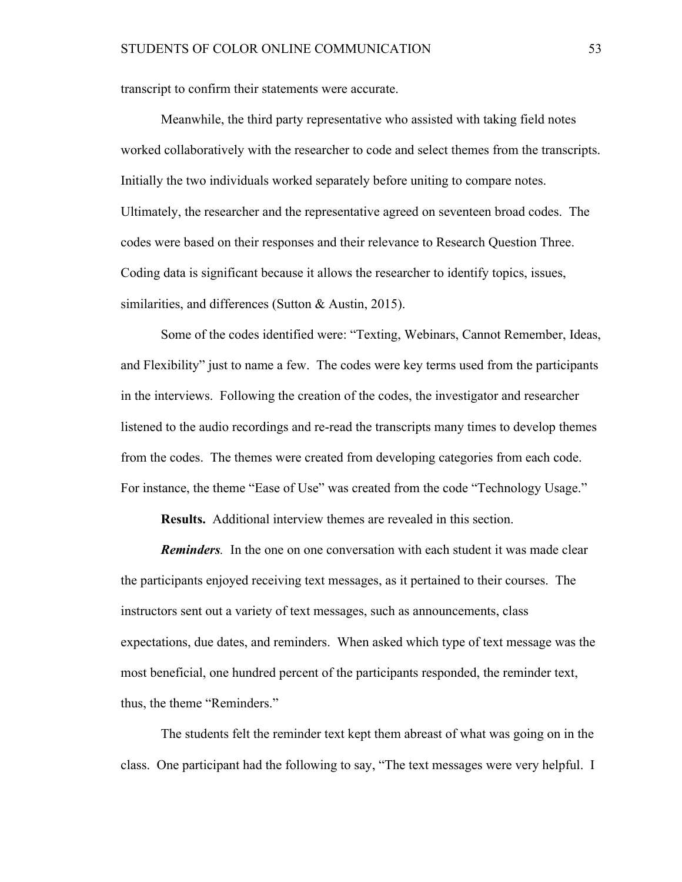transcript to confirm their statements were accurate.

Meanwhile, the third party representative who assisted with taking field notes worked collaboratively with the researcher to code and select themes from the transcripts. Initially the two individuals worked separately before uniting to compare notes. Ultimately, the researcher and the representative agreed on seventeen broad codes. The codes were based on their responses and their relevance to Research Question Three. Coding data is significant because it allows the researcher to identify topics, issues, similarities, and differences (Sutton & Austin, 2015).

Some of the codes identified were: "Texting, Webinars, Cannot Remember, Ideas, and Flexibility" just to name a few. The codes were key terms used from the participants in the interviews. Following the creation of the codes, the investigator and researcher listened to the audio recordings and re-read the transcripts many times to develop themes from the codes. The themes were created from developing categories from each code. For instance, the theme "Ease of Use" was created from the code "Technology Usage."

**Results.** Additional interview themes are revealed in this section.

***Reminders**.* In the one on one conversation with each student it was made clear the participants enjoyed receiving text messages, as it pertained to their courses. The instructors sent out a variety of text messages, such as announcements, class expectations, due dates, and reminders. When asked which type of text message was the most beneficial, one hundred percent of the participants responded, the reminder text, thus, the theme "Reminders."

The students felt the reminder text kept them abreast of what was going on in the class. One participant had the following to say, "The text messages were very helpful. I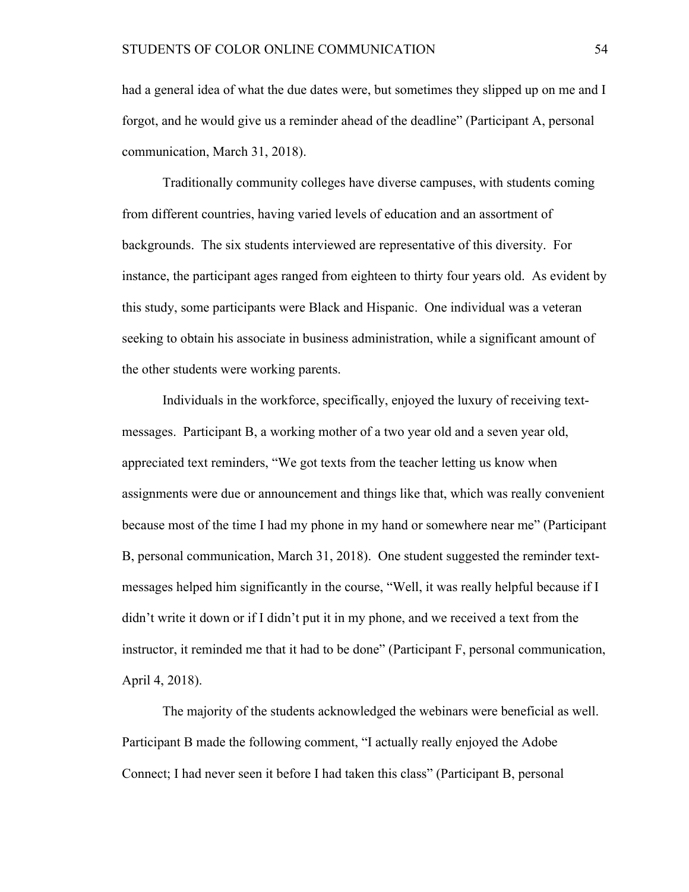had a general idea of what the due dates were, but sometimes they slipped up on me and I forgot, and he would give us a reminder ahead of the deadline" (Participant A, personal communication, March 31, 2018).

Traditionally community colleges have diverse campuses, with students coming from different countries, having varied levels of education and an assortment of backgrounds. The six students interviewed are representative of this diversity. For instance, the participant ages ranged from eighteen to thirty four years old. As evident by this study, some participants were Black and Hispanic. One individual was a veteran seeking to obtain his associate in business administration, while a significant amount of the other students were working parents.

Individuals in the workforce, specifically, enjoyed the luxury of receiving text-messages. Participant B, a working mother of a two year old and a seven year old, appreciated text reminders, "We got texts from the teacher letting us know when assignments were due or announcement and things like that, which was really convenient because most of the time I had my phone in my hand or somewhere near me" (Participant B, personal communication, March 31, 2018). One student suggested the reminder text-messages helped him significantly in the course, "Well, it was really helpful because if I didn't write it down or if I didn't put it in my phone, and we received a text from the instructor, it reminded me that it had to be done" (Participant F, personal communication, April 4, 2018).

The majority of the students acknowledged the webinars were beneficial as well. Participant B made the following comment, "I actually really enjoyed the Adobe Connect; I had never seen it before I had taken this class" (Participant B, personal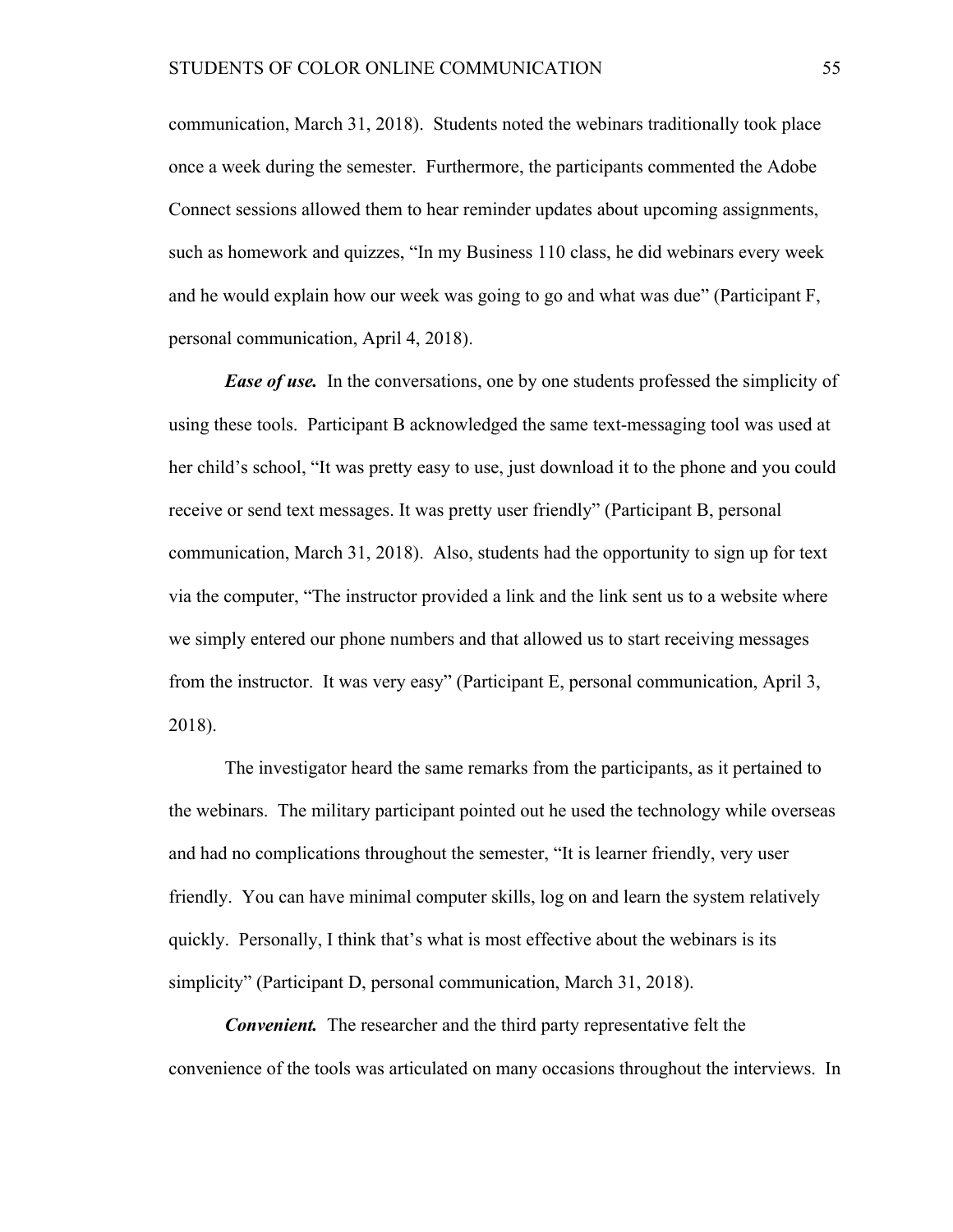communication, March 31, 2018). Students noted the webinars traditionally took place once a week during the semester. Furthermore, the participants commented the Adobe Connect sessions allowed them to hear reminder updates about upcoming assignments, such as homework and quizzes, "In my Business 110 class, he did webinars every week and he would explain how our week was going to go and what was due" (Participant F, personal communication, April 4, 2018).

***Ease of use.*** In the conversations, one by one students professed the simplicity of using these tools. Participant B acknowledged the same text-messaging tool was used at her child's school, "It was pretty easy to use, just download it to the phone and you could receive or send text messages. It was pretty user friendly" (Participant B, personal communication, March 31, 2018). Also, students had the opportunity to sign up for text via the computer, "The instructor provided a link and the link sent us to a website where we simply entered our phone numbers and that allowed us to start receiving messages from the instructor. It was very easy" (Participant E, personal communication, April 3, 2018).

The investigator heard the same remarks from the participants, as it pertained to the webinars. The military participant pointed out he used the technology while overseas and had no complications throughout the semester, "It is learner friendly, very user friendly. You can have minimal computer skills, log on and learn the system relatively quickly. Personally, I think that's what is most effective about the webinars is its simplicity" (Participant D, personal communication, March 31, 2018).

***Convenient.*** The researcher and the third party representative felt the convenience of the tools was articulated on many occasions throughout the interviews. In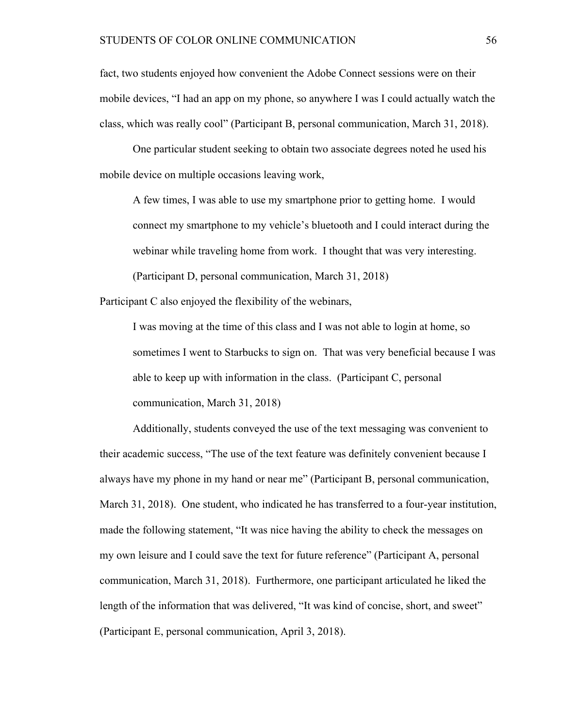fact, two students enjoyed how convenient the Adobe Connect sessions were on their mobile devices, "I had an app on my phone, so anywhere I was I could actually watch the class, which was really cool" (Participant B, personal communication, March 31, 2018).

One particular student seeking to obtain two associate degrees noted he used his mobile device on multiple occasions leaving work,

> A few times, I was able to use my smartphone prior to getting home. I would connect my smartphone to my vehicle's bluetooth and I could interact during the webinar while traveling home from work. I thought that was very interesting. (Participant D, personal communication, March 31, 2018)

Participant C also enjoyed the flexibility of the webinars,

> I was moving at the time of this class and I was not able to login at home, so sometimes I went to Starbucks to sign on. That was very beneficial because I was able to keep up with information in the class. (Participant C, personal communication, March 31, 2018)

Additionally, students conveyed the use of the text messaging was convenient to their academic success, "The use of the text feature was definitely convenient because I always have my phone in my hand or near me" (Participant B, personal communication, March 31, 2018). One student, who indicated he has transferred to a four-year institution, made the following statement, "It was nice having the ability to check the messages on my own leisure and I could save the text for future reference" (Participant A, personal communication, March 31, 2018). Furthermore, one participant articulated he liked the length of the information that was delivered, "It was kind of concise, short, and sweet" (Participant E, personal communication, April 3, 2018).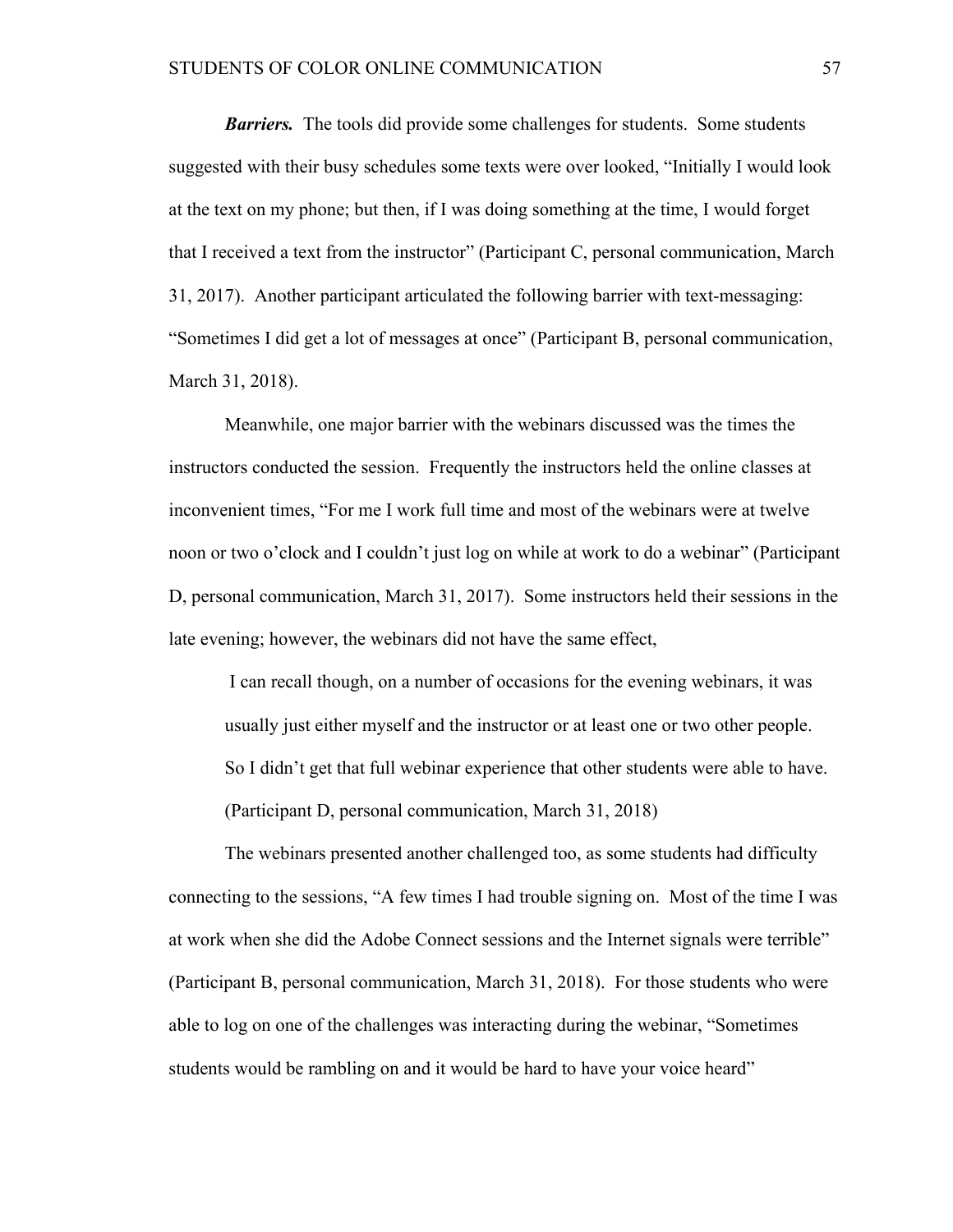***Barriers.*** The tools did provide some challenges for students. Some students suggested with their busy schedules some texts were over looked, “Initially I would look at the text on my phone; but then, if I was doing something at the time, I would forget that I received a text from the instructor” (Participant C, personal communication, March 31, 2017). Another participant articulated the following barrier with text-messaging: “Sometimes I did get a lot of messages at once” (Participant B, personal communication, March 31, 2018).

Meanwhile, one major barrier with the webinars discussed was the times the instructors conducted the session. Frequently the instructors held the online classes at inconvenient times, “For me I work full time and most of the webinars were at twelve noon or two o’clock and I couldn’t just log on while at work to do a webinar” (Participant D, personal communication, March 31, 2017). Some instructors held their sessions in the late evening; however, the webinars did not have the same effect,

> I can recall though, on a number of occasions for the evening webinars, it was usually just either myself and the instructor or at least one or two other people. So I didn’t get that full webinar experience that other students were able to have. (Participant D, personal communication, March 31, 2018)

The webinars presented another challenged too, as some students had difficulty connecting to the sessions, “A few times I had trouble signing on. Most of the time I was at work when she did the Adobe Connect sessions and the Internet signals were terrible” (Participant B, personal communication, March 31, 2018). For those students who were able to log on one of the challenges was interacting during the webinar, “Sometimes students would be rambling on and it would be hard to have your voice heard”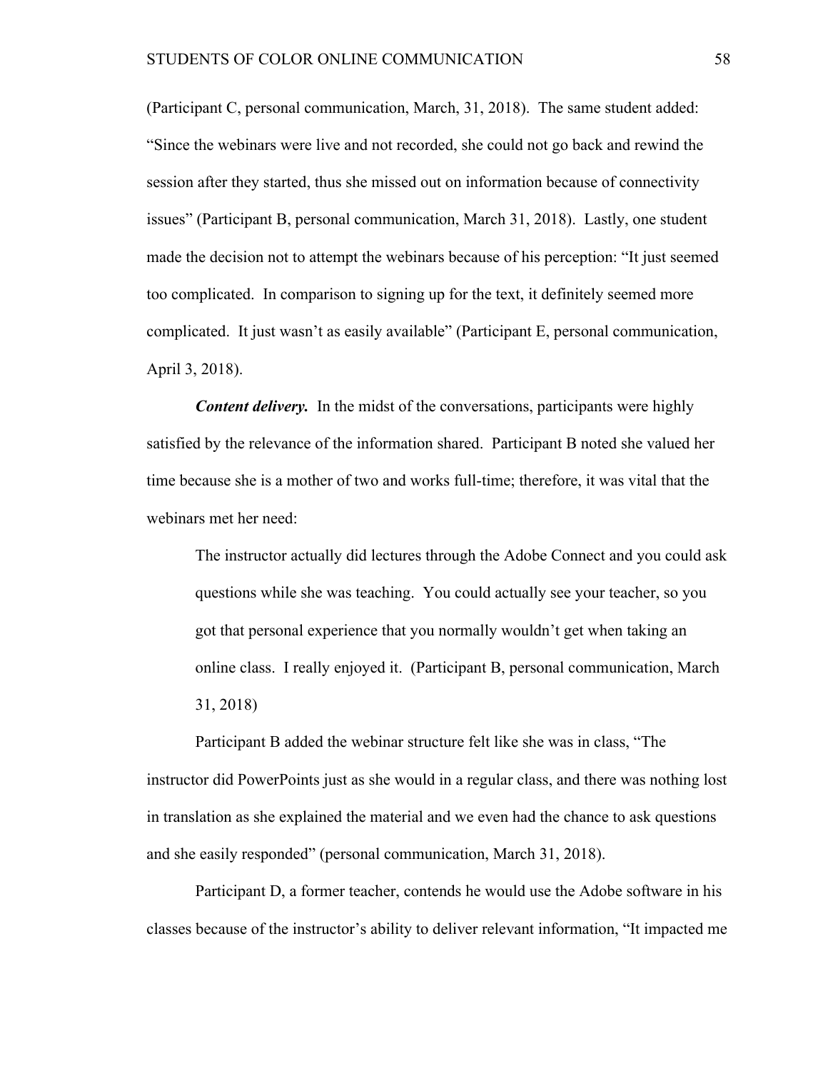(Participant C, personal communication, March, 31, 2018). The same student added: "Since the webinars were live and not recorded, she could not go back and rewind the session after they started, thus she missed out on information because of connectivity issues" (Participant B, personal communication, March 31, 2018). Lastly, one student made the decision not to attempt the webinars because of his perception: "It just seemed too complicated. In comparison to signing up for the text, it definitely seemed more complicated. It just wasn't as easily available" (Participant E, personal communication, April 3, 2018).

***Content delivery.*** In the midst of the conversations, participants were highly satisfied by the relevance of the information shared. Participant B noted she valued her time because she is a mother of two and works full-time; therefore, it was vital that the webinars met her need:

> The instructor actually did lectures through the Adobe Connect and you could ask questions while she was teaching. You could actually see your teacher, so you got that personal experience that you normally wouldn't get when taking an online class. I really enjoyed it. (Participant B, personal communication, March 31, 2018)

Participant B added the webinar structure felt like she was in class, "The instructor did PowerPoints just as she would in a regular class, and there was nothing lost in translation as she explained the material and we even had the chance to ask questions and she easily responded" (personal communication, March 31, 2018).

Participant D, a former teacher, contends he would use the Adobe software in his classes because of the instructor's ability to deliver relevant information, "It impacted me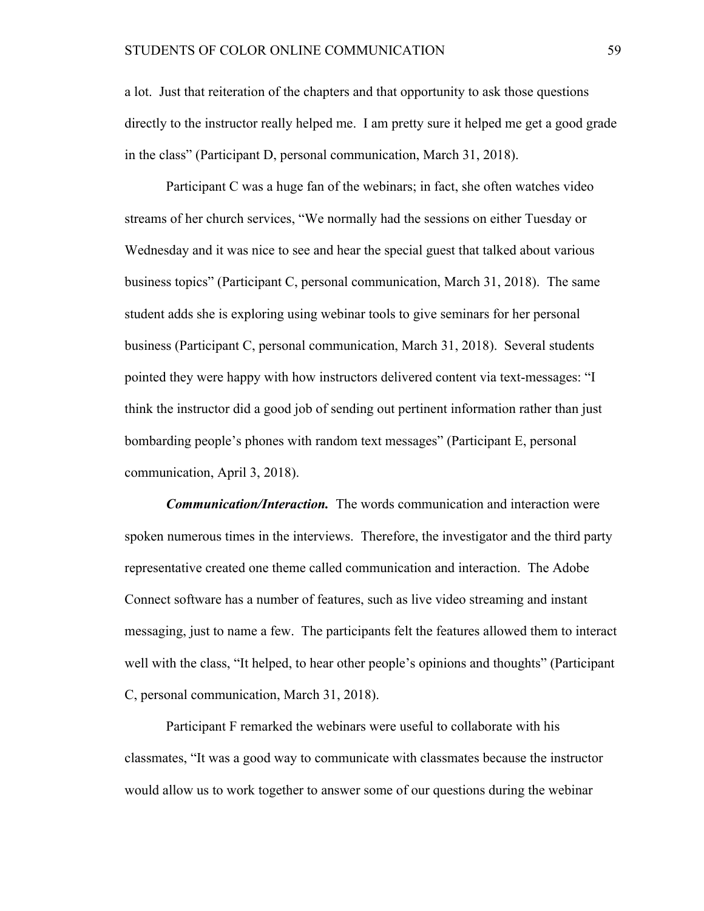a lot. Just that reiteration of the chapters and that opportunity to ask those questions directly to the instructor really helped me. I am pretty sure it helped me get a good grade in the class" (Participant D, personal communication, March 31, 2018).

Participant C was a huge fan of the webinars; in fact, she often watches video streams of her church services, "We normally had the sessions on either Tuesday or Wednesday and it was nice to see and hear the special guest that talked about various business topics" (Participant C, personal communication, March 31, 2018). The same student adds she is exploring using webinar tools to give seminars for her personal business (Participant C, personal communication, March 31, 2018). Several students pointed they were happy with how instructors delivered content via text-messages: "I think the instructor did a good job of sending out pertinent information rather than just bombarding people's phones with random text messages" (Participant E, personal communication, April 3, 2018).

***Communication/Interaction.*** The words communication and interaction were spoken numerous times in the interviews. Therefore, the investigator and the third party representative created one theme called communication and interaction. The Adobe Connect software has a number of features, such as live video streaming and instant messaging, just to name a few. The participants felt the features allowed them to interact well with the class, "It helped, to hear other people's opinions and thoughts" (Participant C, personal communication, March 31, 2018).

Participant F remarked the webinars were useful to collaborate with his classmates, "It was a good way to communicate with classmates because the instructor would allow us to work together to answer some of our questions during the webinar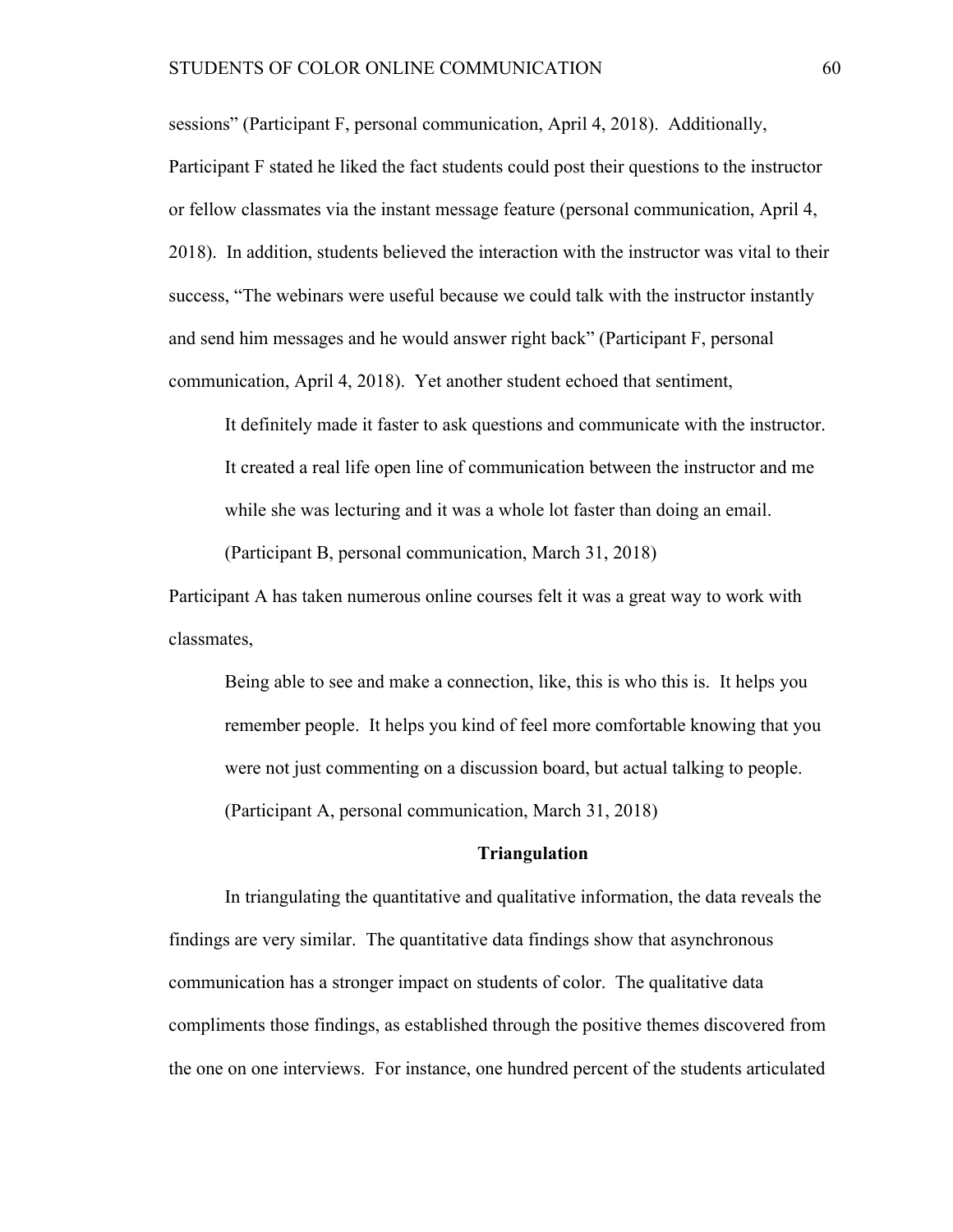sessions" (Participant F, personal communication, April 4, 2018). Additionally, Participant F stated he liked the fact students could post their questions to the instructor or fellow classmates via the instant message feature (personal communication, April 4, 2018). In addition, students believed the interaction with the instructor was vital to their success, "The webinars were useful because we could talk with the instructor instantly and send him messages and he would answer right back" (Participant F, personal communication, April 4, 2018). Yet another student echoed that sentiment,

> It definitely made it faster to ask questions and communicate with the instructor. It created a real life open line of communication between the instructor and me while she was lecturing and it was a whole lot faster than doing an email. (Participant B, personal communication, March 31, 2018)

Participant A has taken numerous online courses felt it was a great way to work with classmates,

> Being able to see and make a connection, like, this is who this is. It helps you remember people. It helps you kind of feel more comfortable knowing that you were not just commenting on a discussion board, but actual talking to people. (Participant A, personal communication, March 31, 2018)

## Triangulation

In triangulating the quantitative and qualitative information, the data reveals the findings are very similar. The quantitative data findings show that asynchronous communication has a stronger impact on students of color. The qualitative data compliments those findings, as established through the positive themes discovered from the one on one interviews. For instance, one hundred percent of the students articulated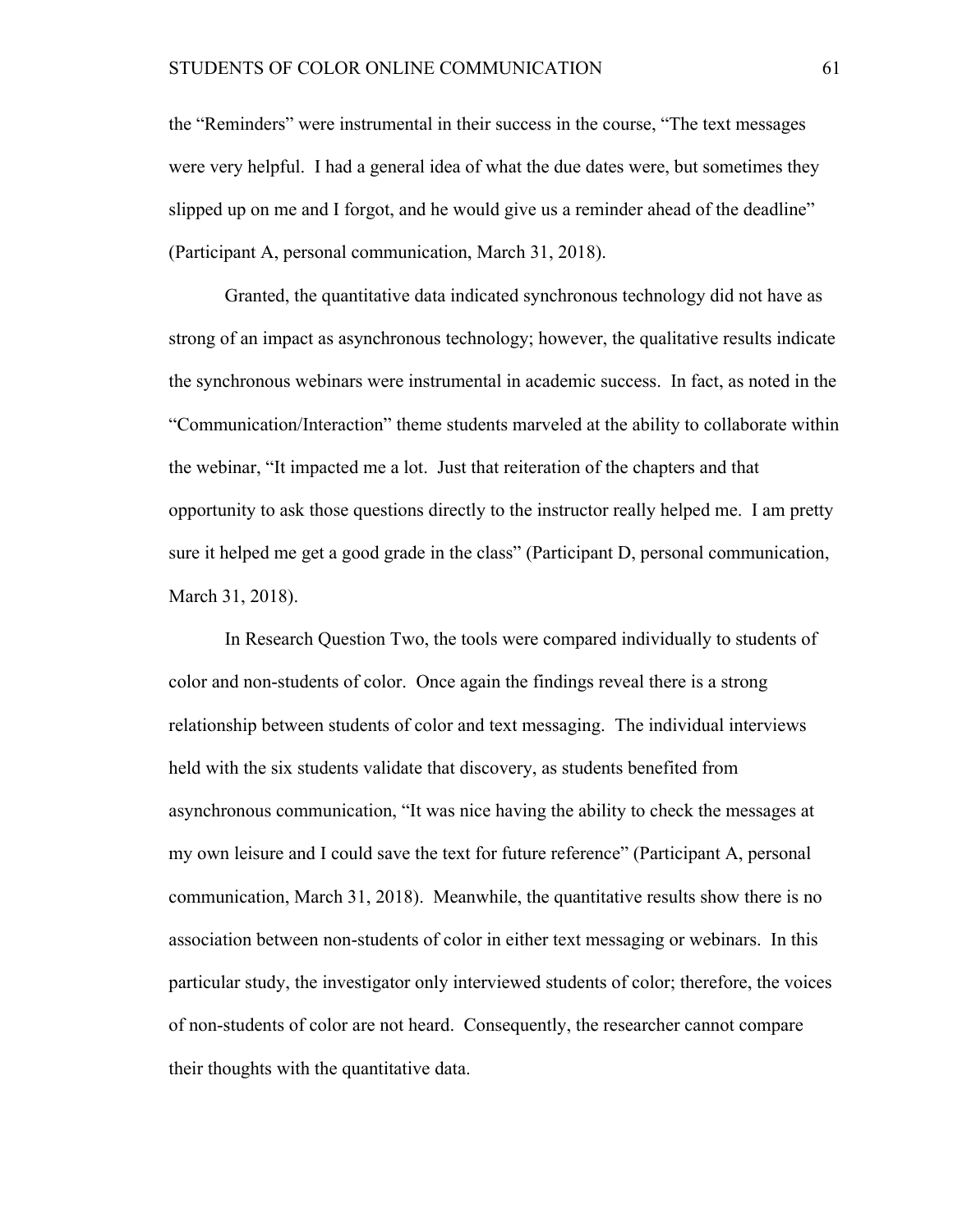the "Reminders" were instrumental in their success in the course, "The text messages were very helpful. I had a general idea of what the due dates were, but sometimes they slipped up on me and I forgot, and he would give us a reminder ahead of the deadline" (Participant A, personal communication, March 31, 2018).

Granted, the quantitative data indicated synchronous technology did not have as strong of an impact as asynchronous technology; however, the qualitative results indicate the synchronous webinars were instrumental in academic success. In fact, as noted in the "Communication/Interaction" theme students marveled at the ability to collaborate within the webinar, "It impacted me a lot. Just that reiteration of the chapters and that opportunity to ask those questions directly to the instructor really helped me. I am pretty sure it helped me get a good grade in the class" (Participant D, personal communication, March 31, 2018).

In Research Question Two, the tools were compared individually to students of color and non-students of color. Once again the findings reveal there is a strong relationship between students of color and text messaging. The individual interviews held with the six students validate that discovery, as students benefited from asynchronous communication, "It was nice having the ability to check the messages at my own leisure and I could save the text for future reference" (Participant A, personal communication, March 31, 2018). Meanwhile, the quantitative results show there is no association between non-students of color in either text messaging or webinars. In this particular study, the investigator only interviewed students of color; therefore, the voices of non-students of color are not heard. Consequently, the researcher cannot compare their thoughts with the quantitative data.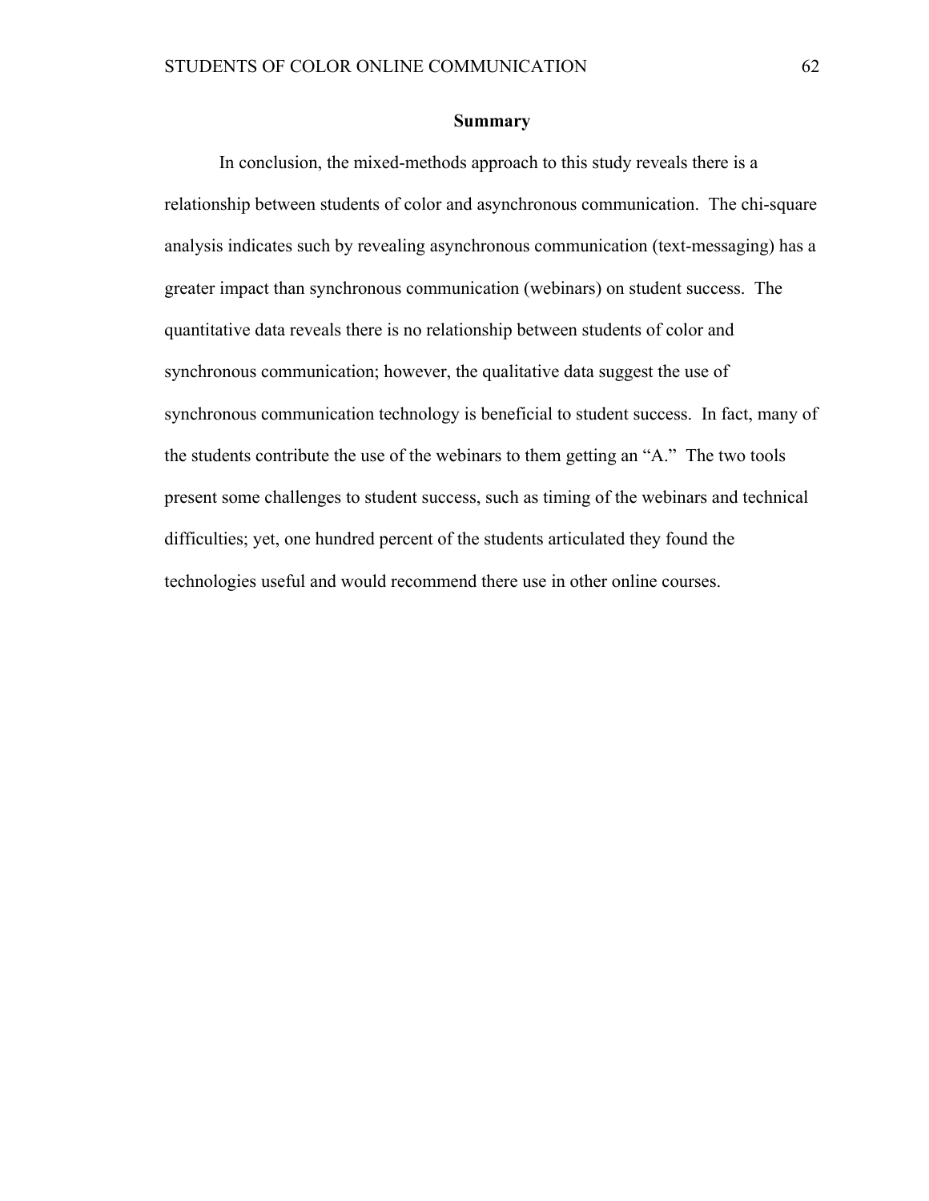## Summary

In conclusion, the mixed-methods approach to this study reveals there is a relationship between students of color and asynchronous communication. The chi-square analysis indicates such by revealing asynchronous communication (text-messaging) has a greater impact than synchronous communication (webinars) on student success. The quantitative data reveals there is no relationship between students of color and synchronous communication; however, the qualitative data suggest the use of synchronous communication technology is beneficial to student success. In fact, many of the students contribute the use of the webinars to them getting an "A." The two tools present some challenges to student success, such as timing of the webinars and technical difficulties; yet, one hundred percent of the students articulated they found the technologies useful and would recommend there use in other online courses.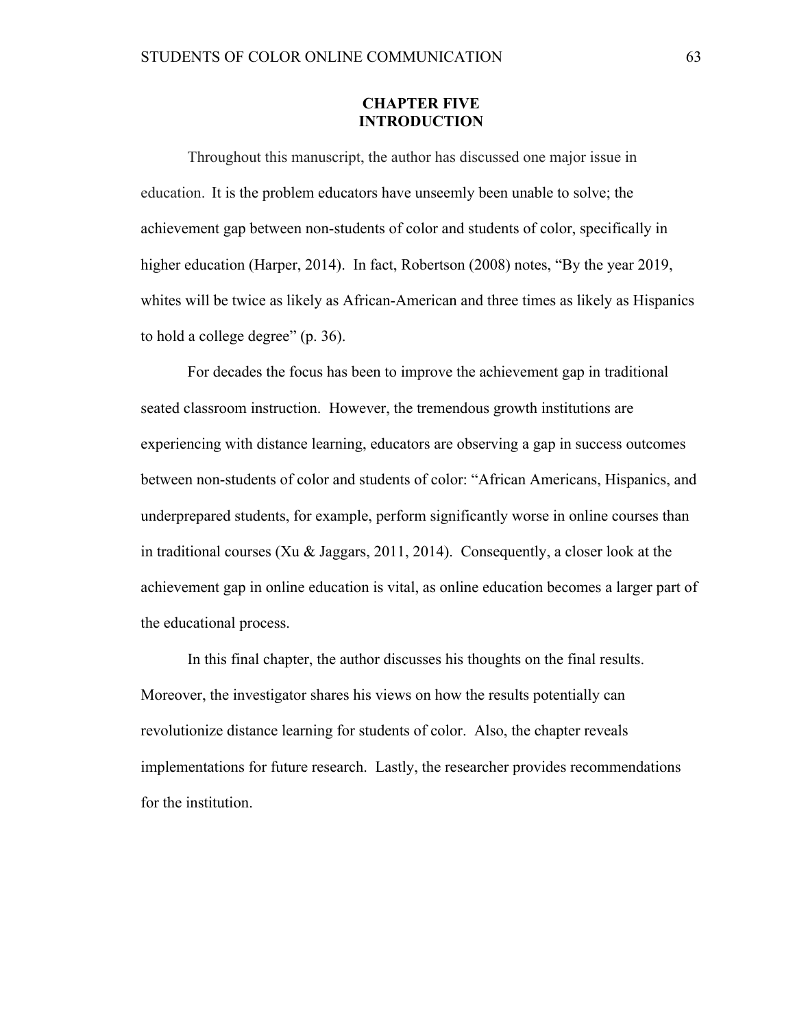# CHAPTER FIVE
## INTRODUCTION

Throughout this manuscript, the author has discussed one major issue in education. It is the problem educators have unseemly been unable to solve; the achievement gap between non-students of color and students of color, specifically in higher education (Harper, 2014). In fact, Robertson (2008) notes, "By the year 2019, whites will be twice as likely as African-American and three times as likely as Hispanics to hold a college degree" (p. 36).

For decades the focus has been to improve the achievement gap in traditional seated classroom instruction. However, the tremendous growth institutions are experiencing with distance learning, educators are observing a gap in success outcomes between non-students of color and students of color: "African Americans, Hispanics, and underprepared students, for example, perform significantly worse in online courses than in traditional courses (Xu & Jaggars, 2011, 2014). Consequently, a closer look at the achievement gap in online education is vital, as online education becomes a larger part of the educational process.

In this final chapter, the author discusses his thoughts on the final results. Moreover, the investigator shares his views on how the results potentially can revolutionize distance learning for students of color. Also, the chapter reveals implementations for future research. Lastly, the researcher provides recommendations for the institution.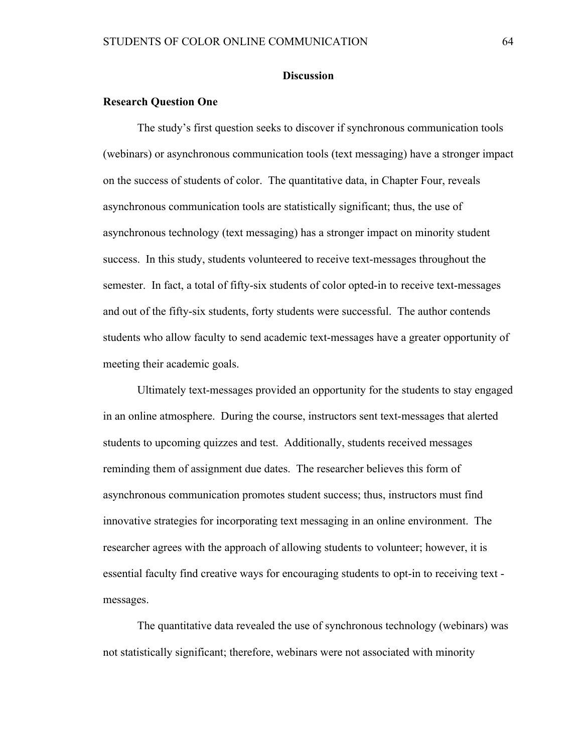## Discussion

### Research Question One

The study's first question seeks to discover if synchronous communication tools (webinars) or asynchronous communication tools (text messaging) have a stronger impact on the success of students of color. The quantitative data, in Chapter Four, reveals asynchronous communication tools are statistically significant; thus, the use of asynchronous technology (text messaging) has a stronger impact on minority student success. In this study, students volunteered to receive text-messages throughout the semester. In fact, a total of fifty-six students of color opted-in to receive text-messages and out of the fifty-six students, forty students were successful. The author contends students who allow faculty to send academic text-messages have a greater opportunity of meeting their academic goals.

Ultimately text-messages provided an opportunity for the students to stay engaged in an online atmosphere. During the course, instructors sent text-messages that alerted students to upcoming quizzes and test. Additionally, students received messages reminding them of assignment due dates. The researcher believes this form of asynchronous communication promotes student success; thus, instructors must find innovative strategies for incorporating text messaging in an online environment. The researcher agrees with the approach of allowing students to volunteer; however, it is essential faculty find creative ways for encouraging students to opt-in to receiving text - messages.

The quantitative data revealed the use of synchronous technology (webinars) was not statistically significant; therefore, webinars were not associated with minority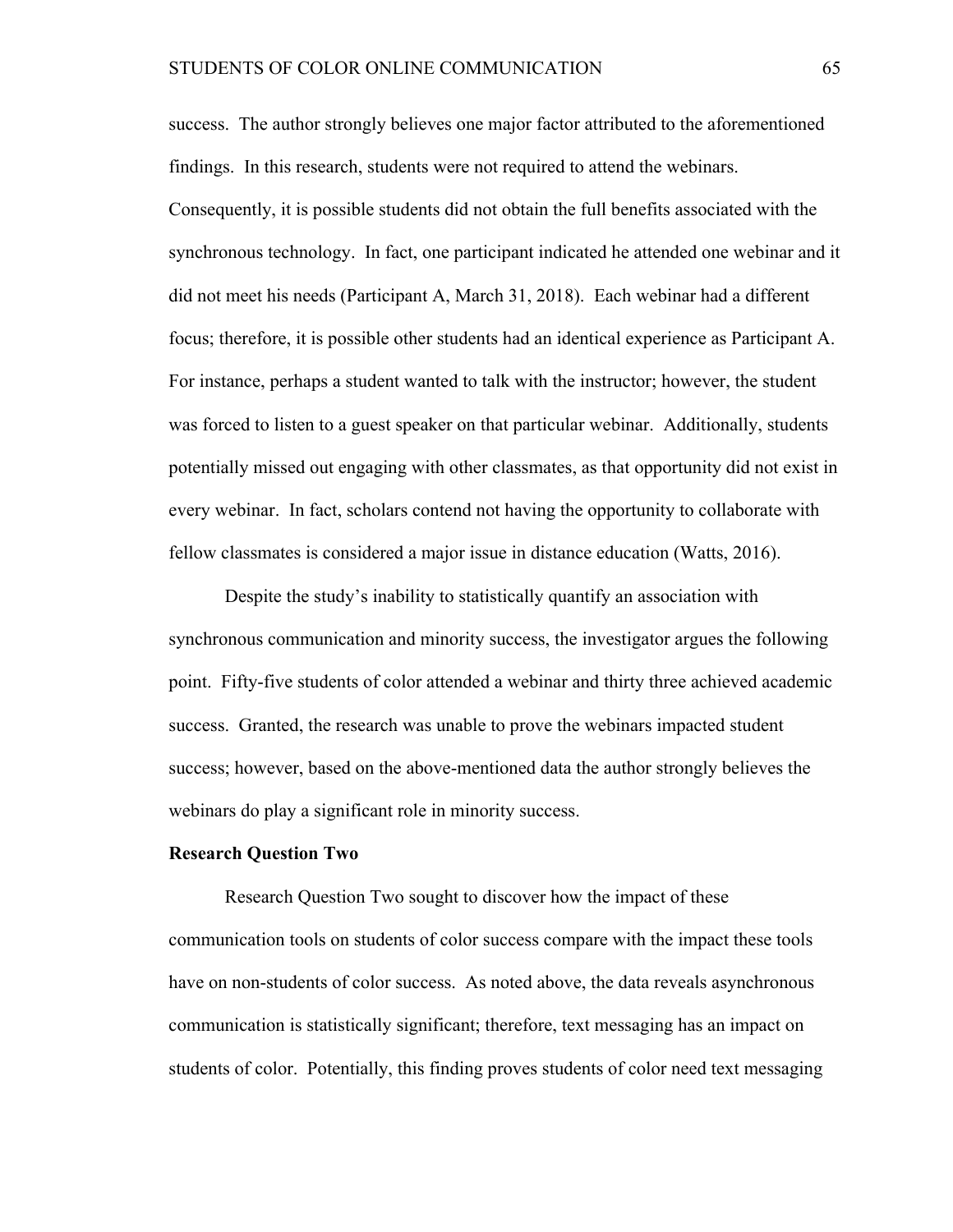success. The author strongly believes one major factor attributed to the aforementioned findings. In this research, students were not required to attend the webinars. Consequently, it is possible students did not obtain the full benefits associated with the synchronous technology. In fact, one participant indicated he attended one webinar and it did not meet his needs (Participant A, March 31, 2018). Each webinar had a different focus; therefore, it is possible other students had an identical experience as Participant A. For instance, perhaps a student wanted to talk with the instructor; however, the student was forced to listen to a guest speaker on that particular webinar. Additionally, students potentially missed out engaging with other classmates, as that opportunity did not exist in every webinar. In fact, scholars contend not having the opportunity to collaborate with fellow classmates is considered a major issue in distance education (Watts, 2016).

Despite the study's inability to statistically quantify an association with synchronous communication and minority success, the investigator argues the following point. Fifty-five students of color attended a webinar and thirty three achieved academic success. Granted, the research was unable to prove the webinars impacted student success; however, based on the above-mentioned data the author strongly believes the webinars do play a significant role in minority success.

**Research Question Two**

Research Question Two sought to discover how the impact of these communication tools on students of color success compare with the impact these tools have on non-students of color success. As noted above, the data reveals asynchronous communication is statistically significant; therefore, text messaging has an impact on students of color. Potentially, this finding proves students of color need text messaging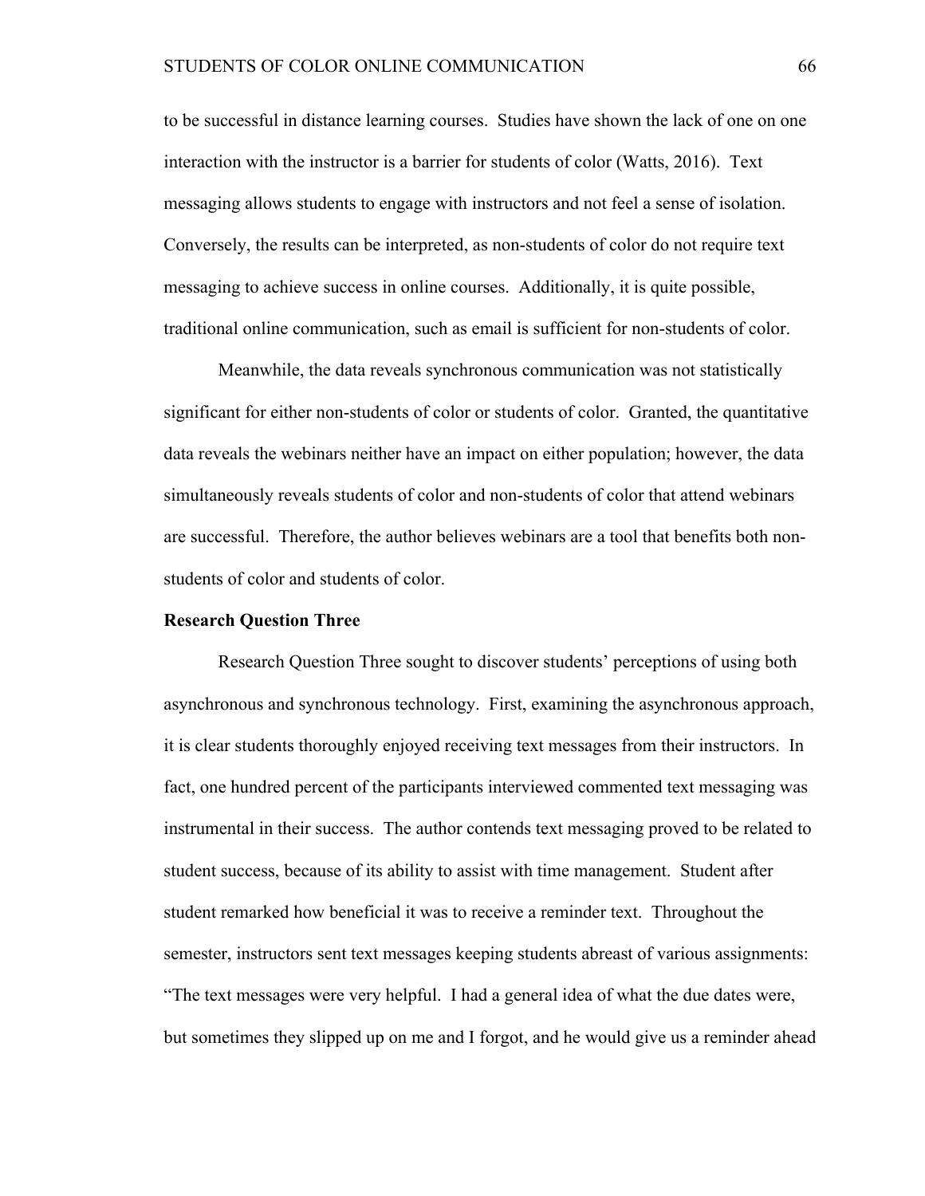to be successful in distance learning courses. Studies have shown the lack of one on one interaction with the instructor is a barrier for students of color (Watts, 2016). Text messaging allows students to engage with instructors and not feel a sense of isolation. Conversely, the results can be interpreted, as non-students of color do not require text messaging to achieve success in online courses. Additionally, it is quite possible, traditional online communication, such as email is sufficient for non-students of color.

Meanwhile, the data reveals synchronous communication was not statistically significant for either non-students of color or students of color. Granted, the quantitative data reveals the webinars neither have an impact on either population; however, the data simultaneously reveals students of color and non-students of color that attend webinars are successful. Therefore, the author believes webinars are a tool that benefits both non-students of color and students of color.

**Research Question Three**

Research Question Three sought to discover students' perceptions of using both asynchronous and synchronous technology. First, examining the asynchronous approach, it is clear students thoroughly enjoyed receiving text messages from their instructors. In fact, one hundred percent of the participants interviewed commented text messaging was instrumental in their success. The author contends text messaging proved to be related to student success, because of its ability to assist with time management. Student after student remarked how beneficial it was to receive a reminder text. Throughout the semester, instructors sent text messages keeping students abreast of various assignments: "The text messages were very helpful. I had a general idea of what the due dates were, but sometimes they slipped up on me and I forgot, and he would give us a reminder ahead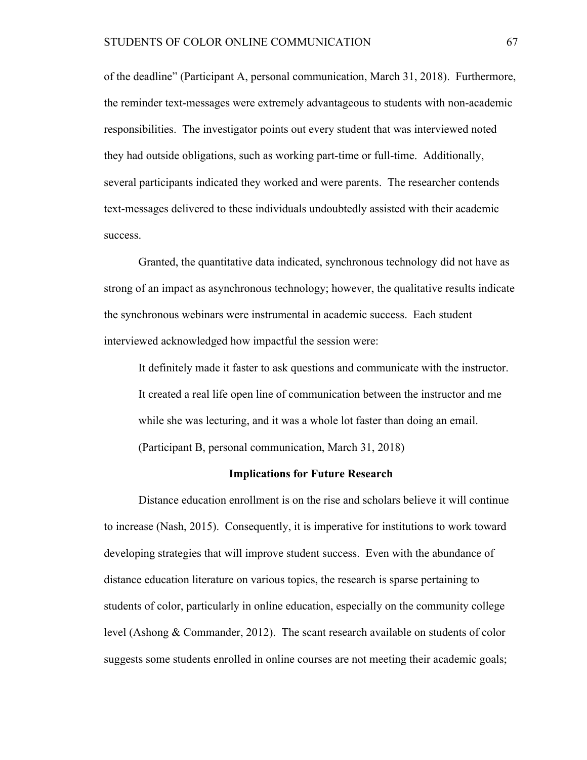of the deadline" (Participant A, personal communication, March 31, 2018). Furthermore, the reminder text-messages were extremely advantageous to students with non-academic responsibilities. The investigator points out every student that was interviewed noted they had outside obligations, such as working part-time or full-time. Additionally, several participants indicated they worked and were parents. The researcher contends text-messages delivered to these individuals undoubtedly assisted with their academic success.

Granted, the quantitative data indicated, synchronous technology did not have as strong of an impact as asynchronous technology; however, the qualitative results indicate the synchronous webinars were instrumental in academic success. Each student interviewed acknowledged how impactful the session were:

> It definitely made it faster to ask questions and communicate with the instructor. It created a real life open line of communication between the instructor and me while she was lecturing, and it was a whole lot faster than doing an email. (Participant B, personal communication, March 31, 2018)

## Implications for Future Research

Distance education enrollment is on the rise and scholars believe it will continue to increase (Nash, 2015). Consequently, it is imperative for institutions to work toward developing strategies that will improve student success. Even with the abundance of distance education literature on various topics, the research is sparse pertaining to students of color, particularly in online education, especially on the community college level (Ashong & Commander, 2012). The scant research available on students of color suggests some students enrolled in online courses are not meeting their academic goals;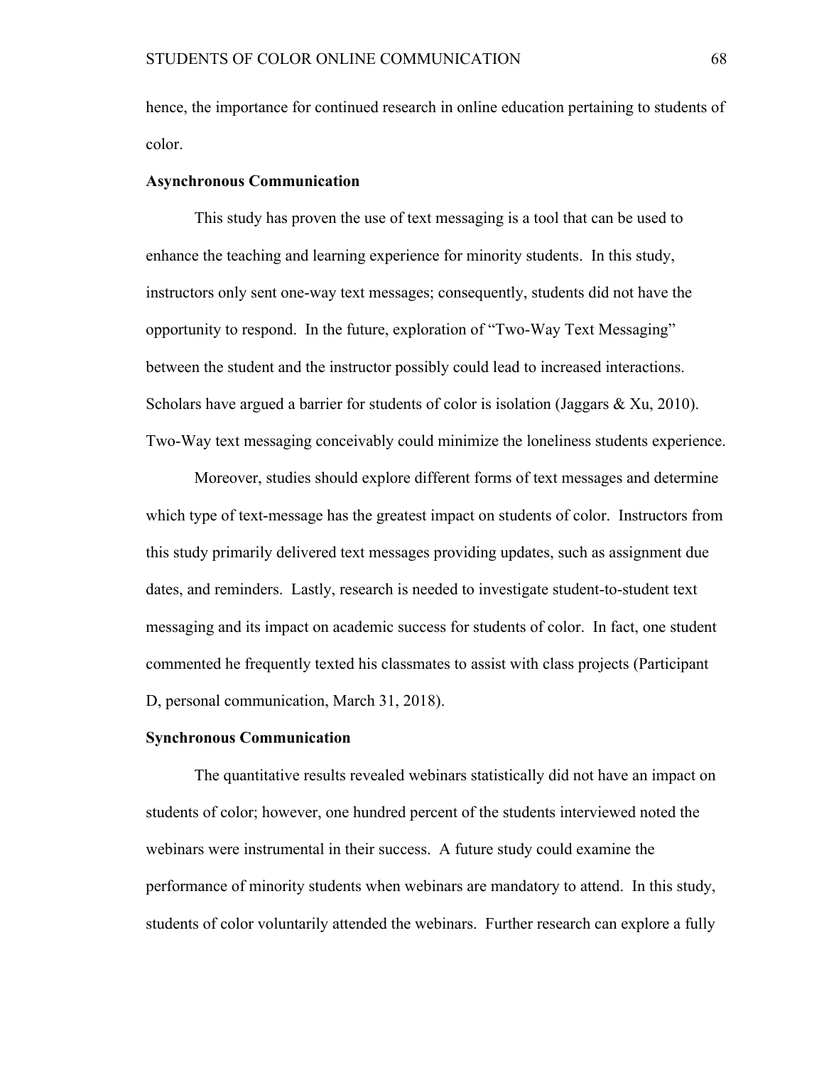hence, the importance for continued research in online education pertaining to students of color.

**Asynchronous Communication**

This study has proven the use of text messaging is a tool that can be used to enhance the teaching and learning experience for minority students. In this study, instructors only sent one-way text messages; consequently, students did not have the opportunity to respond. In the future, exploration of "Two-Way Text Messaging" between the student and the instructor possibly could lead to increased interactions. Scholars have argued a barrier for students of color is isolation (Jaggars & Xu, 2010). Two-Way text messaging conceivably could minimize the loneliness students experience.

Moreover, studies should explore different forms of text messages and determine which type of text-message has the greatest impact on students of color. Instructors from this study primarily delivered text messages providing updates, such as assignment due dates, and reminders. Lastly, research is needed to investigate student-to-student text messaging and its impact on academic success for students of color. In fact, one student commented he frequently texted his classmates to assist with class projects (Participant D, personal communication, March 31, 2018).

**Synchronous Communication**

The quantitative results revealed webinars statistically did not have an impact on students of color; however, one hundred percent of the students interviewed noted the webinars were instrumental in their success. A future study could examine the performance of minority students when webinars are mandatory to attend. In this study, students of color voluntarily attended the webinars. Further research can explore a fully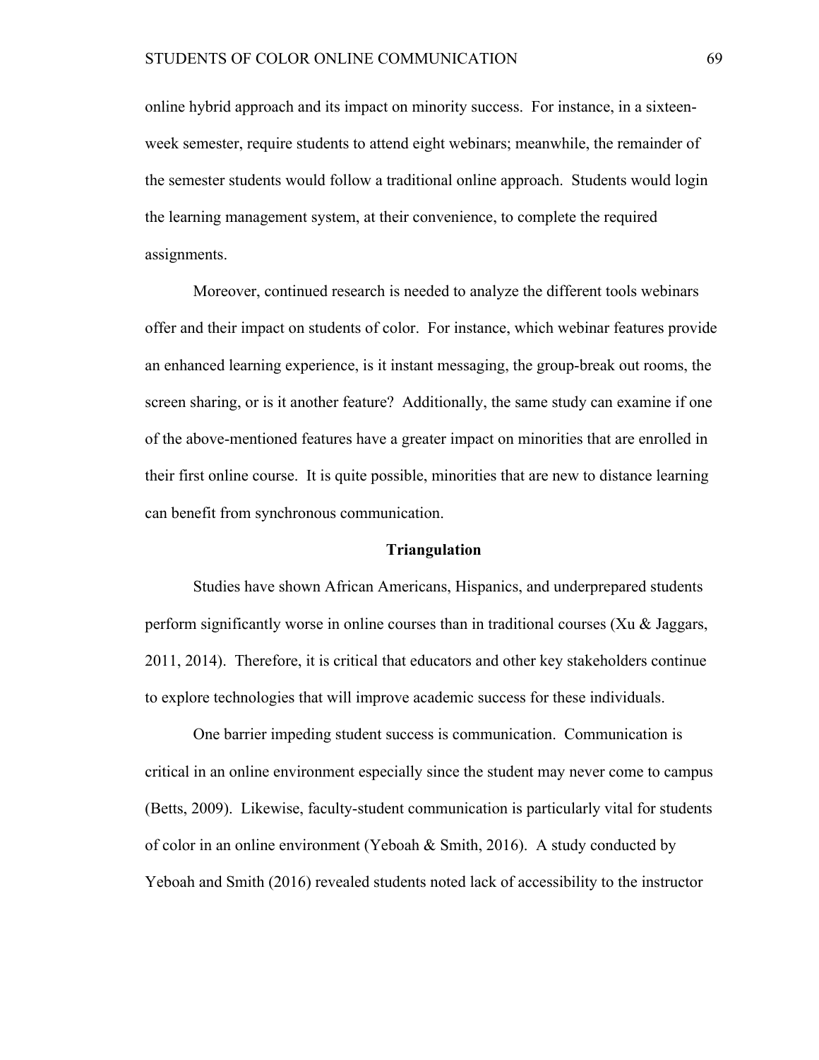online hybrid approach and its impact on minority success. For instance, in a sixteen-week semester, require students to attend eight webinars; meanwhile, the remainder of the semester students would follow a traditional online approach. Students would login the learning management system, at their convenience, to complete the required assignments.

Moreover, continued research is needed to analyze the different tools webinars offer and their impact on students of color. For instance, which webinar features provide an enhanced learning experience, is it instant messaging, the group-break out rooms, the screen sharing, or is it another feature? Additionally, the same study can examine if one of the above-mentioned features have a greater impact on minorities that are enrolled in their first online course. It is quite possible, minorities that are new to distance learning can benefit from synchronous communication.

## Triangulation

Studies have shown African Americans, Hispanics, and underprepared students perform significantly worse in online courses than in traditional courses (Xu & Jaggars, 2011, 2014). Therefore, it is critical that educators and other key stakeholders continue to explore technologies that will improve academic success for these individuals.

One barrier impeding student success is communication. Communication is critical in an online environment especially since the student may never come to campus (Betts, 2009). Likewise, faculty-student communication is particularly vital for students of color in an online environment (Yeboah & Smith, 2016). A study conducted by Yeboah and Smith (2016) revealed students noted lack of accessibility to the instructor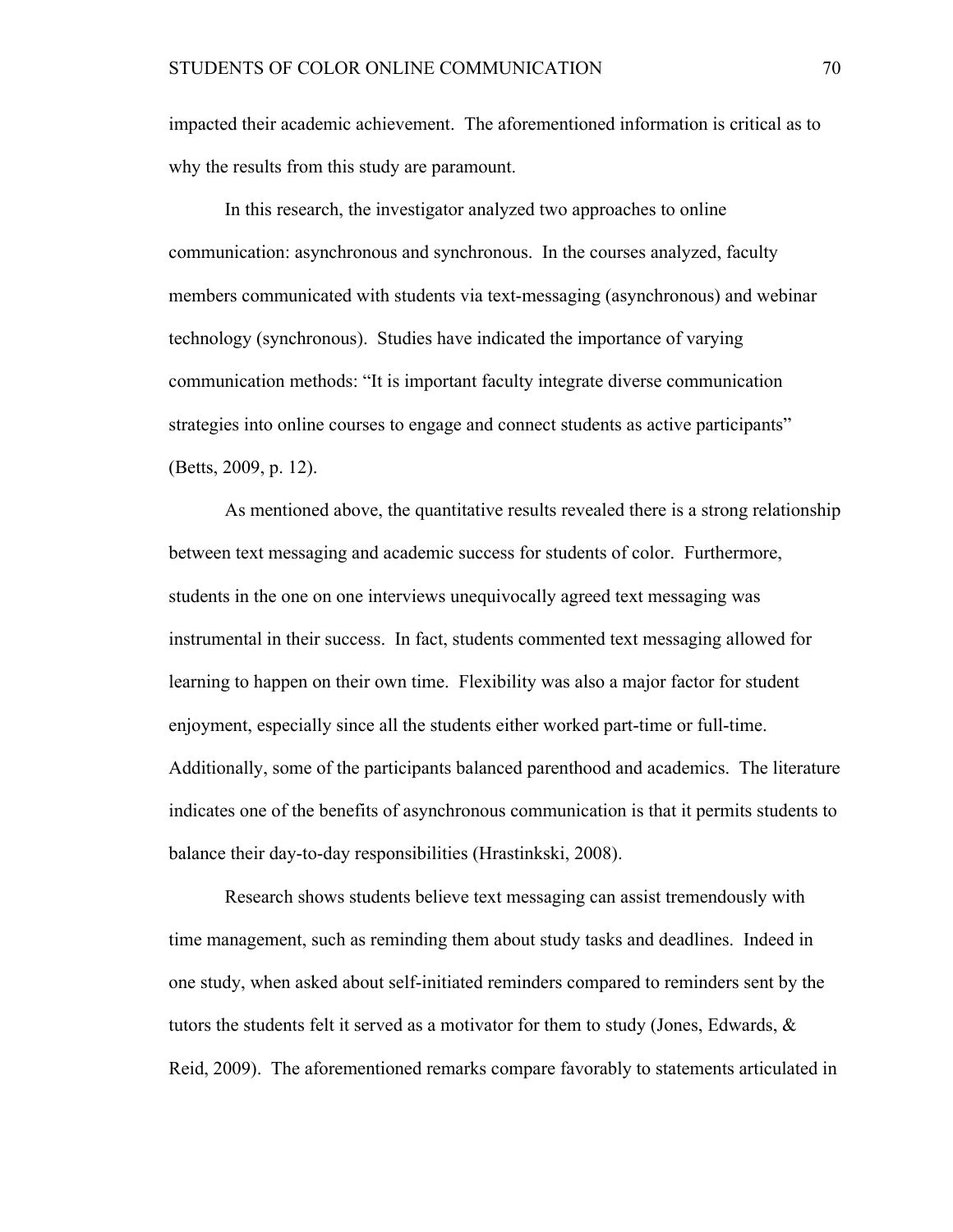impacted their academic achievement. The aforementioned information is critical as to why the results from this study are paramount.

In this research, the investigator analyzed two approaches to online communication: asynchronous and synchronous. In the courses analyzed, faculty members communicated with students via text-messaging (asynchronous) and webinar technology (synchronous). Studies have indicated the importance of varying communication methods: "It is important faculty integrate diverse communication strategies into online courses to engage and connect students as active participants" (Betts, 2009, p. 12).

As mentioned above, the quantitative results revealed there is a strong relationship between text messaging and academic success for students of color. Furthermore, students in the one on one interviews unequivocally agreed text messaging was instrumental in their success. In fact, students commented text messaging allowed for learning to happen on their own time. Flexibility was also a major factor for student enjoyment, especially since all the students either worked part-time or full-time. Additionally, some of the participants balanced parenthood and academics. The literature indicates one of the benefits of asynchronous communication is that it permits students to balance their day-to-day responsibilities (Hrastinkski, 2008).

Research shows students believe text messaging can assist tremendously with time management, such as reminding them about study tasks and deadlines. Indeed in one study, when asked about self-initiated reminders compared to reminders sent by the tutors the students felt it served as a motivator for them to study (Jones, Edwards, & Reid, 2009). The aforementioned remarks compare favorably to statements articulated in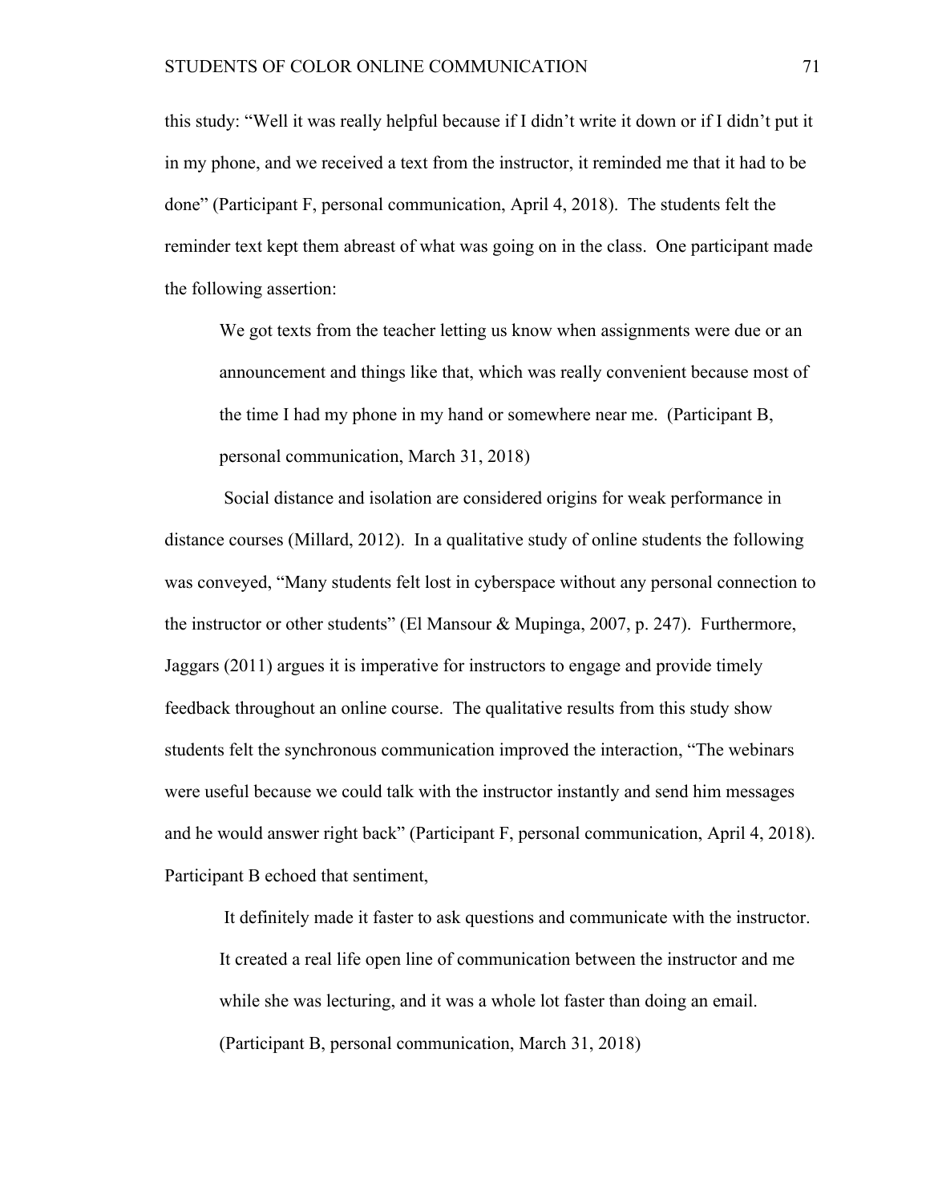this study: "Well it was really helpful because if I didn't write it down or if I didn't put it in my phone, and we received a text from the instructor, it reminded me that it had to be done" (Participant F, personal communication, April 4, 2018). The students felt the reminder text kept them abreast of what was going on in the class. One participant made the following assertion:

> We got texts from the teacher letting us know when assignments were due or an announcement and things like that, which was really convenient because most of the time I had my phone in my hand or somewhere near me. (Participant B, personal communication, March 31, 2018)

Social distance and isolation are considered origins for weak performance in distance courses (Millard, 2012). In a qualitative study of online students the following was conveyed, "Many students felt lost in cyberspace without any personal connection to the instructor or other students" (El Mansour & Mupinga, 2007, p. 247). Furthermore, Jaggars (2011) argues it is imperative for instructors to engage and provide timely feedback throughout an online course. The qualitative results from this study show students felt the synchronous communication improved the interaction, "The webinars were useful because we could talk with the instructor instantly and send him messages and he would answer right back" (Participant F, personal communication, April 4, 2018). Participant B echoed that sentiment,

> It definitely made it faster to ask questions and communicate with the instructor. It created a real life open line of communication between the instructor and me while she was lecturing, and it was a whole lot faster than doing an email. (Participant B, personal communication, March 31, 2018)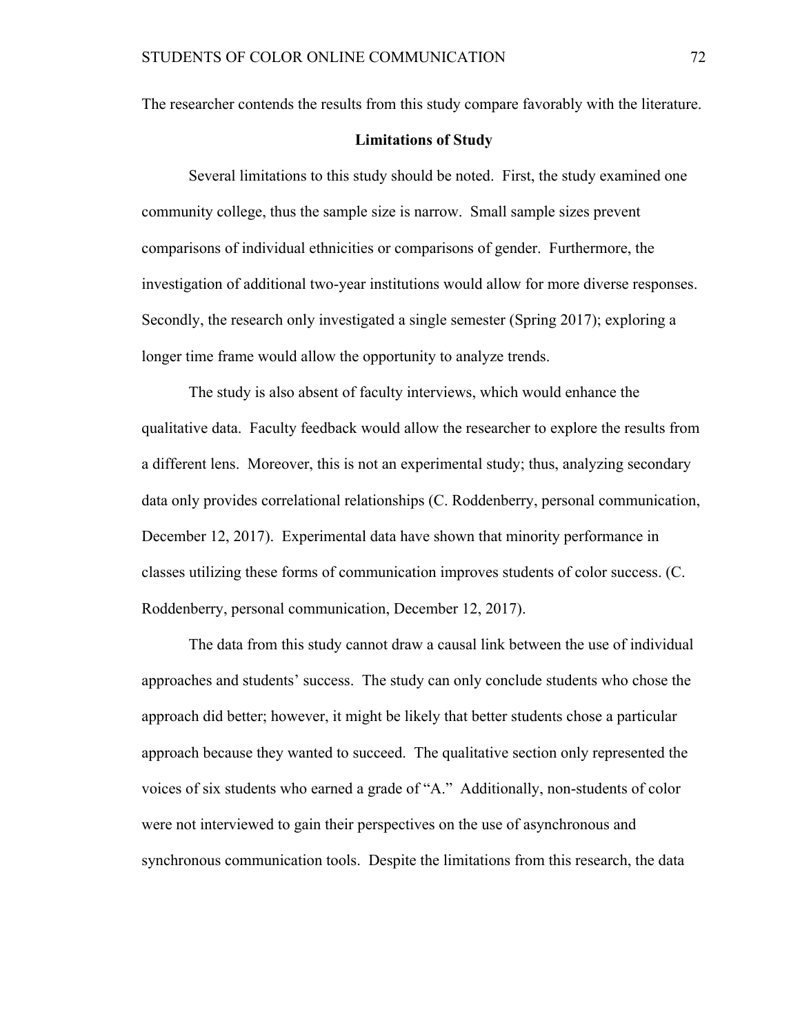The researcher contends the results from this study compare favorably with the literature.

## Limitations of Study

Several limitations to this study should be noted. First, the study examined one community college, thus the sample size is narrow. Small sample sizes prevent comparisons of individual ethnicities or comparisons of gender. Furthermore, the investigation of additional two-year institutions would allow for more diverse responses. Secondly, the research only investigated a single semester (Spring 2017); exploring a longer time frame would allow the opportunity to analyze trends.

The study is also absent of faculty interviews, which would enhance the qualitative data. Faculty feedback would allow the researcher to explore the results from a different lens. Moreover, this is not an experimental study; thus, analyzing secondary data only provides correlational relationships (C. Roddenberry, personal communication, December 12, 2017). Experimental data have shown that minority performance in classes utilizing these forms of communication improves students of color success. (C. Roddenberry, personal communication, December 12, 2017).

The data from this study cannot draw a causal link between the use of individual approaches and students' success. The study can only conclude students who chose the approach did better; however, it might be likely that better students chose a particular approach because they wanted to succeed. The qualitative section only represented the voices of six students who earned a grade of "A." Additionally, non-students of color were not interviewed to gain their perspectives on the use of asynchronous and synchronous communication tools. Despite the limitations from this research, the data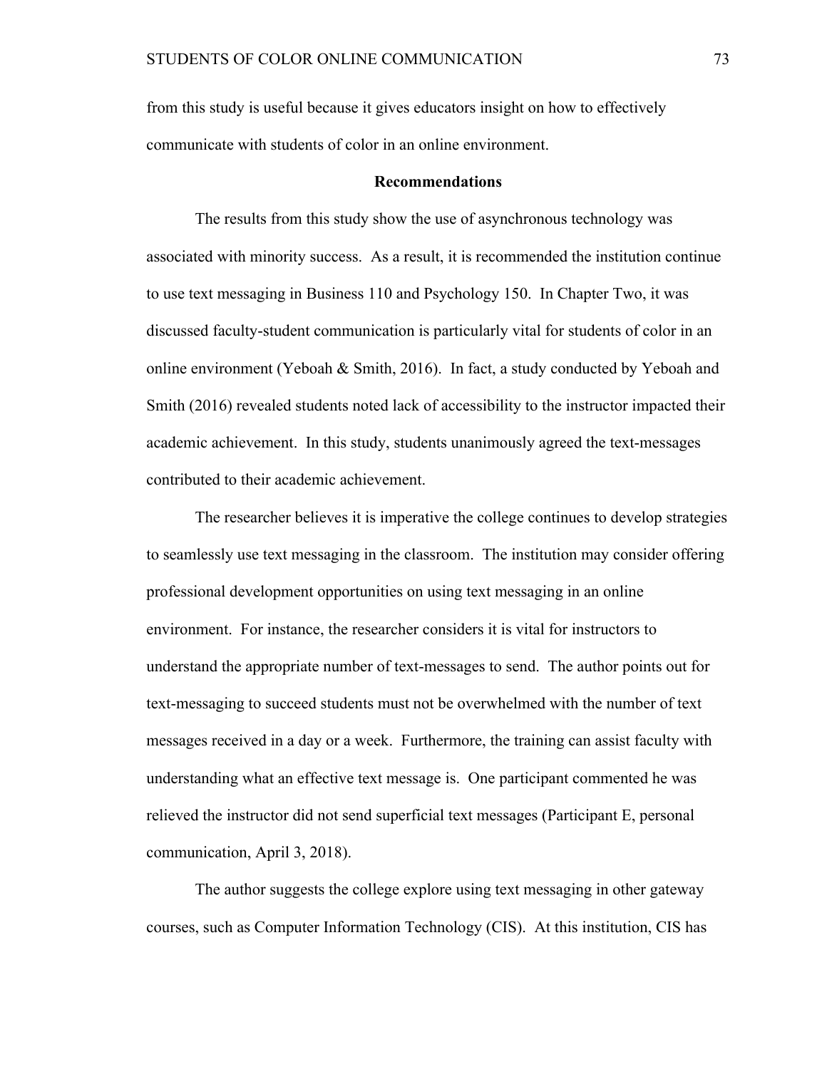from this study is useful because it gives educators insight on how to effectively communicate with students of color in an online environment.

## Recommendations

The results from this study show the use of asynchronous technology was associated with minority success. As a result, it is recommended the institution continue to use text messaging in Business 110 and Psychology 150. In Chapter Two, it was discussed faculty-student communication is particularly vital for students of color in an online environment (Yeboah & Smith, 2016). In fact, a study conducted by Yeboah and Smith (2016) revealed students noted lack of accessibility to the instructor impacted their academic achievement. In this study, students unanimously agreed the text-messages contributed to their academic achievement.

The researcher believes it is imperative the college continues to develop strategies to seamlessly use text messaging in the classroom. The institution may consider offering professional development opportunities on using text messaging in an online environment. For instance, the researcher considers it is vital for instructors to understand the appropriate number of text-messages to send. The author points out for text-messaging to succeed students must not be overwhelmed with the number of text messages received in a day or a week. Furthermore, the training can assist faculty with understanding what an effective text message is. One participant commented he was relieved the instructor did not send superficial text messages (Participant E, personal communication, April 3, 2018).

The author suggests the college explore using text messaging in other gateway courses, such as Computer Information Technology (CIS). At this institution, CIS has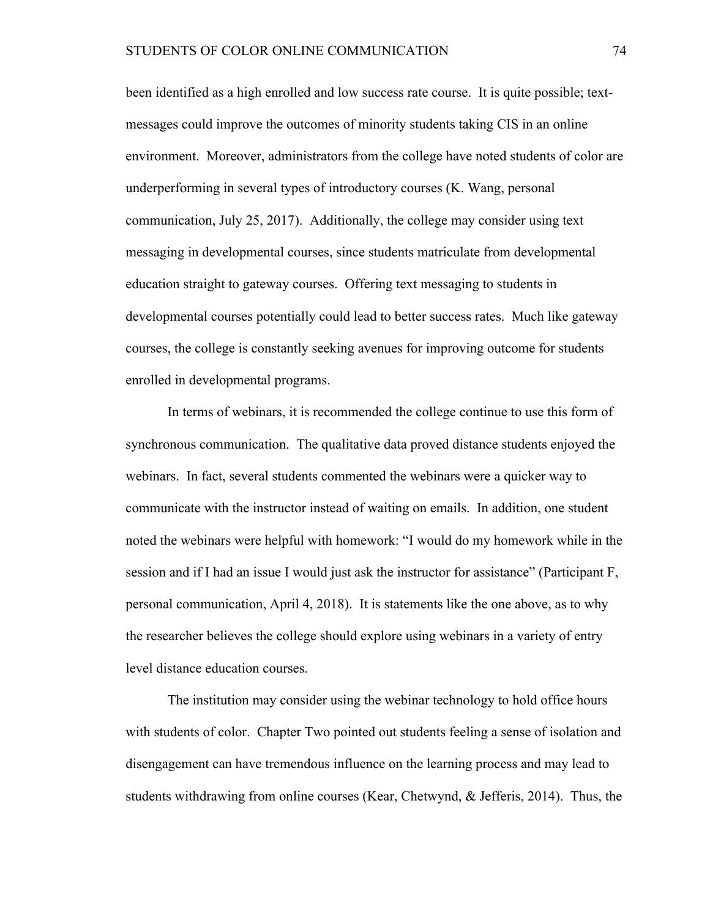been identified as a high enrolled and low success rate course. It is quite possible; text-messages could improve the outcomes of minority students taking CIS in an online environment. Moreover, administrators from the college have noted students of color are underperforming in several types of introductory courses (K. Wang, personal communication, July 25, 2017). Additionally, the college may consider using text messaging in developmental courses, since students matriculate from developmental education straight to gateway courses. Offering text messaging to students in developmental courses potentially could lead to better success rates. Much like gateway courses, the college is constantly seeking avenues for improving outcome for students enrolled in developmental programs.

In terms of webinars, it is recommended the college continue to use this form of synchronous communication. The qualitative data proved distance students enjoyed the webinars. In fact, several students commented the webinars were a quicker way to communicate with the instructor instead of waiting on emails. In addition, one student noted the webinars were helpful with homework: "I would do my homework while in the session and if I had an issue I would just ask the instructor for assistance" (Participant F, personal communication, April 4, 2018). It is statements like the one above, as to why the researcher believes the college should explore using webinars in a variety of entry level distance education courses.

The institution may consider using the webinar technology to hold office hours with students of color. Chapter Two pointed out students feeling a sense of isolation and disengagement can have tremendous influence on the learning process and may lead to students withdrawing from online courses (Kear, Chetwynd, & Jefferis, 2014). Thus, the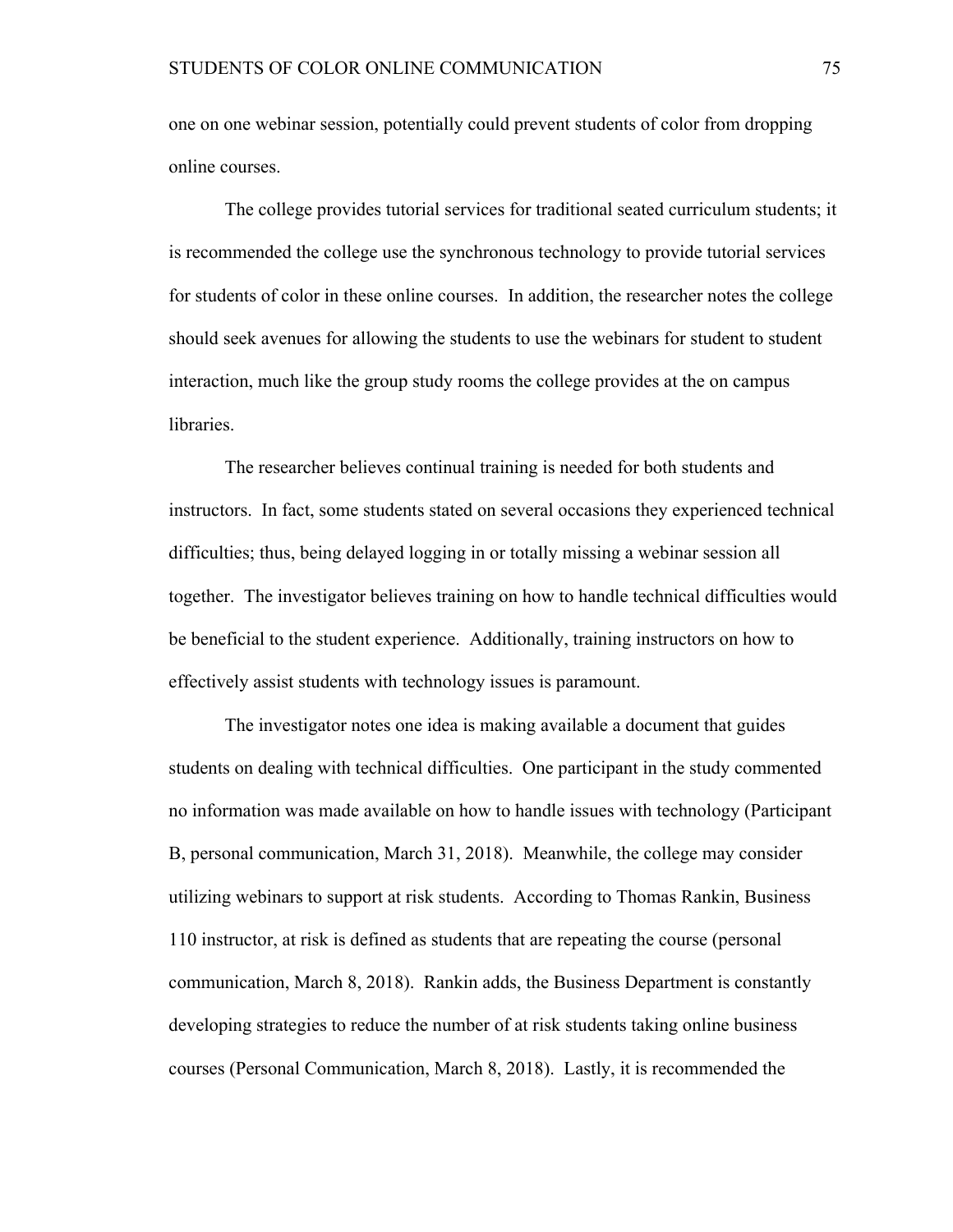one on one webinar session, potentially could prevent students of color from dropping online courses.

The college provides tutorial services for traditional seated curriculum students; it is recommended the college use the synchronous technology to provide tutorial services for students of color in these online courses. In addition, the researcher notes the college should seek avenues for allowing the students to use the webinars for student to student interaction, much like the group study rooms the college provides at the on campus libraries.

The researcher believes continual training is needed for both students and instructors. In fact, some students stated on several occasions they experienced technical difficulties; thus, being delayed logging in or totally missing a webinar session all together. The investigator believes training on how to handle technical difficulties would be beneficial to the student experience. Additionally, training instructors on how to effectively assist students with technology issues is paramount.

The investigator notes one idea is making available a document that guides students on dealing with technical difficulties. One participant in the study commented no information was made available on how to handle issues with technology (Participant B, personal communication, March 31, 2018). Meanwhile, the college may consider utilizing webinars to support at risk students. According to Thomas Rankin, Business 110 instructor, at risk is defined as students that are repeating the course (personal communication, March 8, 2018). Rankin adds, the Business Department is constantly developing strategies to reduce the number of at risk students taking online business courses (Personal Communication, March 8, 2018). Lastly, it is recommended the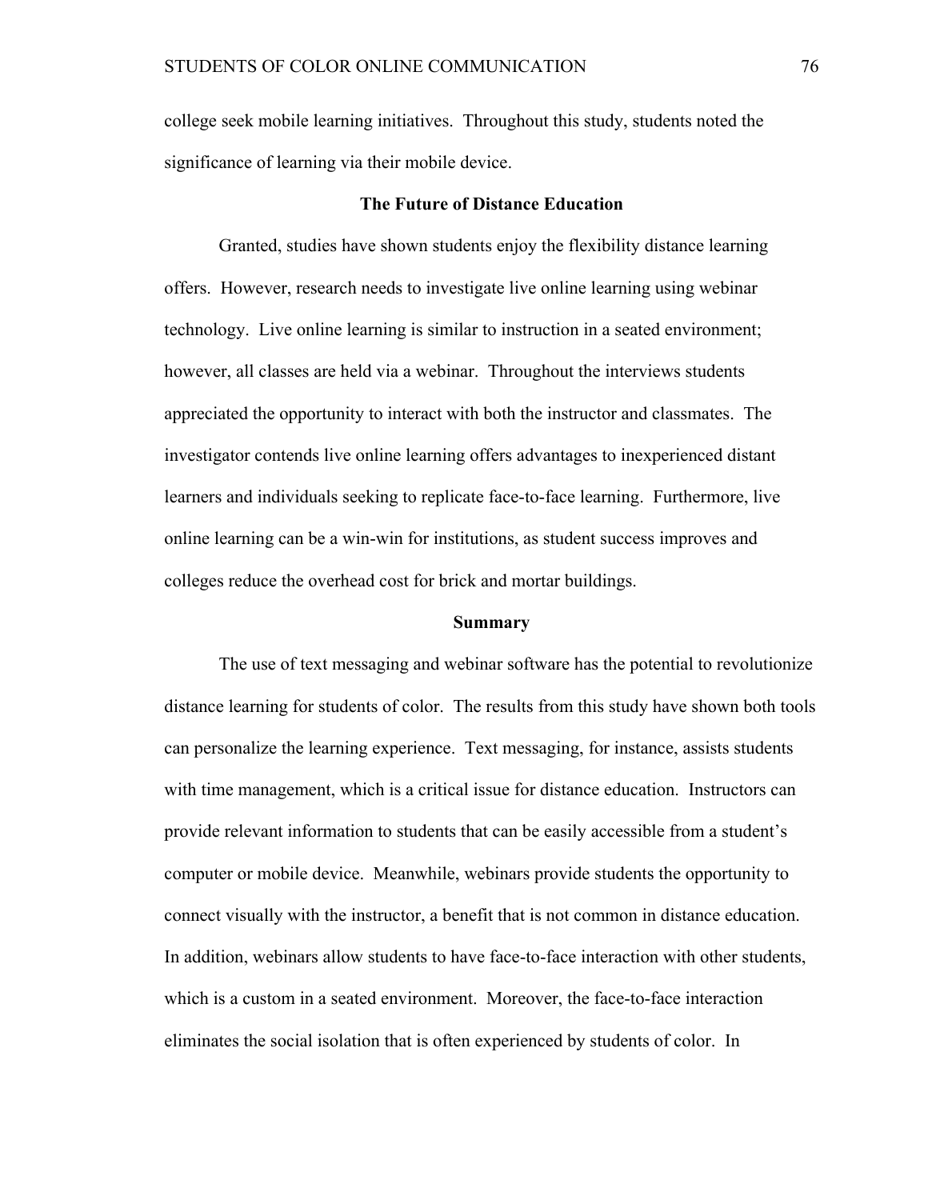college seek mobile learning initiatives. Throughout this study, students noted the significance of learning via their mobile device.

## The Future of Distance Education

Granted, studies have shown students enjoy the flexibility distance learning offers. However, research needs to investigate live online learning using webinar technology. Live online learning is similar to instruction in a seated environment; however, all classes are held via a webinar. Throughout the interviews students appreciated the opportunity to interact with both the instructor and classmates. The investigator contends live online learning offers advantages to inexperienced distant learners and individuals seeking to replicate face-to-face learning. Furthermore, live online learning can be a win-win for institutions, as student success improves and colleges reduce the overhead cost for brick and mortar buildings.

## Summary

The use of text messaging and webinar software has the potential to revolutionize distance learning for students of color. The results from this study have shown both tools can personalize the learning experience. Text messaging, for instance, assists students with time management, which is a critical issue for distance education. Instructors can provide relevant information to students that can be easily accessible from a student's computer or mobile device. Meanwhile, webinars provide students the opportunity to connect visually with the instructor, a benefit that is not common in distance education. In addition, webinars allow students to have face-to-face interaction with other students, which is a custom in a seated environment. Moreover, the face-to-face interaction eliminates the social isolation that is often experienced by students of color. In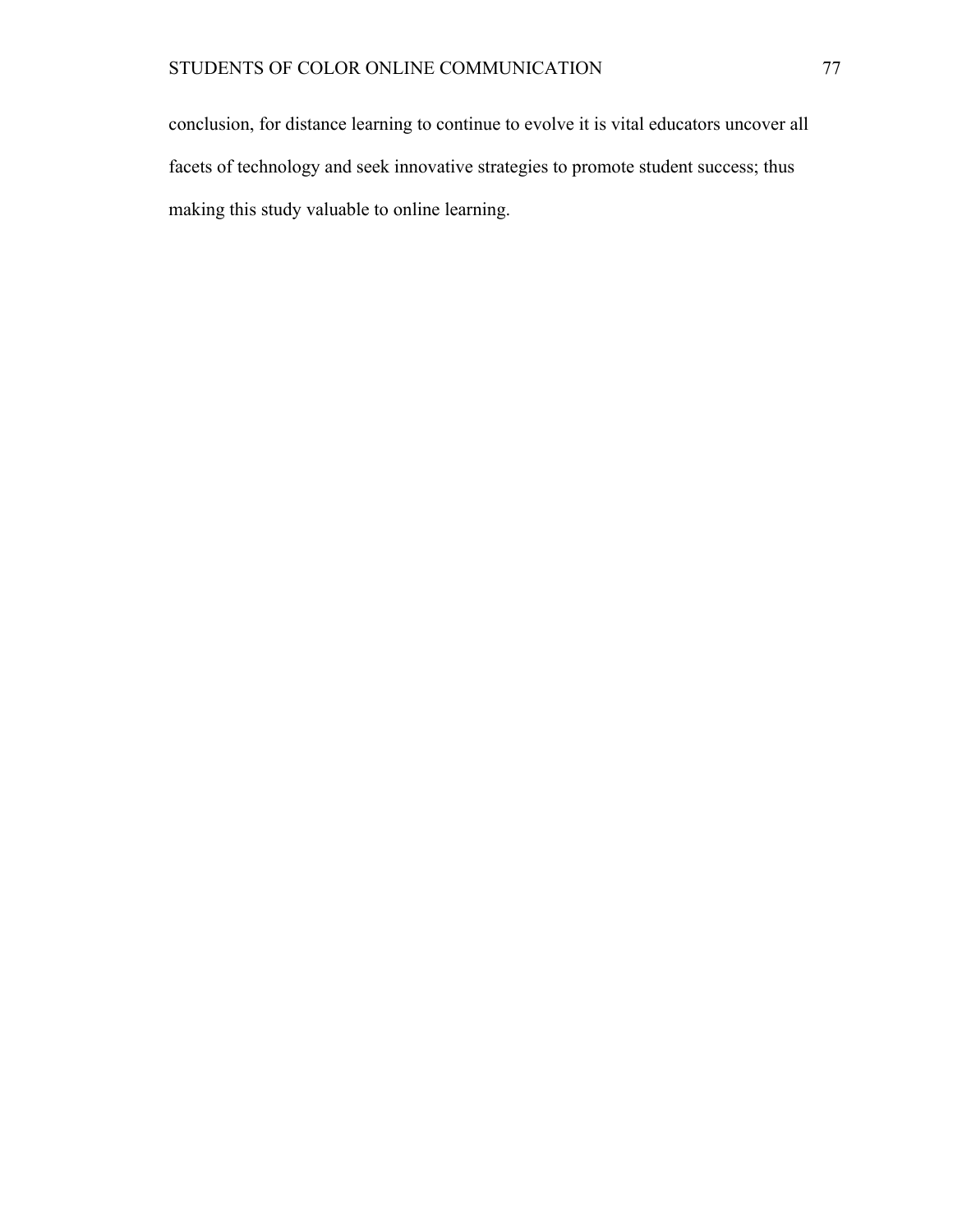conclusion, for distance learning to continue to evolve it is vital educators uncover all facets of technology and seek innovative strategies to promote student success; thus making this study valuable to online learning.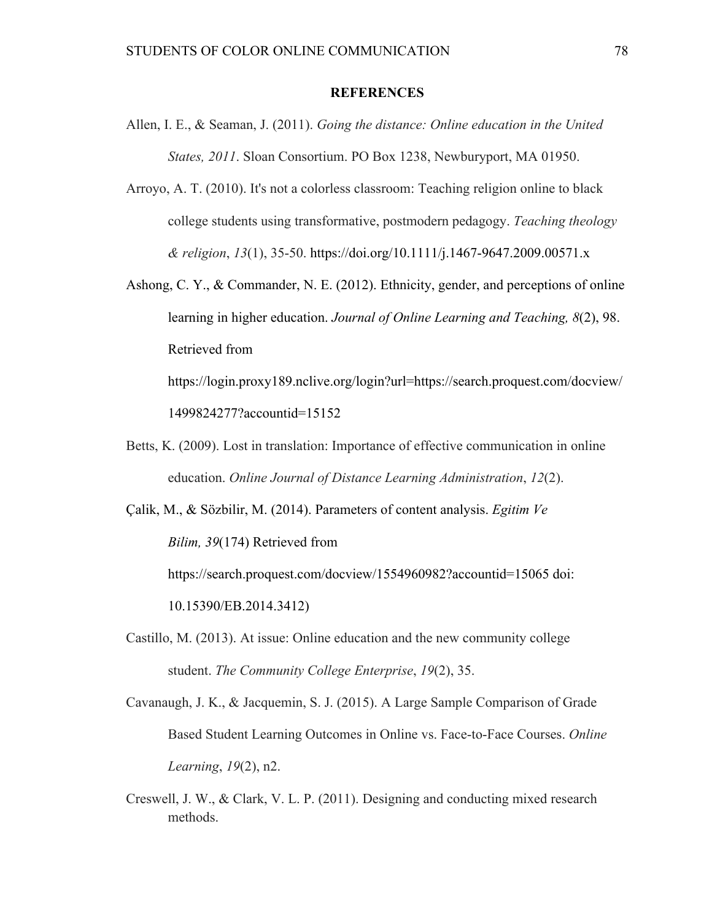# REFERENCES

Allen, I. E., & Seaman, J. (2011). *Going the distance: Online education in the United States, 2011*. Sloan Consortium. PO Box 1238, Newburyport, MA 01950.

Arroyo, A. T. (2010). It's not a colorless classroom: Teaching religion online to black college students using transformative, postmodern pedagogy. *Teaching theology & religion*, *13*(1), 35-50. https://doi.org/10.1111/j.1467-9647.2009.00571.x

Ashong, C. Y., & Commander, N. E. (2012). Ethnicity, gender, and perceptions of online learning in higher education. *Journal of Online Learning and Teaching, 8*(2), 98. Retrieved from https://login.proxy189.nclive.org/login?url=https://search.proquest.com/docview/1499824277?accountid=15152

Betts, K. (2009). Lost in translation: Importance of effective communication in online education. *Online Journal of Distance Learning Administration*, *12*(2).

Çalik, M., & Sözbilir, M. (2014). Parameters of content analysis. *Egitim Ve Bilim, 39*(174) Retrieved from https://search.proquest.com/docview/1554960982?accountid=15065 doi: 10.15390/EB.2014.3412)

Castillo, M. (2013). At issue: Online education and the new community college student. *The Community College Enterprise*, *19*(2), 35.

Cavanaugh, J. K., & Jacquemin, S. J. (2015). A Large Sample Comparison of Grade Based Student Learning Outcomes in Online vs. Face-to-Face Courses. *Online Learning*, *19*(2), n2.

Creswell, J. W., & Clark, V. L. P. (2011). Designing and conducting mixed research methods.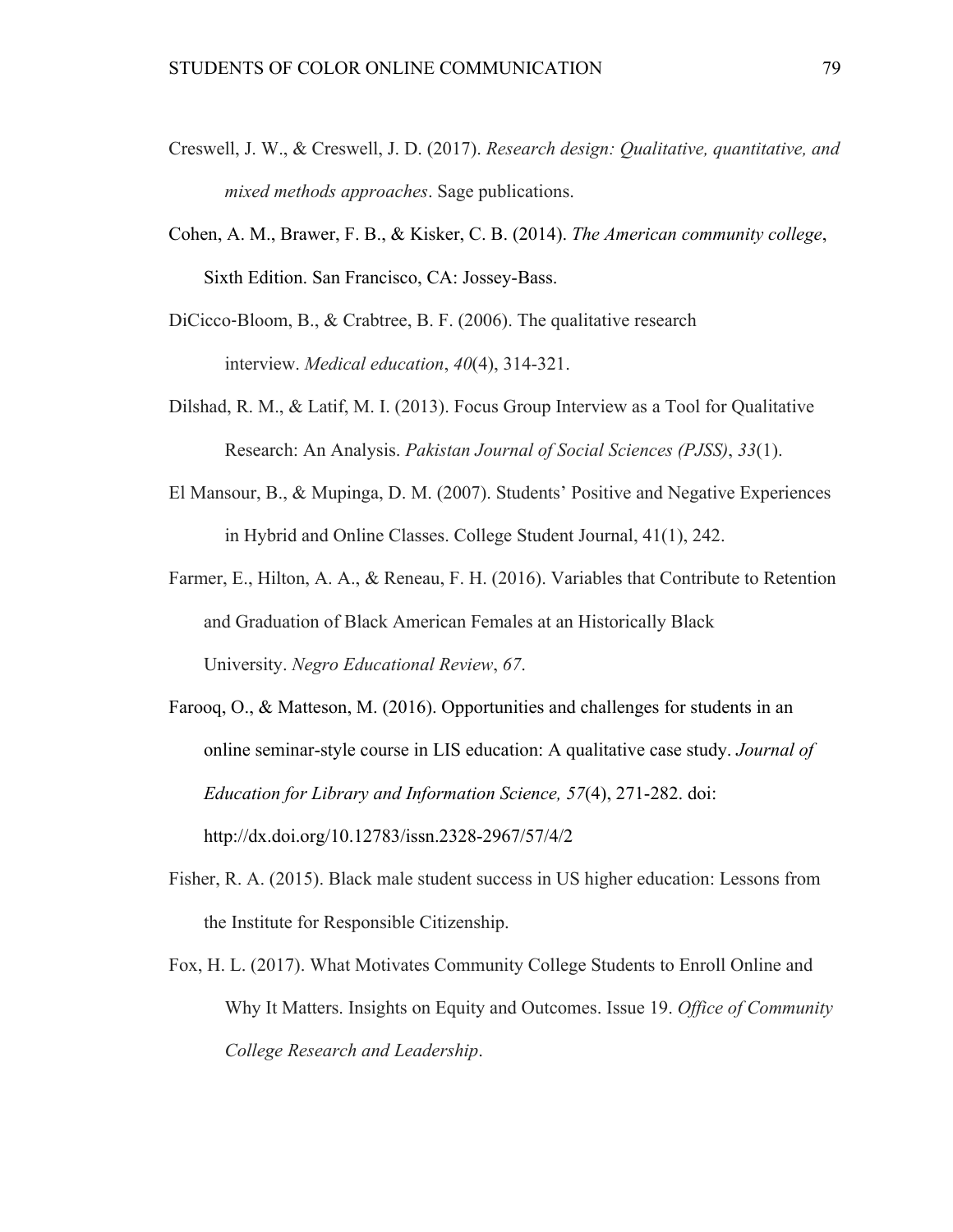Creswell, J. W., & Creswell, J. D. (2017). *Research design: Qualitative, quantitative, and mixed methods approaches*. Sage publications.

Cohen, A. M., Brawer, F. B., & Kisker, C. B. (2014). *The American community college*, Sixth Edition. San Francisco, CA: Jossey-Bass.

DiCicco‐Bloom, B., & Crabtree, B. F. (2006). The qualitative research interview. *Medical education*, *40*(4), 314-321.

Dilshad, R. M., & Latif, M. I. (2013). Focus Group Interview as a Tool for Qualitative Research: An Analysis. *Pakistan Journal of Social Sciences (PJSS)*, *33*(1).

El Mansour, B., & Mupinga, D. M. (2007). Students' Positive and Negative Experiences in Hybrid and Online Classes. College Student Journal, 41(1), 242.

Farmer, E., Hilton, A. A., & Reneau, F. H. (2016). Variables that Contribute to Retention and Graduation of Black American Females at an Historically Black University. *Negro Educational Review*, *67*.

Farooq, O., & Matteson, M. (2016). Opportunities and challenges for students in an online seminar-style course in LIS education: A qualitative case study. *Journal of Education for Library and Information Science, 57*(4), 271-282. doi: http://dx.doi.org/10.12783/issn.2328-2967/57/4/2

Fisher, R. A. (2015). Black male student success in US higher education: Lessons from the Institute for Responsible Citizenship.

Fox, H. L. (2017). What Motivates Community College Students to Enroll Online and Why It Matters. Insights on Equity and Outcomes. Issue 19. *Office of Community College Research and Leadership*.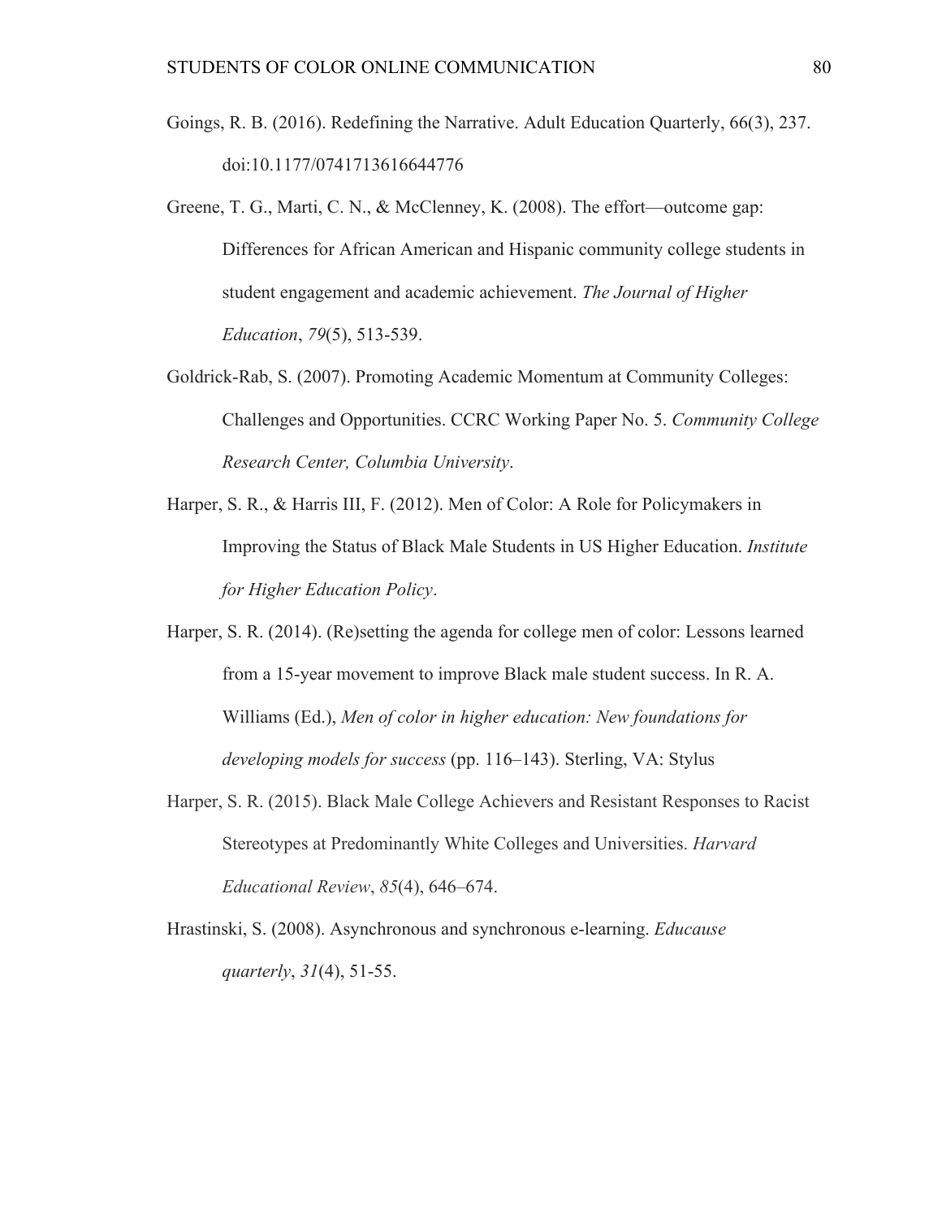Goings, R. B. (2016). Redefining the Narrative. Adult Education Quarterly, 66(3), 237. doi:10.1177/0741713616644776

Greene, T. G., Marti, C. N., & McClenney, K. (2008). The effort—outcome gap: Differences for African American and Hispanic community college students in student engagement and academic achievement. *The Journal of Higher Education*, *79*(5), 513-539.

Goldrick-Rab, S. (2007). Promoting Academic Momentum at Community Colleges: Challenges and Opportunities. CCRC Working Paper No. 5. *Community College Research Center, Columbia University*.

Harper, S. R., & Harris III, F. (2012). Men of Color: A Role for Policymakers in Improving the Status of Black Male Students in US Higher Education. *Institute for Higher Education Policy*.

Harper, S. R. (2014). (Re)setting the agenda for college men of color: Lessons learned from a 15-year movement to improve Black male student success. In R. A. Williams (Ed.), *Men of color in higher education: New foundations for developing models for success* (pp. 116–143). Sterling, VA: Stylus

Harper, S. R. (2015). Black Male College Achievers and Resistant Responses to Racist Stereotypes at Predominantly White Colleges and Universities. *Harvard Educational Review*, *85*(4), 646–674.

Hrastinski, S. (2008). Asynchronous and synchronous e-learning. *Educause quarterly*, *31*(4), 51-55.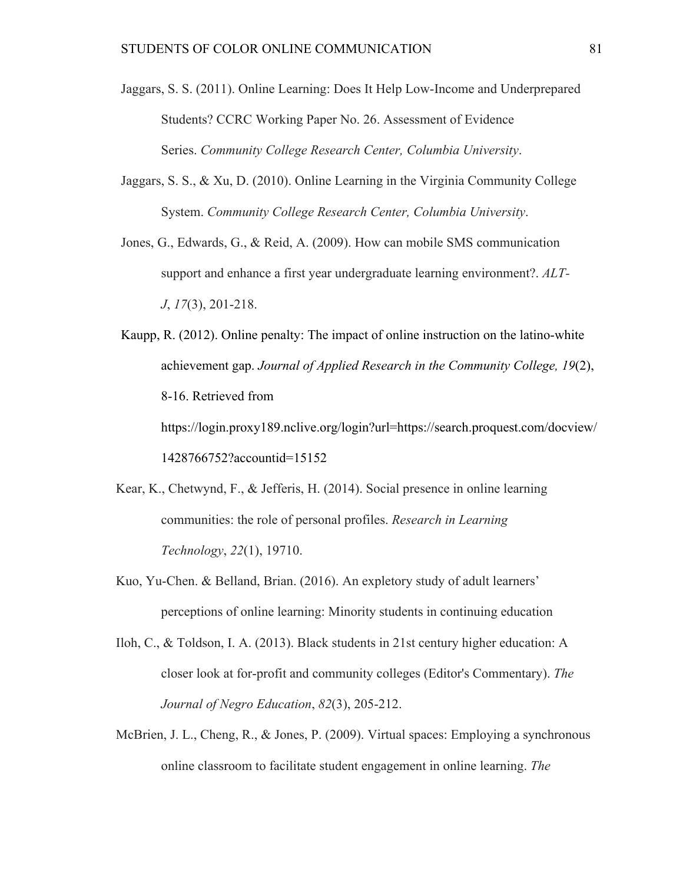Jaggars, S. S. (2011). Online Learning: Does It Help Low-Income and Underprepared Students? CCRC Working Paper No. 26. Assessment of Evidence Series. *Community College Research Center, Columbia University*.

Jaggars, S. S., & Xu, D. (2010). Online Learning in the Virginia Community College System. *Community College Research Center, Columbia University*.

Jones, G., Edwards, G., & Reid, A. (2009). How can mobile SMS communication support and enhance a first year undergraduate learning environment?. *ALT-J*, *17*(3), 201-218.

Kaupp, R. (2012). Online penalty: The impact of online instruction on the latino-white achievement gap. *Journal of Applied Research in the Community College, 19*(2), 8-16. Retrieved from https://login.proxy189.nclive.org/login?url=https://search.proquest.com/docview/1428766752?accountid=15152

Kear, K., Chetwynd, F., & Jefferis, H. (2014). Social presence in online learning communities: the role of personal profiles. *Research in Learning Technology*, *22*(1), 19710.

Kuo, Yu-Chen. & Belland, Brian. (2016). An expletory study of adult learners' perceptions of online learning: Minority students in continuing education

Iloh, C., & Toldson, I. A. (2013). Black students in 21st century higher education: A closer look at for-profit and community colleges (Editor's Commentary). *The Journal of Negro Education*, *82*(3), 205-212.

McBrien, J. L., Cheng, R., & Jones, P. (2009). Virtual spaces: Employing a synchronous online classroom to facilitate student engagement in online learning. *The*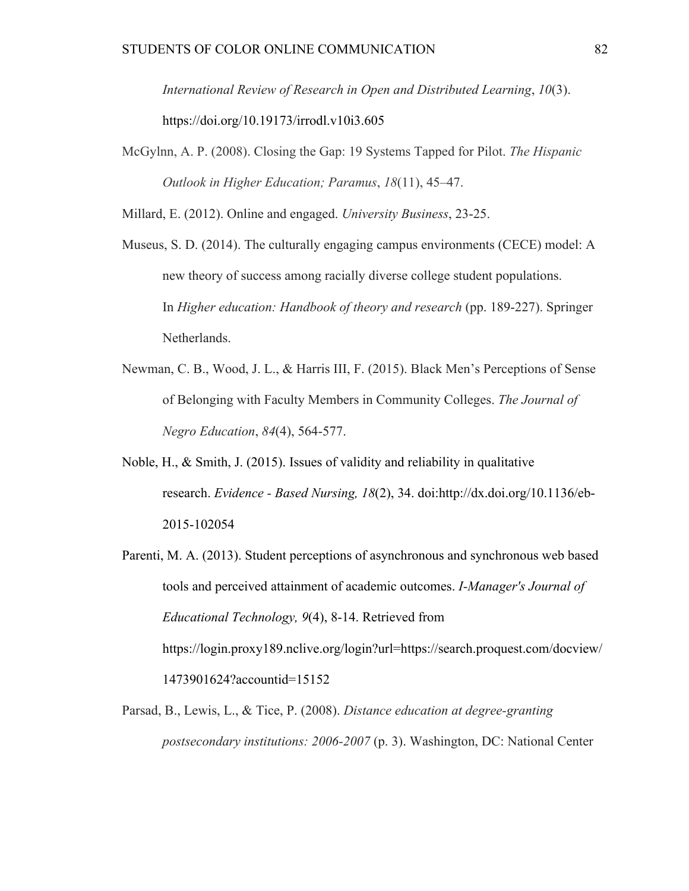*International Review of Research in Open and Distributed Learning*, *10*(3). https://doi.org/10.19173/irrodl.v10i3.605

McGylnn, A. P. (2008). Closing the Gap: 19 Systems Tapped for Pilot. *The Hispanic Outlook in Higher Education; Paramus*, *18*(11), 45–47.

Millard, E. (2012). Online and engaged. *University Business*, 23-25.

Museus, S. D. (2014). The culturally engaging campus environments (CECE) model: A new theory of success among racially diverse college student populations. In *Higher education: Handbook of theory and research* (pp. 189-227). Springer Netherlands.

Newman, C. B., Wood, J. L., & Harris III, F. (2015). Black Men's Perceptions of Sense of Belonging with Faculty Members in Community Colleges. *The Journal of Negro Education*, *84*(4), 564-577.

Noble, H., & Smith, J. (2015). Issues of validity and reliability in qualitative research. *Evidence - Based Nursing, 18*(2), 34. doi:http://dx.doi.org/10.1136/eb-2015-102054

Parenti, M. A. (2013). Student perceptions of asynchronous and synchronous web based tools and perceived attainment of academic outcomes. *I-Manager's Journal of Educational Technology, 9*(4), 8-14. Retrieved from https://login.proxy189.nclive.org/login?url=https://search.proquest.com/docview/1473901624?accountid=15152

Parsad, B., Lewis, L., & Tice, P. (2008). *Distance education at degree-granting postsecondary institutions: 2006-2007* (p. 3). Washington, DC: National Center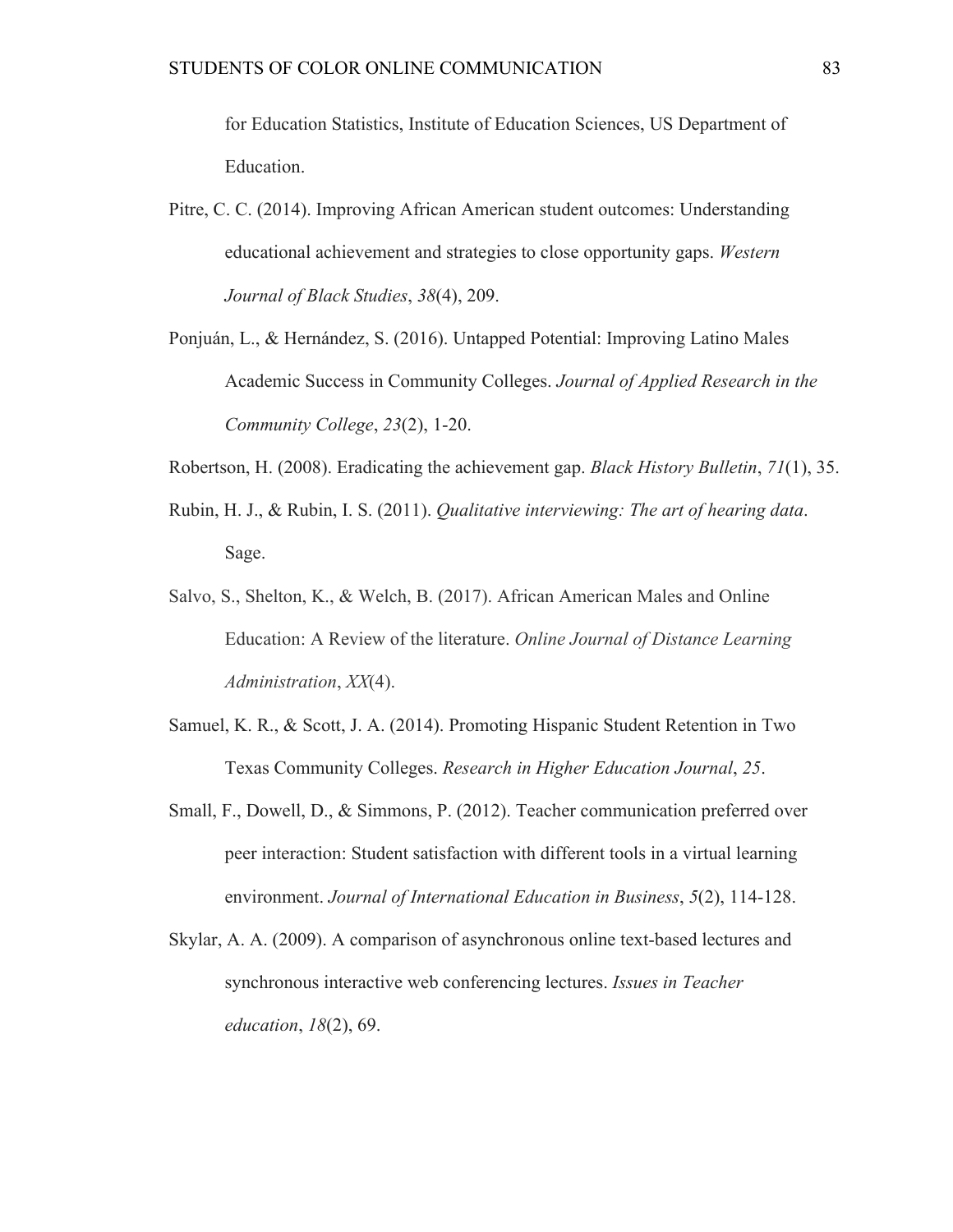for Education Statistics, Institute of Education Sciences, US Department of Education.

Pitre, C. C. (2014). Improving African American student outcomes: Understanding educational achievement and strategies to close opportunity gaps. *Western Journal of Black Studies*, *38*(4), 209.

Ponjuán, L., & Hernández, S. (2016). Untapped Potential: Improving Latino Males Academic Success in Community Colleges. *Journal of Applied Research in the Community College*, *23*(2), 1-20.

Robertson, H. (2008). Eradicating the achievement gap. *Black History Bulletin*, *71*(1), 35.

Rubin, H. J., & Rubin, I. S. (2011). *Qualitative interviewing: The art of hearing data*. Sage.

Salvo, S., Shelton, K., & Welch, B. (2017). African American Males and Online Education: A Review of the literature. *Online Journal of Distance Learning Administration*, *XX*(4).

Samuel, K. R., & Scott, J. A. (2014). Promoting Hispanic Student Retention in Two Texas Community Colleges. *Research in Higher Education Journal*, *25*.

Small, F., Dowell, D., & Simmons, P. (2012). Teacher communication preferred over peer interaction: Student satisfaction with different tools in a virtual learning environment. *Journal of International Education in Business*, *5*(2), 114-128.

Skylar, A. A. (2009). A comparison of asynchronous online text-based lectures and synchronous interactive web conferencing lectures. *Issues in Teacher education*, *18*(2), 69.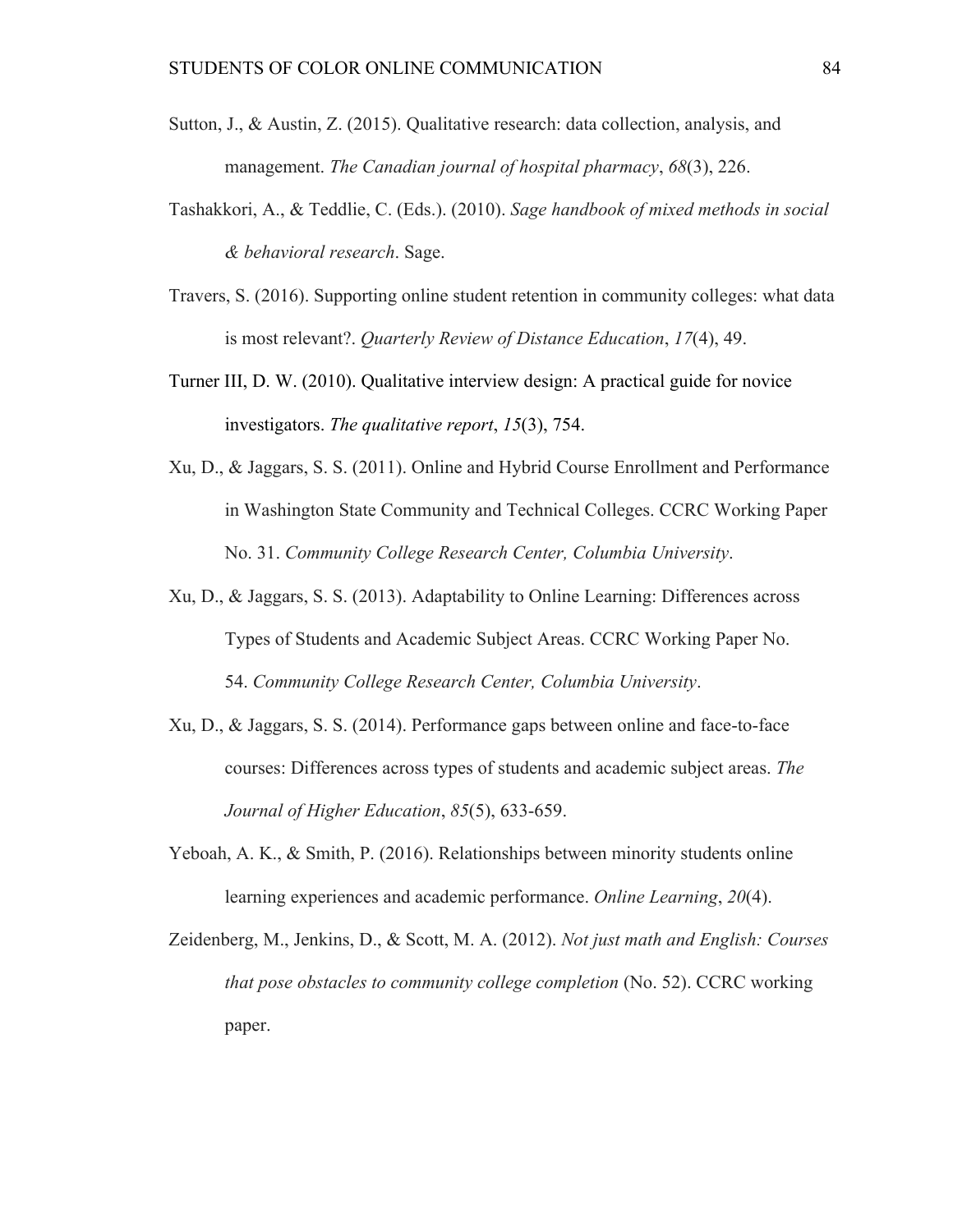Sutton, J., & Austin, Z. (2015). Qualitative research: data collection, analysis, and management. *The Canadian journal of hospital pharmacy*, *68*(3), 226.

Tashakkori, A., & Teddlie, C. (Eds.). (2010). *Sage handbook of mixed methods in social & behavioral research*. Sage.

Travers, S. (2016). Supporting online student retention in community colleges: what data is most relevant?. *Quarterly Review of Distance Education*, *17*(4), 49.

Turner III, D. W. (2010). Qualitative interview design: A practical guide for novice investigators. *The qualitative report*, *15*(3), 754.

Xu, D., & Jaggars, S. S. (2011). Online and Hybrid Course Enrollment and Performance in Washington State Community and Technical Colleges. CCRC Working Paper No. 31. *Community College Research Center, Columbia University*.

Xu, D., & Jaggars, S. S. (2013). Adaptability to Online Learning: Differences across Types of Students and Academic Subject Areas. CCRC Working Paper No. 54. *Community College Research Center, Columbia University*.

Xu, D., & Jaggars, S. S. (2014). Performance gaps between online and face-to-face courses: Differences across types of students and academic subject areas. *The Journal of Higher Education*, *85*(5), 633-659.

Yeboah, A. K., & Smith, P. (2016). Relationships between minority students online learning experiences and academic performance. *Online Learning*, *20*(4).

Zeidenberg, M., Jenkins, D., & Scott, M. A. (2012). *Not just math and English: Courses that pose obstacles to community college completion* (No. 52). CCRC working paper.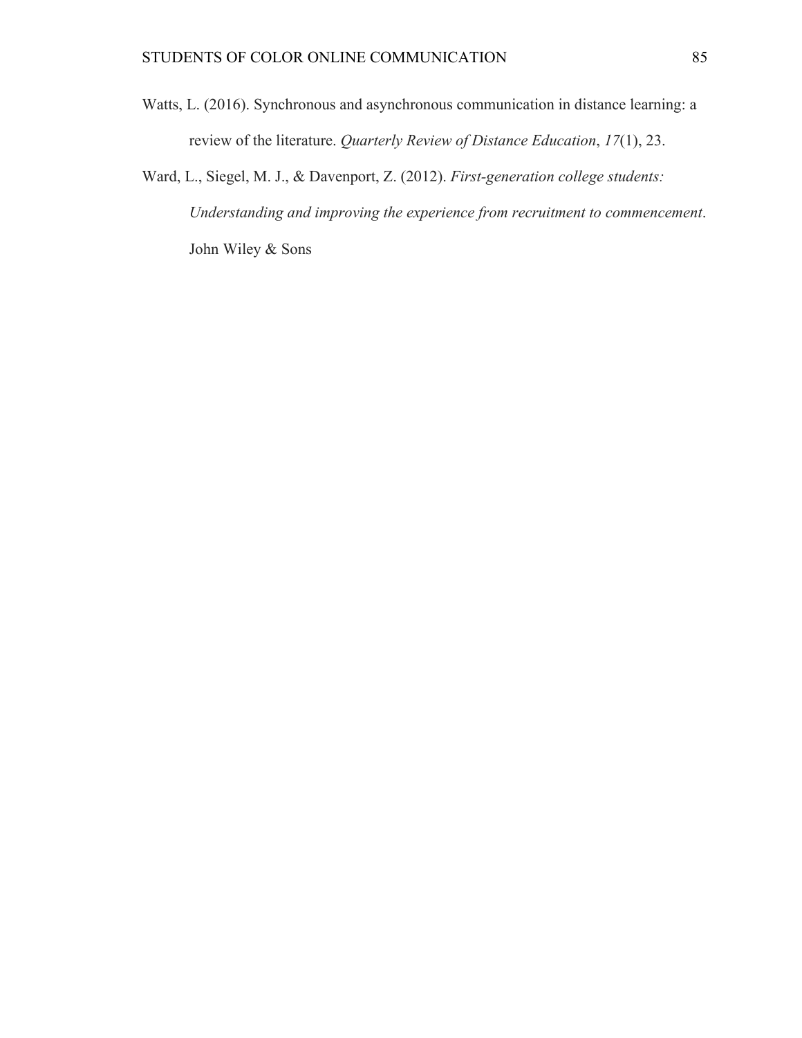Watts, L. (2016). Synchronous and asynchronous communication in distance learning: a review of the literature. *Quarterly Review of Distance Education*, *17*(1), 23.

Ward, L., Siegel, M. J., & Davenport, Z. (2012). *First-generation college students: Understanding and improving the experience from recruitment to commencement*. John Wiley & Sons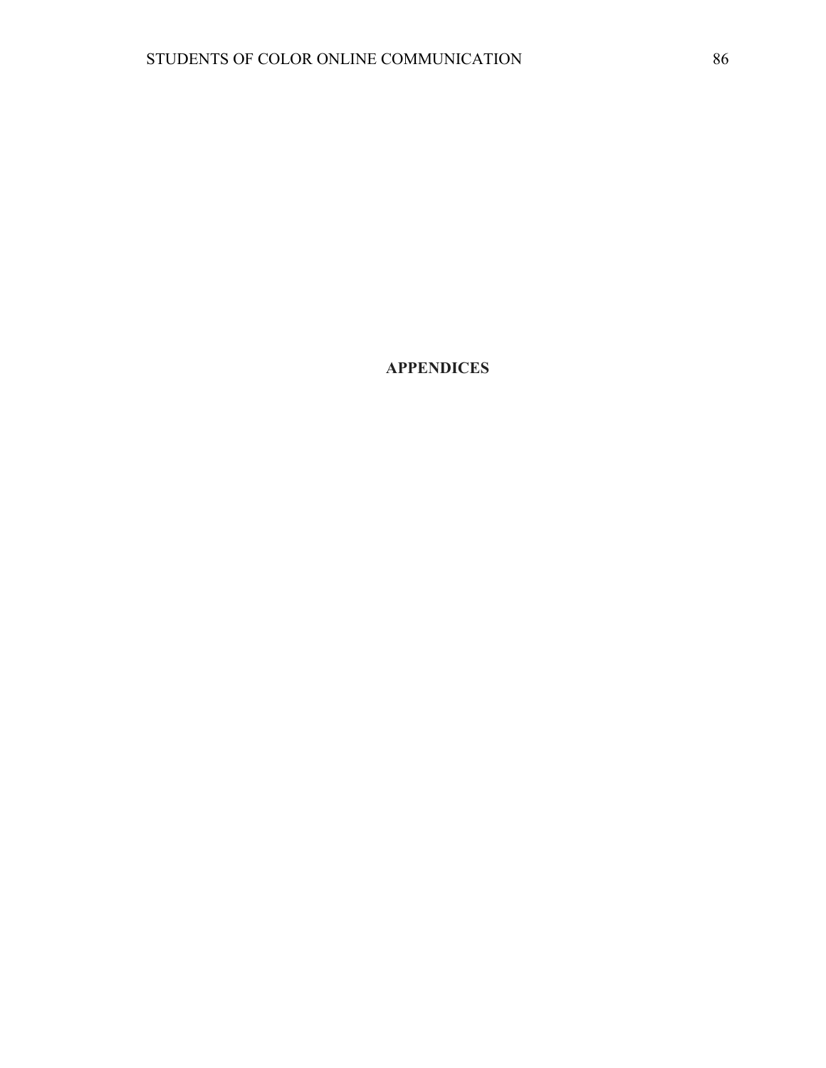# APPENDICES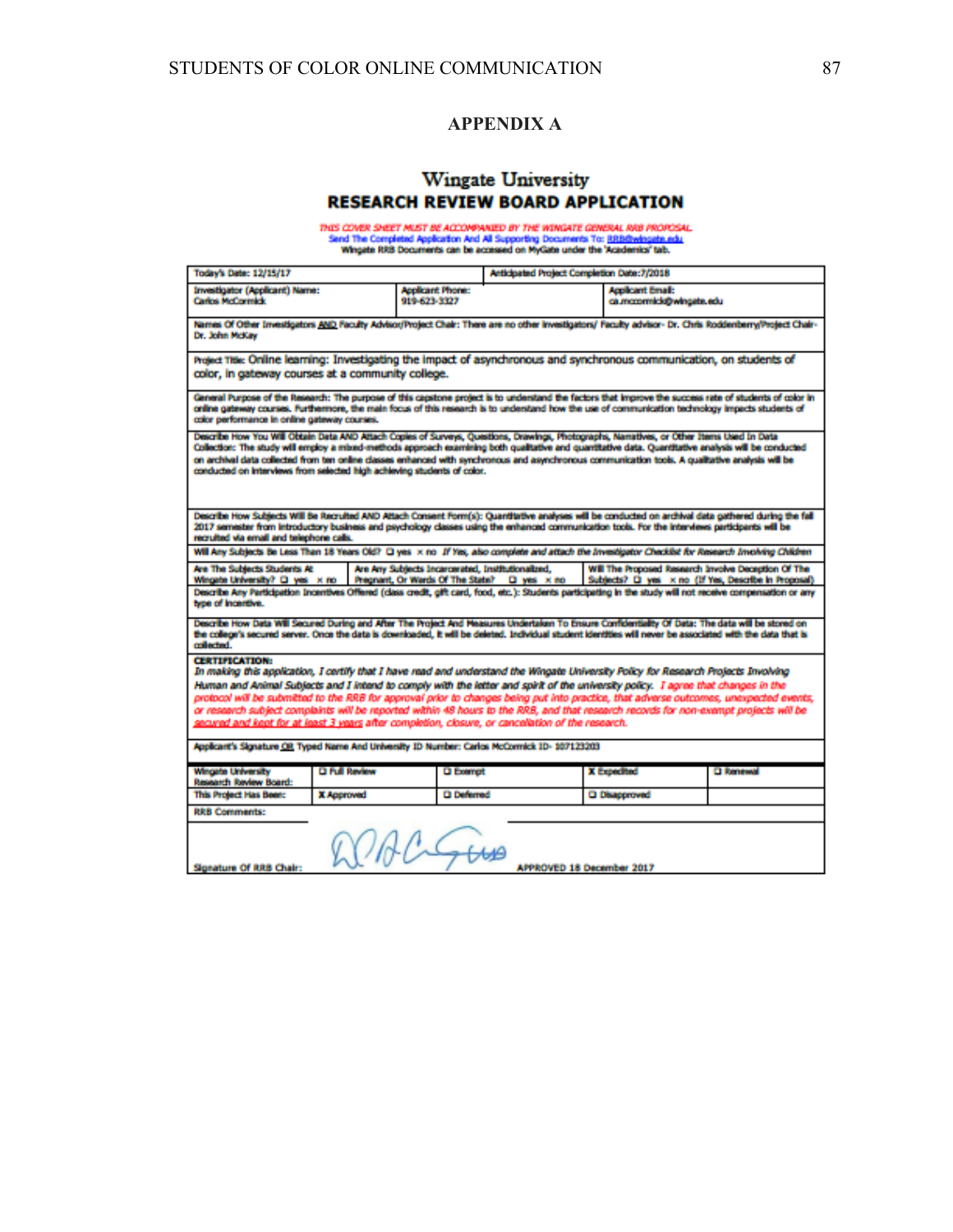# APPENDIX A

## Wingate University
## RESEARCH REVIEW BOARD APPLICATION

*THIS COVER SHEET MUST BE ACCOMPANIED BY THE WINGATE GENERAL RRB PROPOSAL*
Send The Completed Application And All Supporting Documents To: RRB@wingate.edu
Wingate RRB Documents can be accessed on MyGate under the 'Academics' tab.

| | | |
|---|---|---|
| Today's Date: 12/15/17 | Anticipated Project Completion Date: 7/2018 | |
| Investigator (Applicant) Name: Carlos McCormick | Applicant Phone: 919-623-3327 | Applicant Email: ca.mccormick@wingate.edu |

Names Of Other Investigators AND Faculty Advisor/Project Chair: There are no other investigators/ Faculty advisor- Dr. Chris Roddenberry/Project Chair- Dr. John McKay

Project Title: Online learning: Investigating the impact of asynchronous and synchronous communication, on students of color, in gateway courses at a community college.

General Purpose of the Research: The purpose of this capstone project is to understand the factors that improve the success rate of students of color in online gateway courses. Furthermore, the main focus of this research is to understand how the use of communication technology impacts students of color performance in online gateway courses.

Describe How You Will Obtain Data AND Attach Copies of Surveys, Questions, Drawings, Photographs, Narratives, or Other Items Used In Data Collection: The study will employ a mixed-methods approach examining both qualitative and quantitative data. Quantitative analysis will be conducted on archival data collected from ten online classes enhanced with synchronous and asynchronous communication tools. A qualitative analysis will be conducted on interviews from selected high achieving students of color.

Describe How Subjects Will Be Recruited AND Attach Consent Form(s): Quantitative analyses will be conducted on archival data gathered during the fall 2017 semester from introductory business and psychology classes using the enhanced communication tools. For the interviews participants will be recruited via email and telephone calls.

Will Any Subjects Be Less Than 18 Years Old? ☐ yes x no *If Yes, also complete and attach the Investigator Checklist for Research Involving Children*

| | | |
|---|---|---|
| Are The Subjects Students At Wingate University? ☐ yes x no | Are Any Subjects Incarcerated, Institutionalized, Pregnant, Or Wards Of The State? ☐ yes x no | Will The Proposed Research Involve Deception Of The Subjects? ☐ yes x no (If Yes, Describe In Proposal) |

Describe Any Participation Incentives Offered (class credit, gift card, food, etc.): Students participating in the study will not receive compensation or any type of incentive.

Describe How Data Will Secured During and After The Project And Measures Undertaken To Ensure Confidentiality Of Data: The data will be stored on the college's secured server. Once the data is downloaded, it will be deleted. Individual student identities will never be associated with the data that is collected.

**CERTIFICATION:**
*In making this application, I certify that I have read and understand the Wingate University Policy for Research Projects Involving Human and Animal Subjects and I intend to comply with the letter and spirit of the university policy. I agree that changes in the protocol will be submitted to the RRB for approval prior to changes being put into practice, that adverse outcomes, unexpected events, or research subject complaints will be reported within 48 hours to the RRB, and that research records for non-exempt projects will be secured and kept for at least 3 years after completion, closure, or cancellation of the research.*

Applicant's Signature OR Typed Name And University ID Number: Carlos McCormick ID- 107123203

| | | | | |
|---|---|---|---|---|
| Wingate University Research Review Board: | ☐ Full Review | ☐ Exempt | X Expedited | ☐ Renewal |
| This Project Has Been: | X Approved | ☐ Deferred | ☐ Disapproved | |

RRB Comments:

Signature Of RRB Chair: APPROVED 18 December 2017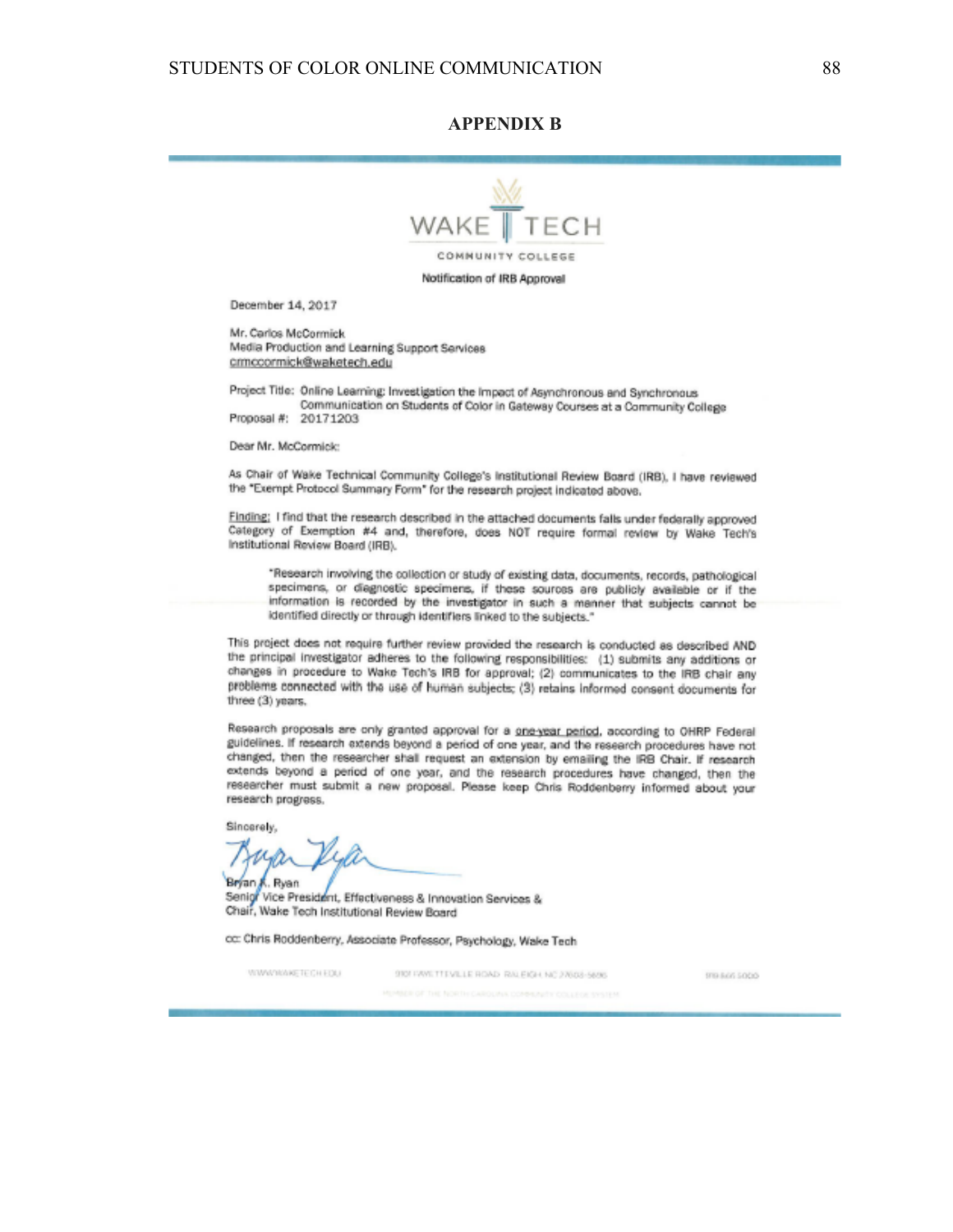# APPENDIX B

WAKE TECH

COMMUNITY COLLEGE

Notification of IRB Approval

December 14, 2017

Mr. Carlos McCormick
Media Production and Learning Support Services
crmccormick@waketech.edu

Project Title: Online Learning: Investigation the Impact of Asynchronous and Synchronous Communication on Students of Color in Gateway Courses at a Community College
Proposal #: 20171203

Dear Mr. McCormick:

As Chair of Wake Technical Community College's Institutional Review Board (IRB), I have reviewed the "Exempt Protocol Summary Form" for the research project indicated above.

Finding: I find that the research described in the attached documents falls under federally approved Category of Exemption #4 and, therefore, does NOT require formal review by Wake Tech's Institutional Review Board (IRB).

> "Research involving the collection or study of existing data, documents, records, pathological specimens, or diagnostic specimens, if these sources are publicly available or if the information is recorded by the investigator in such a manner that subjects cannot be identified directly or through identifiers linked to the subjects."

This project does not require further review provided the research is conducted as described AND the principal investigator adheres to the following responsibilities: (1) submits any additions or changes in procedure to Wake Tech's IRB for approval; (2) communicates to the IRB chair any problems connected with the use of human subjects; (3) retains informed consent documents for three (3) years.

Research proposals are only granted approval for a one-year period, according to OHRP Federal guidelines. If research extends beyond a period of one year, and the research procedures have not changed, then the researcher shall request an extension by emailing the IRB Chair. If research extends beyond a period of one year, and the research procedures have changed, then the researcher must submit a new proposal. Please keep Chris Roddenberry informed about your research progress.

Sincerely,

Bryan K. Ryan
Senior Vice President, Effectiveness & Innovation Services &
Chair, Wake Tech Institutional Review Board

cc: Chris Roddenberry, Associate Professor, Psychology, Wake Tech

WWW.WAKETECH.EDU 9101 FAYETTEVILLE ROAD RALEIGH NC 27603-5696 919.866.5000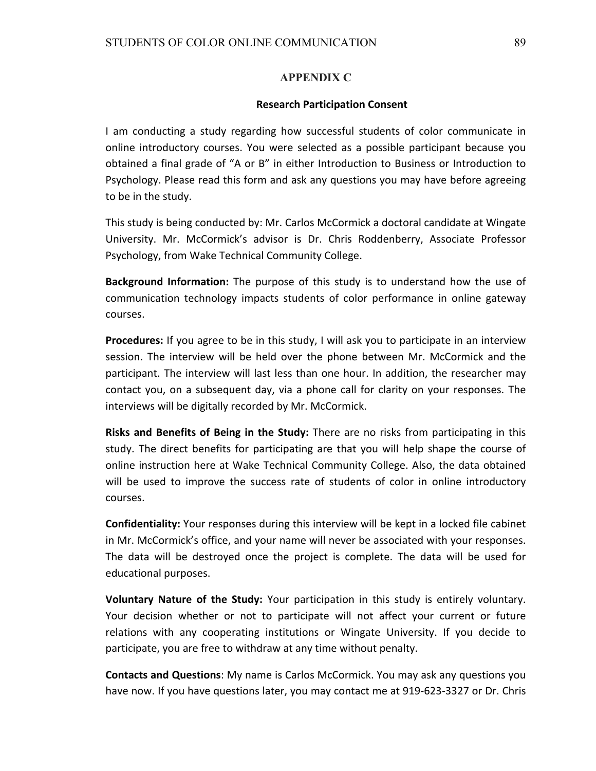## APPENDIX C

### Research Participation Consent

I am conducting a study regarding how successful students of color communicate in online introductory courses. You were selected as a possible participant because you obtained a final grade of "A or B" in either Introduction to Business or Introduction to Psychology. Please read this form and ask any questions you may have before agreeing to be in the study.

This study is being conducted by: Mr. Carlos McCormick a doctoral candidate at Wingate University. Mr. McCormick's advisor is Dr. Chris Roddenberry, Associate Professor Psychology, from Wake Technical Community College.

**Background Information:** The purpose of this study is to understand how the use of communication technology impacts students of color performance in online gateway courses.

**Procedures:** If you agree to be in this study, I will ask you to participate in an interview session. The interview will be held over the phone between Mr. McCormick and the participant. The interview will last less than one hour. In addition, the researcher may contact you, on a subsequent day, via a phone call for clarity on your responses. The interviews will be digitally recorded by Mr. McCormick.

**Risks and Benefits of Being in the Study:** There are no risks from participating in this study. The direct benefits for participating are that you will help shape the course of online instruction here at Wake Technical Community College. Also, the data obtained will be used to improve the success rate of students of color in online introductory courses.

**Confidentiality:** Your responses during this interview will be kept in a locked file cabinet in Mr. McCormick's office, and your name will never be associated with your responses. The data will be destroyed once the project is complete. The data will be used for educational purposes.

**Voluntary Nature of the Study:** Your participation in this study is entirely voluntary. Your decision whether or not to participate will not affect your current or future relations with any cooperating institutions or Wingate University. If you decide to participate, you are free to withdraw at any time without penalty.

**Contacts and Questions**: My name is Carlos McCormick. You may ask any questions you have now. If you have questions later, you may contact me at 919-623-3327 or Dr. Chris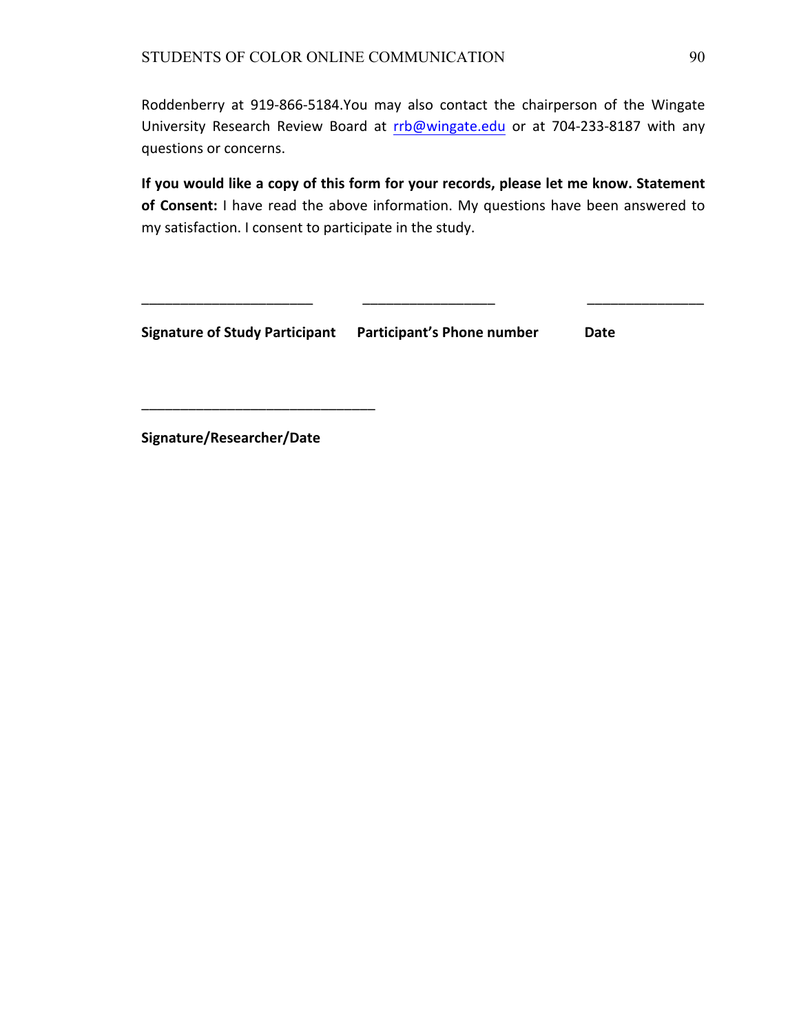Roddenberry at 919-866-5184.You may also contact the chairperson of the Wingate University Research Review Board at rrb@wingate.edu or at 704-233-8187 with any questions or concerns.

**If you would like a copy of this form for your records, please let me know. Statement of Consent:** I have read the above information. My questions have been answered to my satisfaction. I consent to participate in the study.

______________________ _________________ _______________

**Signature of Study Participant** **Participant's Phone number** **Date**

______________________________

**Signature/Researcher/Date**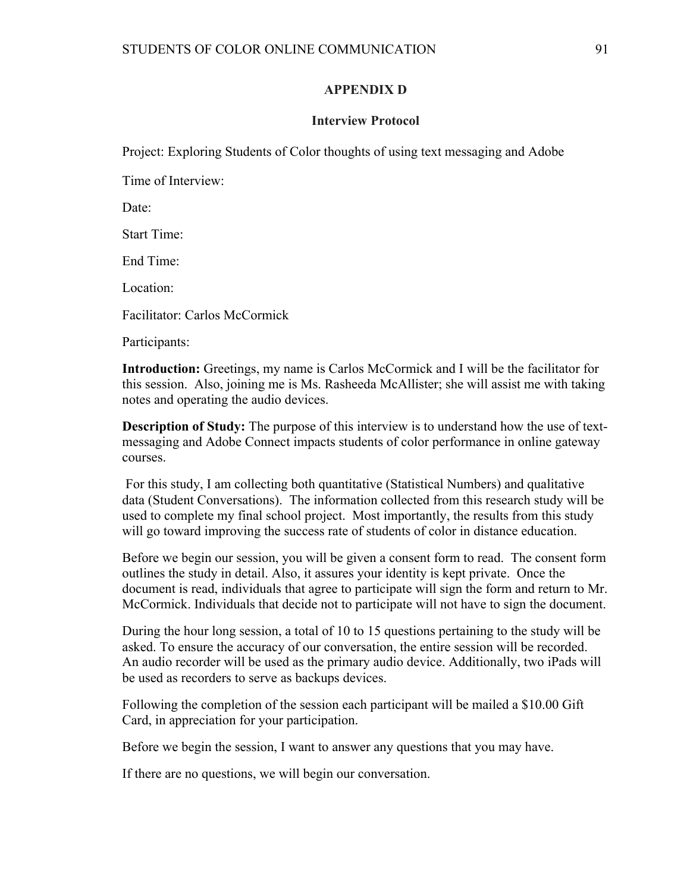# APPENDIX D

## Interview Protocol

Project: Exploring Students of Color thoughts of using text messaging and Adobe

Time of Interview:

Date:

Start Time:

End Time:

Location:

Facilitator: Carlos McCormick

Participants:

**Introduction:** Greetings, my name is Carlos McCormick and I will be the facilitator for this session. Also, joining me is Ms. Rasheeda McAllister; she will assist me with taking notes and operating the audio devices.

**Description of Study:** The purpose of this interview is to understand how the use of text-messaging and Adobe Connect impacts students of color performance in online gateway courses.

For this study, I am collecting both quantitative (Statistical Numbers) and qualitative data (Student Conversations). The information collected from this research study will be used to complete my final school project. Most importantly, the results from this study will go toward improving the success rate of students of color in distance education.

Before we begin our session, you will be given a consent form to read. The consent form outlines the study in detail. Also, it assures your identity is kept private. Once the document is read, individuals that agree to participate will sign the form and return to Mr. McCormick. Individuals that decide not to participate will not have to sign the document.

During the hour long session, a total of 10 to 15 questions pertaining to the study will be asked. To ensure the accuracy of our conversation, the entire session will be recorded. An audio recorder will be used as the primary audio device. Additionally, two iPads will be used as recorders to serve as backups devices.

Following the completion of the session each participant will be mailed a $10.00 Gift Card, in appreciation for your participation.

Before we begin the session, I want to answer any questions that you may have.

If there are no questions, we will begin our conversation.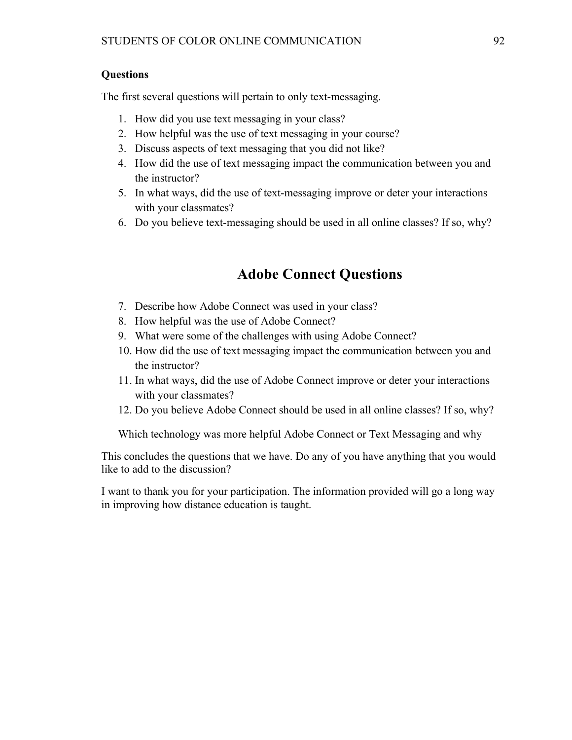**Questions**

The first several questions will pertain to only text-messaging.

1. How did you use text messaging in your class?
2. How helpful was the use of text messaging in your course?
3. Discuss aspects of text messaging that you did not like?
4. How did the use of text messaging impact the communication between you and the instructor?
5. In what ways, did the use of text-messaging improve or deter your interactions with your classmates?
6. Do you believe text-messaging should be used in all online classes? If so, why?

## Adobe Connect Questions

7. Describe how Adobe Connect was used in your class?
8. How helpful was the use of Adobe Connect?
9. What were some of the challenges with using Adobe Connect?
10. How did the use of text messaging impact the communication between you and the instructor?
11. In what ways, did the use of Adobe Connect improve or deter your interactions with your classmates?
12. Do you believe Adobe Connect should be used in all online classes? If so, why?

Which technology was more helpful Adobe Connect or Text Messaging and why

This concludes the questions that we have. Do any of you have anything that you would like to add to the discussion?

I want to thank you for your participation. The information provided will go a long way in improving how distance education is taught.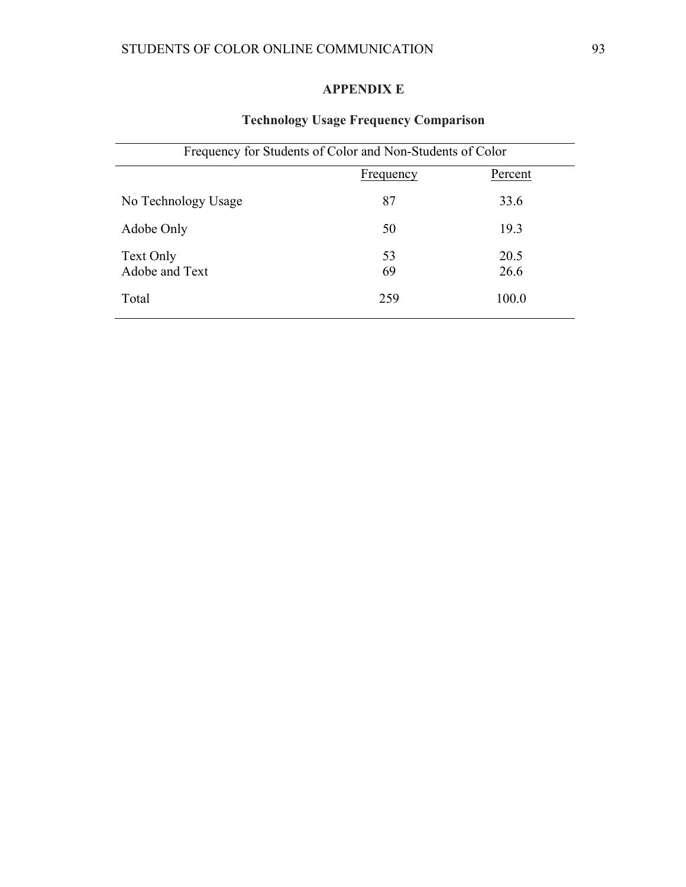## APPENDIX E

### Technology Usage Frequency Comparison

| Frequency for Students of Color and Non-Students of Color | | |
|---|---|---|
| | Frequency | Percent |
| No Technology Usage | 87 | 33.6 |
| Adobe Only | 50 | 19.3 |
| Text Only | 53 | 20.5 |
| Adobe and Text | 69 | 26.6 |
| Total | 259 | 100.0 |